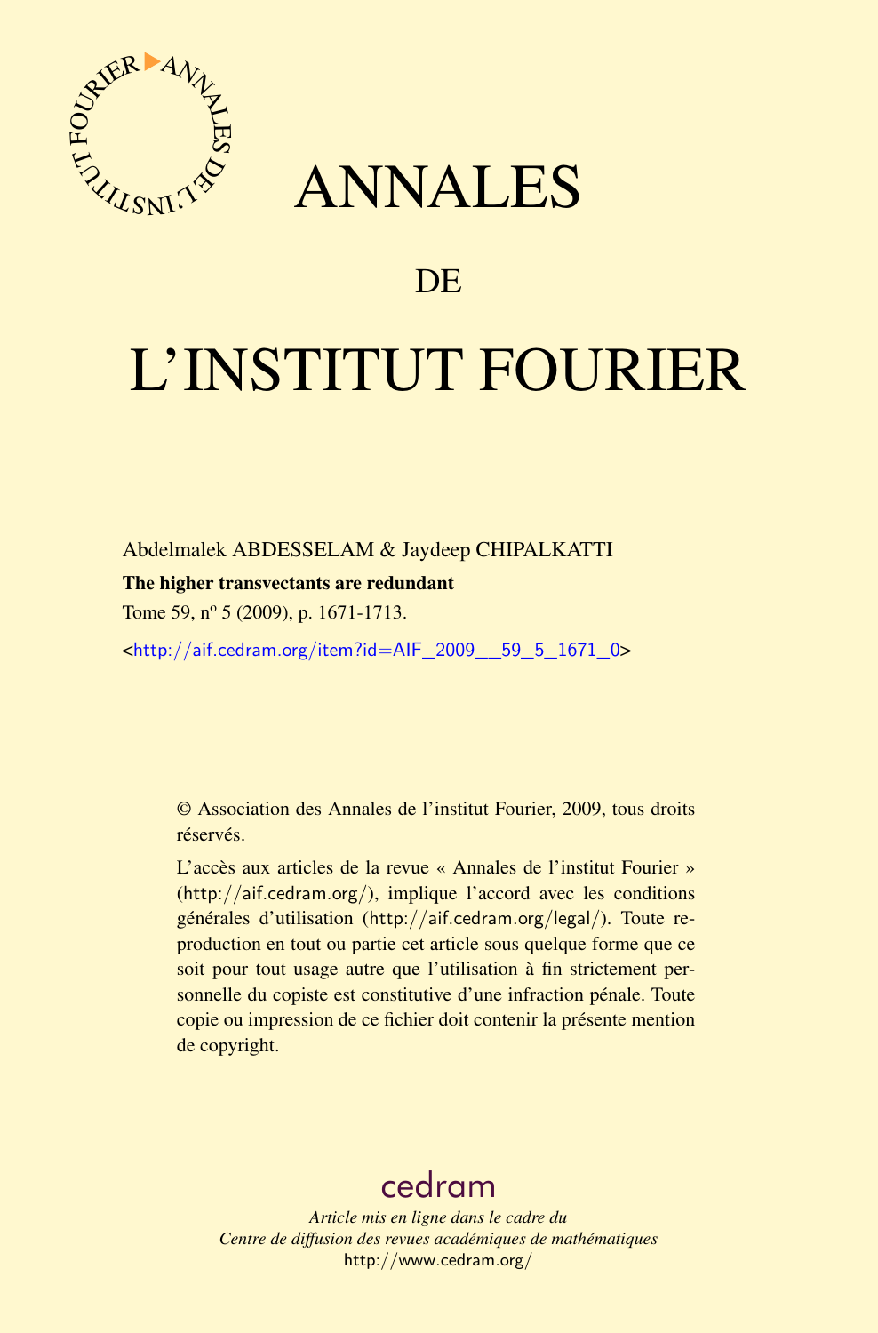# ANNALES

## DE

# L'INSTITUT FOURIER

Abdelmalek ABDESSELAM & Jaydeep CHIPALKATTI

**The higher transvectants are redundant**

Tome 59, n° 5 (2009), p. 1671-1713.

<http://aif.cedram.org/item?id=AIF_2009__59_5_1671_0>

© Association des Annales de l'institut Fourier, 2009, tous droits réservés.

L'accès aux articles de la revue « Annales de l'institut Fourier » (http://aif.cedram.org/), implique l'accord avec les conditions générales d'utilisation (http://aif.cedram.org/legal/). Toute reproduction en tout ou partie cet article sous quelque forme que ce soit pour tout usage autre que l'utilisation à fin strictement personnelle du copiste est constitutive d'une infraction pénale. Toute copie ou impression de ce fichier doit contenir la présente mention de copyright.

cedram

*Article mis en ligne dans le cadre du*
*Centre de diffusion des revues académiques de mathématiques*
http://www.cedram.org/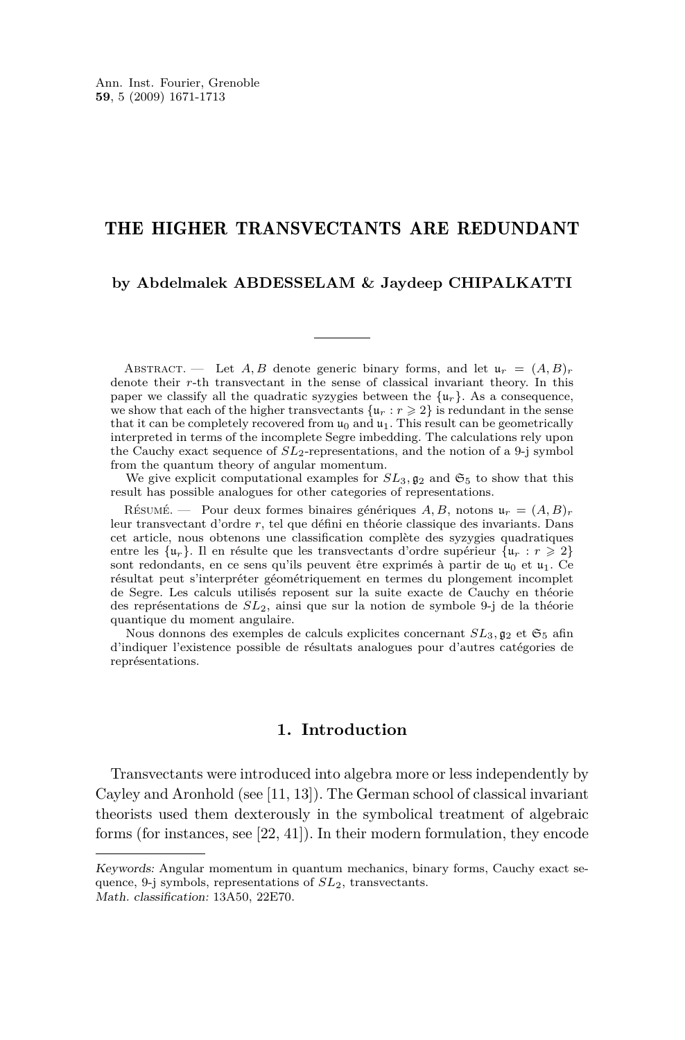# THE HIGHER TRANSVECTANTS ARE REDUNDANT

### by Abdelmalek ABDESSELAM & Jaydeep CHIPALKATTI

Abstract. — Let $A, B$ denote generic binary forms, and let $\mathfrak{u}_r = (A, B)_r$ denote their $r$-th transvectant in the sense of classical invariant theory. In this paper we classify all the quadratic syzygies between the $\{\mathfrak{u}_r\}$. As a consequence, we show that each of the higher transvectants $\{\mathfrak{u}_r : r \geqslant 2\}$ is redundant in the sense that it can be completely recovered from $\mathfrak{u}_0$ and $\mathfrak{u}_1$. This result can be geometrically interpreted in terms of the incomplete Segre imbedding. The calculations rely upon the Cauchy exact sequence of $SL_2$-representations, and the notion of a 9-j symbol from the quantum theory of angular momentum.

We give explicit computational examples for $SL_3, \mathfrak{g}_2$ and $\mathfrak{S}_5$ to show that this result has possible analogues for other categories of representations.

Résumé. — Pour deux formes binaires génériques $A, B$, notons $\mathfrak{u}_r = (A, B)_r$ leur transvectant d'ordre $r$, tel que défini en théorie classique des invariants. Dans cet article, nous obtenons une classification complète des syzygies quadratiques entre les $\{\mathfrak{u}_r\}$. Il en résulte que les transvectants d'ordre supérieur $\{\mathfrak{u}_r : r \geqslant 2\}$ sont redondants, en ce sens qu'ils peuvent être exprimés à partir de $\mathfrak{u}_0$ et $\mathfrak{u}_1$. Ce résultat peut s'interpréter géométriquement en termes du plongement incomplet de Segre. Les calculs utilisés reposent sur la suite exacte de Cauchy en théorie des représentations de $SL_2$, ainsi que sur la notion de symbole 9-j de la théorie quantique du moment angulaire.

Nous donnons des exemples de calculs explicites concernant $SL_3, \mathfrak{g}_2$ et $\mathfrak{S}_5$ afin d'indiquer l'existence possible de résultats analogues pour d'autres catégories de représentations.

## 1. Introduction

Transvectants were introduced into algebra more or less independently by Cayley and Aronhold (see [11, 13]). The German school of classical invariant theorists used them dexterously in the symbolical treatment of algebraic forms (for instances, see [22, 41]). In their modern formulation, they encode

---

*Keywords:* Angular momentum in quantum mechanics, binary forms, Cauchy exact sequence, 9-j symbols, representations of $SL_2$, transvectants.
*Math. classification:* 13A50, 22E70.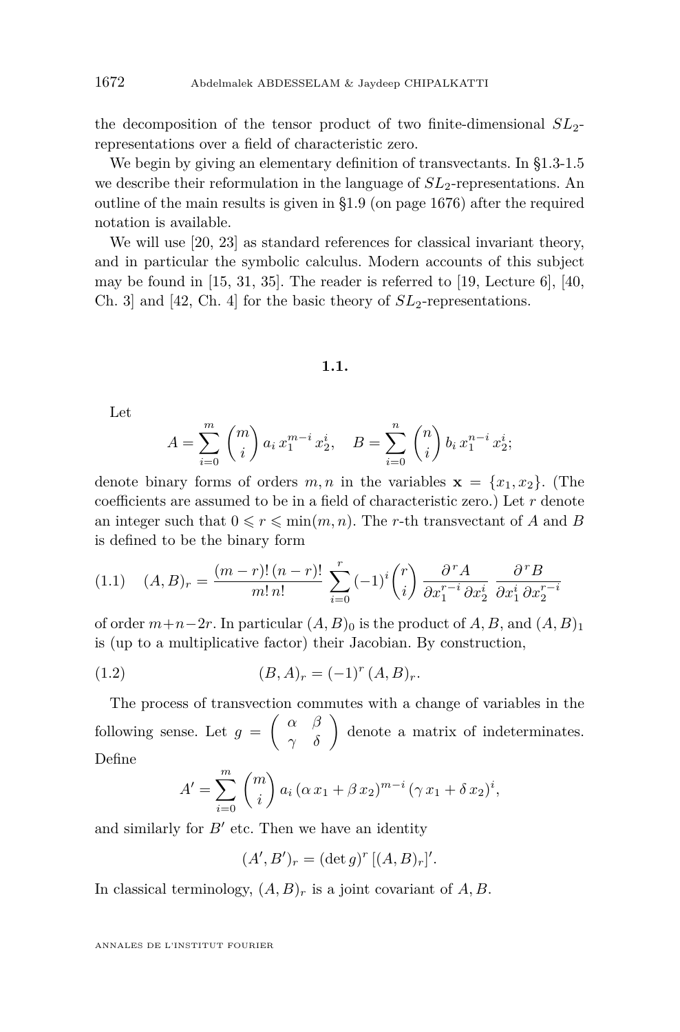the decomposition of the tensor product of two finite-dimensional $SL_2$-representations over a field of characteristic zero.

We begin by giving an elementary definition of transvectants. In §1.3-1.5 we describe their reformulation in the language of $SL_2$-representations. An outline of the main results is given in §1.9 (on page 1676) after the required notation is available.

We will use [20, 23] as standard references for classical invariant theory, and in particular the symbolic calculus. Modern accounts of this subject may be found in [15, 31, 35]. The reader is referred to [19, Lecture 6], [40, Ch. 3] and [42, Ch. 4] for the basic theory of $SL_2$-representations.

## 1.1.

Let

$$A = \sum_{i=0}^{m} \binom{m}{i} a_i \, x_1^{m-i} \, x_2^i, \quad B = \sum_{i=0}^{n} \binom{n}{i} b_i \, x_1^{n-i} \, x_2^i;$$

denote binary forms of orders $m, n$ in the variables $\mathbf{x} = \{x_1, x_2\}$. (The coefficients are assumed to be in a field of characteristic zero.) Let $r$ denote an integer such that $0 \leqslant r \leqslant \min(m, n)$. The $r$-th transvectant of $A$ and $B$ is defined to be the binary form

$$(A, B)_r = \frac{(m-r)! \, (n-r)!}{m! \, n!} \sum_{i=0}^{r} (-1)^i \binom{r}{i} \frac{\partial^r A}{\partial x_1^{r-i} \, \partial x_2^i} \, \frac{\partial^r B}{\partial x_1^i \, \partial x_2^{r-i}} \tag{1.1}$$

of order $m+n-2r$. In particular $(A, B)_0$ is the product of $A, B$, and $(A, B)_1$ is (up to a multiplicative factor) their Jacobian. By construction,

$$(B, A)_r = (-1)^r \, (A, B)_r. \tag{1.2}$$

The process of transvection commutes with a change of variables in the following sense. Let $g = \begin{pmatrix} \alpha & \beta \\ \gamma & \delta \end{pmatrix}$ denote a matrix of indeterminates. Define

$$A' = \sum_{i=0}^{m} \binom{m}{i} a_i \, (\alpha \, x_1 + \beta \, x_2)^{m-i} \, (\gamma \, x_1 + \delta \, x_2)^i,$$

and similarly for $B'$ etc. Then we have an identity

$$(A', B')_r = (\det g)^r \, [(A, B)_r]'.$$

In classical terminology, $(A, B)_r$ is a joint covariant of $A, B$.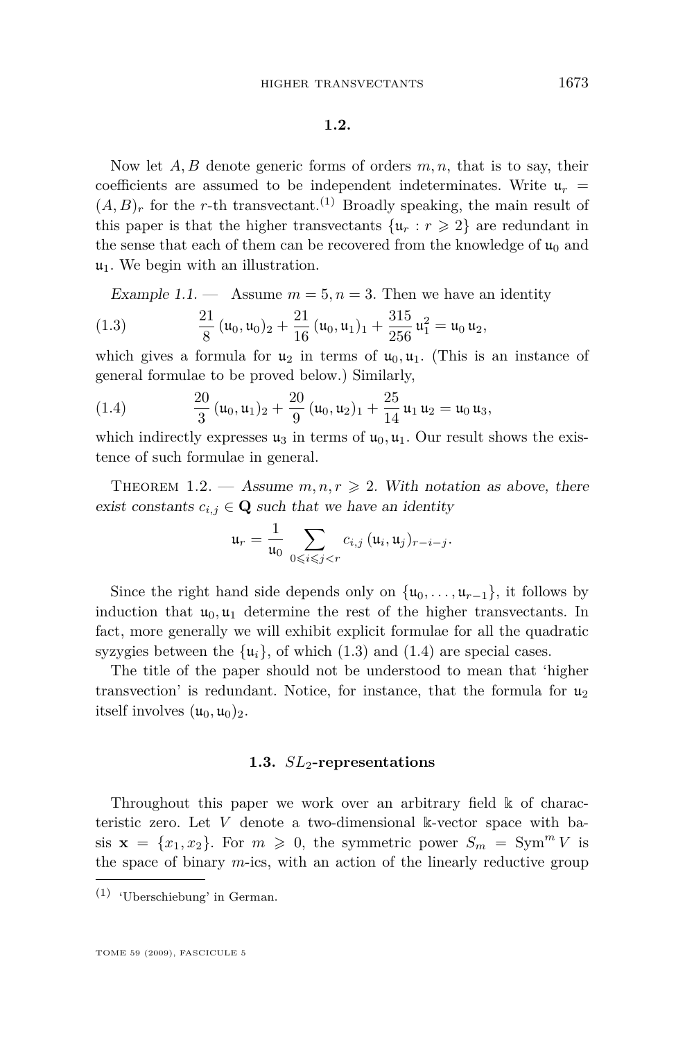### 1.2.

Now let $A, B$ denote generic forms of orders $m, n$, that is to say, their coefficients are assumed to be independent indeterminates. Write $\mathfrak{u}_r = (A, B)_r$ for the $r$-th transvectant.[1] Broadly speaking, the main result of this paper is that the higher transvectants $\{\mathfrak{u}_r : r \geqslant 2\}$ are redundant in the sense that each of them can be recovered from the knowledge of $\mathfrak{u}_0$ and $\mathfrak{u}_1$. We begin with an illustration.

*Example 1.1.* — Assume $m = 5, n = 3$. Then we have an identity

$$\frac{21}{8}(\mathfrak{u}_0, \mathfrak{u}_0)_2 + \frac{21}{16}(\mathfrak{u}_0, \mathfrak{u}_1)_1 + \frac{315}{256}\mathfrak{u}_1^2 = \mathfrak{u}_0\,\mathfrak{u}_2, \tag{1.3}$$

which gives a formula for $\mathfrak{u}_2$ in terms of $\mathfrak{u}_0, \mathfrak{u}_1$. (This is an instance of general formulae to be proved below.) Similarly,

$$\frac{20}{3}(\mathfrak{u}_0, \mathfrak{u}_1)_2 + \frac{20}{9}(\mathfrak{u}_0, \mathfrak{u}_2)_1 + \frac{25}{14}\mathfrak{u}_1\,\mathfrak{u}_2 = \mathfrak{u}_0\,\mathfrak{u}_3, \tag{1.4}$$

which indirectly expresses $\mathfrak{u}_3$ in terms of $\mathfrak{u}_0, \mathfrak{u}_1$. Our result shows the existence of such formulae in general.

Theorem 1.2. — *Assume $m, n, r \geqslant 2$. With notation as above, there exist constants $c_{i,j} \in \mathbf{Q}$ such that we have an identity*

$$\mathfrak{u}_r = \frac{1}{\mathfrak{u}_0} \sum_{0 \leqslant i \leqslant j < r} c_{i,j}\,(\mathfrak{u}_i, \mathfrak{u}_j)_{r-i-j}.$$

Since the right hand side depends only on $\{\mathfrak{u}_0, \dots, \mathfrak{u}_{r-1}\}$, it follows by induction that $\mathfrak{u}_0, \mathfrak{u}_1$ determine the rest of the higher transvectants. In fact, more generally we will exhibit explicit formulae for all the quadratic syzygies between the $\{\mathfrak{u}_i\}$, of which (1.3) and (1.4) are special cases.

The title of the paper should not be understood to mean that 'higher transvection' is redundant. Notice, for instance, that the formula for $\mathfrak{u}_2$ itself involves $(\mathfrak{u}_0, \mathfrak{u}_0)_2$.

### 1.3. $SL_2$-representations

Throughout this paper we work over an arbitrary field $\Bbbk$ of characteristic zero. Let $V$ denote a two-dimensional $\Bbbk$-vector space with basis $\mathbf{x} = \{x_1, x_2\}$. For $m \geqslant 0$, the symmetric power $S_m = \operatorname{Sym}^m V$ is the space of binary $m$-ics, with an action of the linearly reductive group

[1] 'Uberschiebung' in German.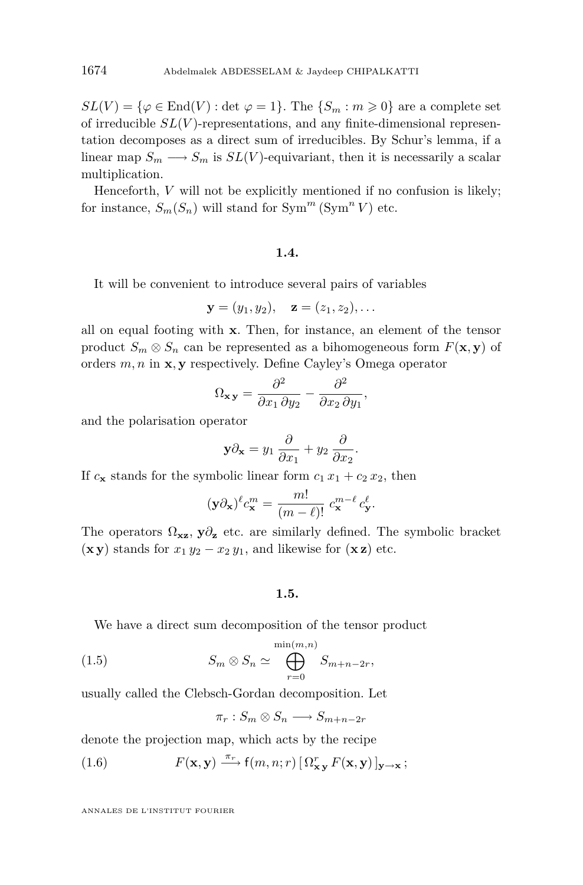$SL(V) = \{\varphi \in \mathrm{End}(V) : \det \varphi = 1\}$. The $\{S_m : m \geqslant 0\}$ are a complete set of irreducible $SL(V)$-representations, and any finite-dimensional representation decomposes as a direct sum of irreducibles. By Schur's lemma, if a linear map $S_m \longrightarrow S_m$ is $SL(V)$-equivariant, then it is necessarily a scalar multiplication.

Henceforth, $V$ will not be explicitly mentioned if no confusion is likely; for instance, $S_m(S_n)$ will stand for $\mathrm{Sym}^m(\mathrm{Sym}^n V)$ etc.

## 1.4.

It will be convenient to introduce several pairs of variables

$$\mathbf{y} = (y_1, y_2), \quad \mathbf{z} = (z_1, z_2), \ldots$$

all on equal footing with $\mathbf{x}$. Then, for instance, an element of the tensor product $S_m \otimes S_n$ can be represented as a bihomogeneous form $F(\mathbf{x}, \mathbf{y})$ of orders $m, n$ in $\mathbf{x}, \mathbf{y}$ respectively. Define Cayley's Omega operator

$$\Omega_{\mathbf{x}\,\mathbf{y}} = \frac{\partial^2}{\partial x_1\, \partial y_2} - \frac{\partial^2}{\partial x_2\, \partial y_1},$$

and the polarisation operator

$$\mathbf{y}\partial_{\mathbf{x}} = y_1\, \frac{\partial}{\partial x_1} + y_2\, \frac{\partial}{\partial x_2}.$$

If $c_{\mathbf{x}}$ stands for the symbolic linear form $c_1\, x_1 + c_2\, x_2$, then

$$(\mathbf{y}\partial_{\mathbf{x}})^\ell c_{\mathbf{x}}^m = \frac{m!}{(m-\ell)!}\, c_{\mathbf{x}}^{m-\ell}\, c_{\mathbf{y}}^\ell.$$

The operators $\Omega_{\mathbf{x}\mathbf{z}}$, $\mathbf{y}\partial_{\mathbf{z}}$ etc. are similarly defined. The symbolic bracket $(\mathbf{x}\,\mathbf{y})$ stands for $x_1\, y_2 - x_2\, y_1$, and likewise for $(\mathbf{x}\,\mathbf{z})$ etc.

## 1.5.

We have a direct sum decomposition of the tensor product

$$S_m \otimes S_n \simeq \bigoplus_{r=0}^{\min(m,n)} S_{m+n-2r}, \tag{1.5}$$

usually called the Clebsch-Gordan decomposition. Let

$$\pi_r : S_m \otimes S_n \longrightarrow S_{m+n-2r}$$

denote the projection map, which acts by the recipe

$$F(\mathbf{x}, \mathbf{y}) \xrightarrow{\pi_r} \mathsf{f}(m, n; r)\, [\, \Omega_{\mathbf{x}\,\mathbf{y}}^r\, F(\mathbf{x}, \mathbf{y})\, ]_{\mathbf{y} \to \mathbf{x}}\, ; \tag{1.6}$$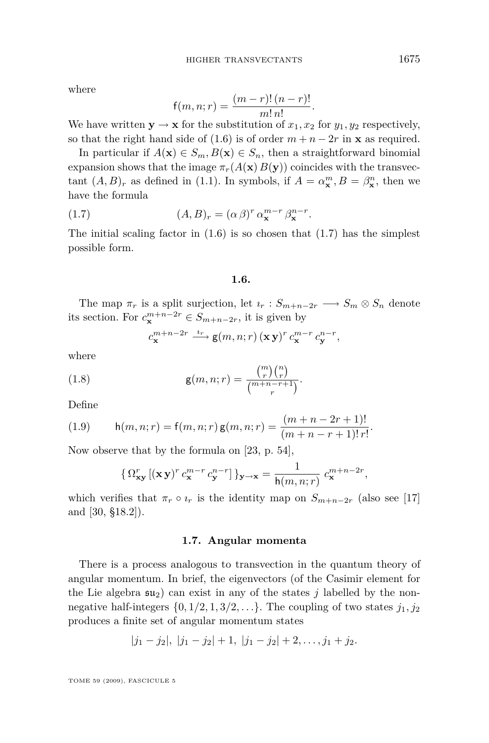where

$$\mathsf{f}(m,n;r) = \frac{(m-r)!\,(n-r)!}{m!\,n!}.$$

We have written $\mathbf{y} \to \mathbf{x}$ for the substitution of $x_1, x_2$ for $y_1, y_2$ respectively, so that the right hand side of (1.6) is of order $m+n-2r$ in $\mathbf{x}$ as required.

In particular if $A(\mathbf{x}) \in S_m, B(\mathbf{x}) \in S_n$, then a straightforward binomial expansion shows that the image $\pi_r(A(\mathbf{x})\,B(\mathbf{y}))$ coincides with the transvectant $(A,B)_r$ as defined in (1.1). In symbols, if $A = \alpha_{\mathbf{x}}^m, B = \beta_{\mathbf{x}}^n$, then we have the formula

$$(A,B)_r = (\alpha\,\beta)^r\,\alpha_{\mathbf{x}}^{m-r}\,\beta_{\mathbf{x}}^{n-r}. \tag{1.7}$$

The initial scaling factor in (1.6) is so chosen that (1.7) has the simplest possible form.

### 1.6.

The map $\pi_r$ is a split surjection, let $\imath_r : S_{m+n-2r} \longrightarrow S_m \otimes S_n$ denote its section. For $c_{\mathbf{x}}^{m+n-2r} \in S_{m+n-2r}$, it is given by

$$c_{\mathbf{x}}^{m+n-2r} \xrightarrow{\imath_r} \mathsf{g}(m,n;r)\,(\mathbf{x}\,\mathbf{y})^r\,c_{\mathbf{x}}^{m-r}\,c_{\mathbf{y}}^{n-r},$$

where

$$\mathsf{g}(m,n;r) = \frac{\binom{m}{r}\binom{n}{r}}{\binom{m+n-r+1}{r}}. \tag{1.8}$$

Define

$$\mathsf{h}(m,n;r) = \mathsf{f}(m,n;r)\,\mathsf{g}(m,n;r) = \frac{(m+n-2r+1)!}{(m+n-r+1)!\,r!}. \tag{1.9}$$

Now observe that by the formula on [23, p. 54],

$$\{\,\Omega_{\mathbf{x}\mathbf{y}}^r\,[(\mathbf{x}\,\mathbf{y})^r\,c_{\mathbf{x}}^{m-r}\,c_{\mathbf{y}}^{n-r}]\,\}_{\mathbf{y}\to\mathbf{x}} = \frac{1}{\mathsf{h}(m,n;r)}\;c_{\mathbf{x}}^{m+n-2r},$$

which verifies that $\pi_r \circ \imath_r$ is the identity map on $S_{m+n-2r}$ (also see [17] and [30, §18.2]).

### 1.7. Angular momenta

There is a process analogous to transvection in the quantum theory of angular momentum. In brief, the eigenvectors (of the Casimir element for the Lie algebra $\mathfrak{su}_2$) can exist in any of the states $j$ labelled by the non-negative half-integers $\{0, 1/2, 1, 3/2, \dots\}$. The coupling of two states $j_1, j_2$ produces a finite set of angular momentum states

$$|j_1 - j_2|,\ |j_1 - j_2| + 1,\ |j_1 - j_2| + 2, \dots, j_1 + j_2.$$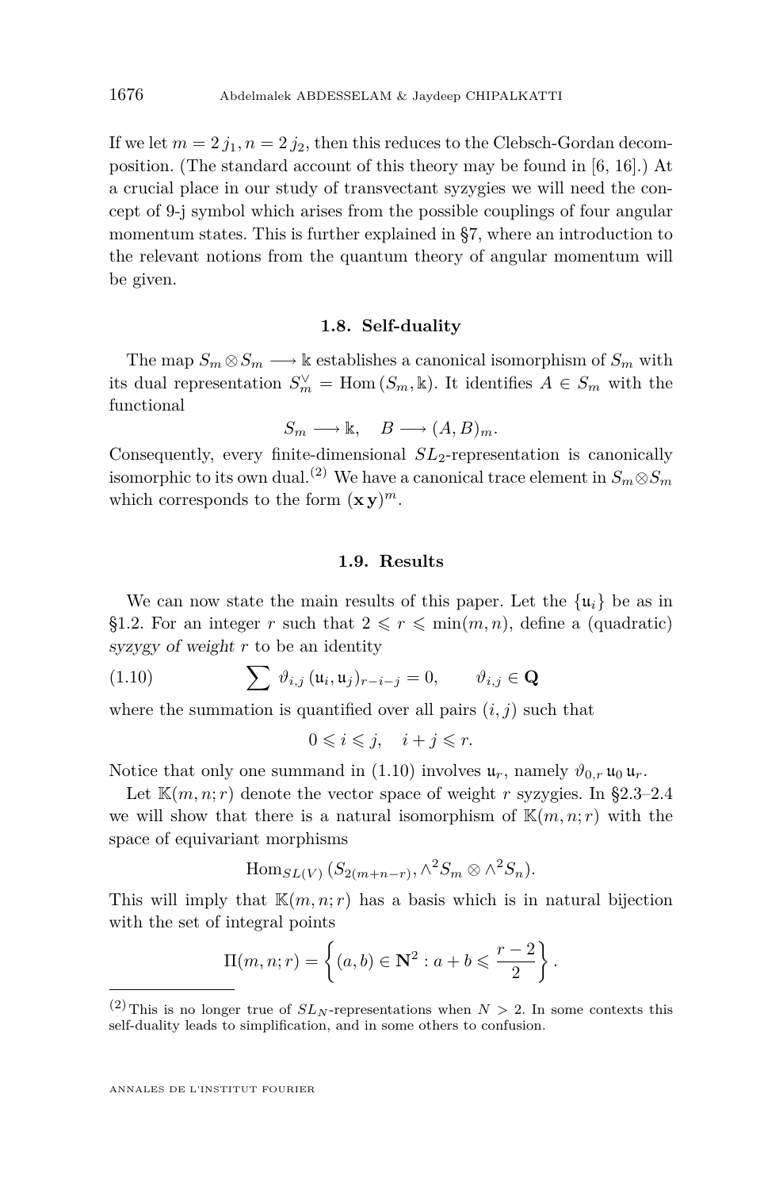If we let $m = 2\,j_1, n = 2\,j_2$, then this reduces to the Clebsch-Gordan decomposition. (The standard account of this theory may be found in [6, 16].) At a crucial place in our study of transvectant syzygies we will need the concept of 9-j symbol which arises from the possible couplings of four angular momentum states. This is further explained in §7, where an introduction to the relevant notions from the quantum theory of angular momentum will be given.

### 1.8. Self-duality

The map $S_m \otimes S_m \longrightarrow \Bbbk$ establishes a canonical isomorphism of $S_m$ with its dual representation $S_m^\vee = \text{Hom}\,(S_m, \Bbbk)$. It identifies $A \in S_m$ with the functional

$$S_m \longrightarrow \Bbbk, \quad B \longrightarrow (A, B)_m.$$

Consequently, every finite-dimensional $SL_2$-representation is canonically isomorphic to its own dual.[2] We have a canonical trace element in $S_m \otimes S_m$ which corresponds to the form $(\mathbf{x}\,\mathbf{y})^m$.

### 1.9. Results

We can now state the main results of this paper. Let the $\{\mathfrak{u}_i\}$ be as in §1.2. For an integer $r$ such that $2 \leqslant r \leqslant \min(m, n)$, define a (quadratic) *syzygy of weight* $r$ to be an identity

$$\sum \vartheta_{i,j}\,(\mathfrak{u}_i, \mathfrak{u}_j)_{r-i-j} = 0, \qquad \vartheta_{i,j} \in \mathbf{Q} \tag{1.10}$$

where the summation is quantified over all pairs $(i, j)$ such that

$$0 \leqslant i \leqslant j, \quad i + j \leqslant r.$$

Notice that only one summand in (1.10) involves $\mathfrak{u}_r$, namely $\vartheta_{0,r}\,\mathfrak{u}_0\,\mathfrak{u}_r$.

Let $\mathbb{K}(m, n; r)$ denote the vector space of weight $r$ syzygies. In §2.3–2.4 we will show that there is a natural isomorphism of $\mathbb{K}(m, n; r)$ with the space of equivariant morphisms

$$\text{Hom}_{SL(V)}\,(S_{2(m+n-r)}, \wedge^2 S_m \otimes \wedge^2 S_n).$$

This will imply that $\mathbb{K}(m, n; r)$ has a basis which is in natural bijection with the set of integral points

$$\Pi(m, n; r) = \left\{(a, b) \in \mathbf{N}^2 : a + b \leqslant \frac{r-2}{2}\right\}.$$

[2] This is no longer true of $SL_N$-representations when $N > 2$. In some contexts this self-duality leads to simplification, and in some others to confusion.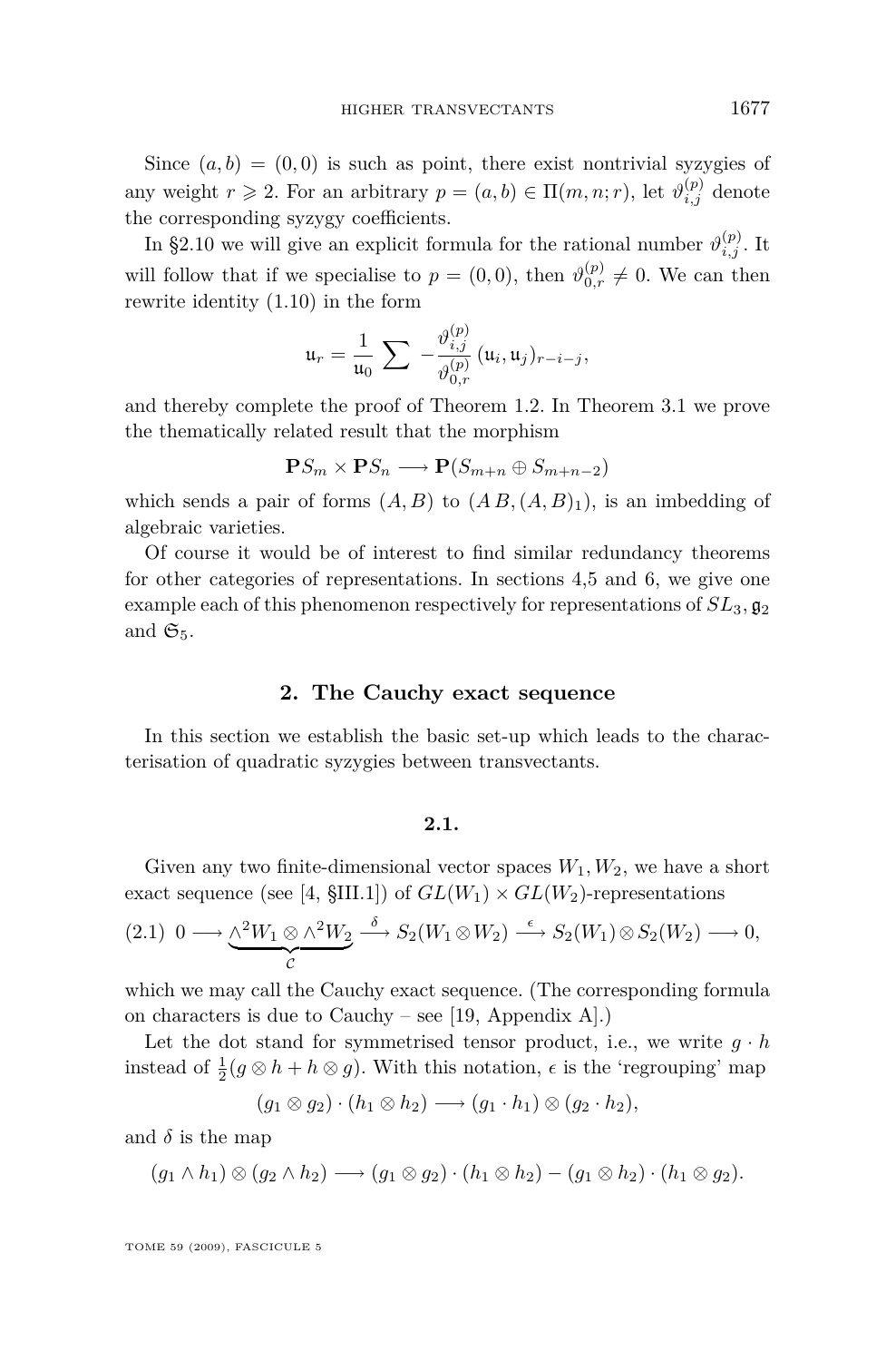Since $(a, b) = (0, 0)$ is such as point, there exist nontrivial syzygies of any weight $r \geqslant 2$. For an arbitrary $p = (a, b) \in \Pi(m, n; r)$, let $\vartheta_{i,j}^{(p)}$ denote the corresponding syzygy coefficients.

In §2.10 we will give an explicit formula for the rational number $\vartheta_{i,j}^{(p)}$. It will follow that if we specialise to $p = (0, 0)$, then $\vartheta_{0,r}^{(p)} \neq 0$. We can then rewrite identity (1.10) in the form

$$\mathfrak{u}_r = \frac{1}{\mathfrak{u}_0} \sum -\frac{\vartheta_{i,j}^{(p)}}{\vartheta_{0,r}^{(p)}} (\mathfrak{u}_i, \mathfrak{u}_j)_{r-i-j},$$

and thereby complete the proof of Theorem 1.2. In Theorem 3.1 we prove the thematically related result that the morphism

$$\mathbf{P}S_m \times \mathbf{P}S_n \longrightarrow \mathbf{P}(S_{m+n} \oplus S_{m+n-2})$$

which sends a pair of forms $(A, B)$ to $(A\,B, (A, B)_1)$, is an imbedding of algebraic varieties.

Of course it would be of interest to find similar redundancy theorems for other categories of representations. In sections 4,5 and 6, we give one example each of this phenomenon respectively for representations of $SL_3, \mathfrak{g}_2$ and $\mathfrak{S}_5$.

## 2. The Cauchy exact sequence

In this section we establish the basic set-up which leads to the characterisation of quadratic syzygies between transvectants.

### 2.1.

Given any two finite-dimensional vector spaces $W_1, W_2$, we have a short exact sequence (see [4, §III.1]) of $GL(W_1) \times GL(W_2)$-representations

$$(2.1)\quad 0 \longrightarrow \underbrace{\wedge^2 W_1 \otimes \wedge^2 W_2}_{\mathcal{C}} \xrightarrow{\ \delta\ } S_2(W_1 \otimes W_2) \xrightarrow{\ \epsilon\ } S_2(W_1) \otimes S_2(W_2) \longrightarrow 0,$$

which we may call the Cauchy exact sequence. (The corresponding formula on characters is due to Cauchy – see [19, Appendix A].)

Let the dot stand for symmetrised tensor product, i.e., we write $g \cdot h$ instead of $\frac{1}{2}(g \otimes h + h \otimes g)$. With this notation, $\epsilon$ is the 'regrouping' map

$$(g_1 \otimes g_2) \cdot (h_1 \otimes h_2) \longrightarrow (g_1 \cdot h_1) \otimes (g_2 \cdot h_2),$$

and $\delta$ is the map

$$(g_1 \wedge h_1) \otimes (g_2 \wedge h_2) \longrightarrow (g_1 \otimes g_2) \cdot (h_1 \otimes h_2) - (g_1 \otimes h_2) \cdot (h_1 \otimes g_2).$$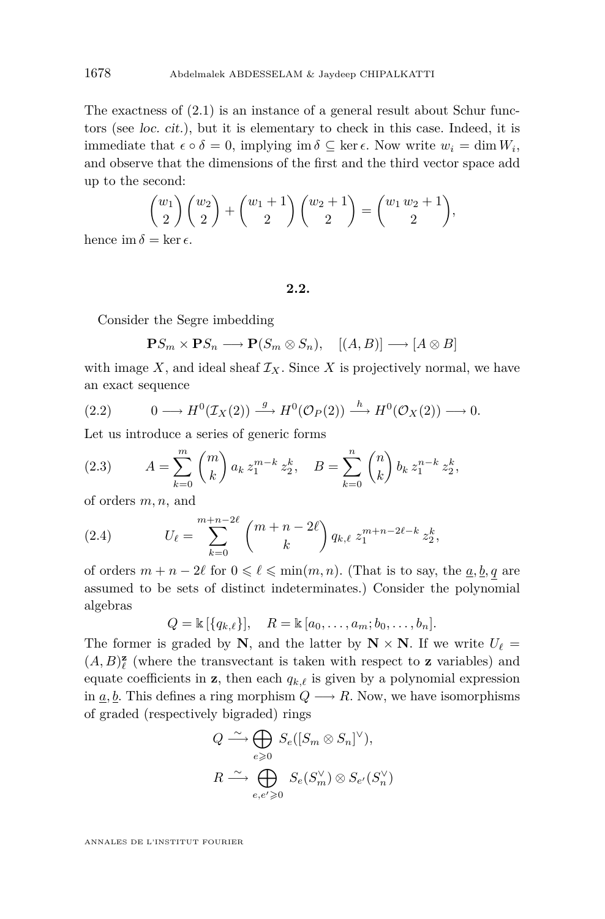The exactness of (2.1) is an instance of a general result about Schur functors (see *loc. cit.*), but it is elementary to check in this case. Indeed, it is immediate that $\epsilon \circ \delta = 0$, implying $\operatorname{im} \delta \subseteq \ker \epsilon$. Now write $w_i = \dim W_i$, and observe that the dimensions of the first and the third vector space add up to the second:

$$\binom{w_1}{2}\binom{w_2}{2} + \binom{w_1+1}{2}\binom{w_2+1}{2} = \binom{w_1\, w_2 + 1}{2},$$

hence $\operatorname{im} \delta = \ker \epsilon$.

## 2.2.

Consider the Segre imbedding

$$\mathbf{P}S_m \times \mathbf{P}S_n \longrightarrow \mathbf{P}(S_m \otimes S_n), \quad [(A, B)] \longrightarrow [A \otimes B]$$

with image $X$, and ideal sheaf $\mathcal{I}_X$. Since $X$ is projectively normal, we have an exact sequence

$$0 \longrightarrow H^0(\mathcal{I}_X(2)) \xrightarrow{\;g\;} H^0(\mathcal{O}_P(2)) \xrightarrow{\;h\;} H^0(\mathcal{O}_X(2)) \longrightarrow 0. \tag{2.2}$$

Let us introduce a series of generic forms

$$A = \sum_{k=0}^{m} \binom{m}{k} a_k\, z_1^{m-k}\, z_2^k, \quad B = \sum_{k=0}^{n} \binom{n}{k} b_k\, z_1^{n-k}\, z_2^k, \tag{2.3}$$

of orders $m, n$, and

$$U_\ell = \sum_{k=0}^{m+n-2\ell} \binom{m+n-2\ell}{k} q_{k,\ell}\, z_1^{m+n-2\ell-k}\, z_2^k, \tag{2.4}$$

of orders $m + n - 2\ell$ for $0 \leqslant \ell \leqslant \min(m, n)$. (That is to say, the $\underline{a}, \underline{b}, \underline{q}$ are assumed to be sets of distinct indeterminates.) Consider the polynomial algebras

$$Q = \Bbbk\,[\{q_{k,\ell}\}], \quad R = \Bbbk\,[a_0, \dots, a_m; b_0, \dots, b_n].$$

The former is graded by $\mathbf{N}$, and the latter by $\mathbf{N} \times \mathbf{N}$. If we write $U_\ell = (A, B)_\ell^{\mathbf{z}}$ (where the transvectant is taken with respect to $\mathbf{z}$ variables) and equate coefficients in $\mathbf{z}$, then each $q_{k,\ell}$ is given by a polynomial expression in $\underline{a}, \underline{b}$. This defines a ring morphism $Q \longrightarrow R$. Now, we have isomorphisms of graded (respectively bigraded) rings

$$Q \xrightarrow{\;\sim\;} \bigoplus_{e \geqslant 0} S_e([S_m \otimes S_n]^\vee),$$

$$R \xrightarrow{\;\sim\;} \bigoplus_{e, e' \geqslant 0} S_e(S_m^\vee) \otimes S_{e'}(S_n^\vee)$$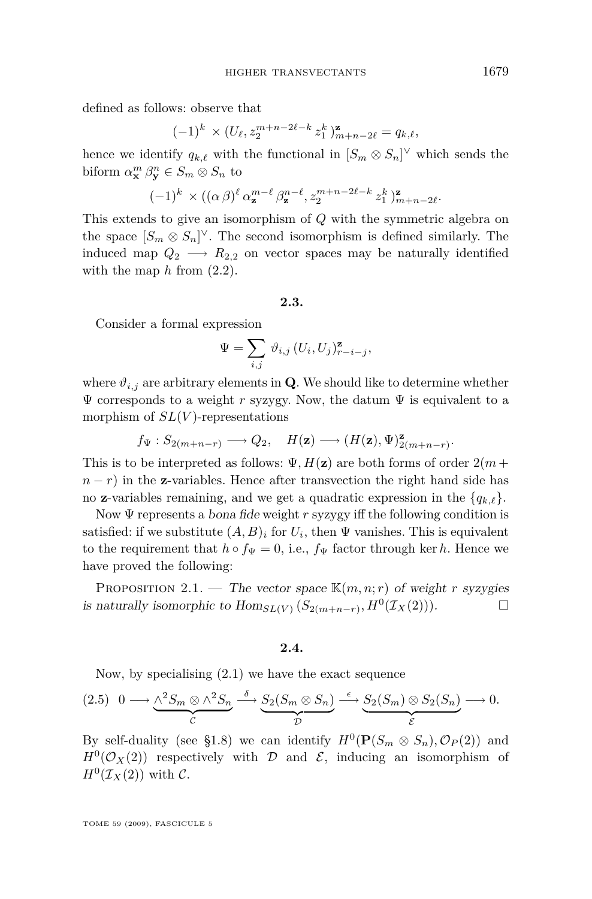defined as follows: observe that

$$(-1)^k \times (U_\ell, z_2^{m+n-2\ell-k}\, z_1^k\,)^{\mathbf{z}}_{m+n-2\ell} = q_{k,\ell},$$

hence we identify $q_{k,\ell}$ with the functional in $[S_m \otimes S_n]^\vee$ which sends the biform $\alpha_{\mathbf{x}}^m\, \beta_{\mathbf{y}}^n \in S_m \otimes S_n$ to

$$(-1)^k \times ((\alpha\,\beta)^\ell\, \alpha_{\mathbf{z}}^{m-\ell}\, \beta_{\mathbf{z}}^{n-\ell}, z_2^{m+n-2\ell-k}\, z_1^k\,)^{\mathbf{z}}_{m+n-2\ell}.$$

This extends to give an isomorphism of $Q$ with the symmetric algebra on the space $[S_m \otimes S_n]^\vee$. The second isomorphism is defined similarly. The induced map $Q_2 \longrightarrow R_{2,2}$ on vector spaces may be naturally identified with the map $h$ from (2.2).

## 2.3.

Consider a formal expression

$$\Psi = \sum_{i,j} \vartheta_{i,j}\,(U_i, U_j)^{\mathbf{z}}_{r-i-j},$$

where $\vartheta_{i,j}$ are arbitrary elements in $\mathbf{Q}$. We should like to determine whether $\Psi$ corresponds to a weight $r$ syzygy. Now, the datum $\Psi$ is equivalent to a morphism of $SL(V)$-representations

$$f_\Psi : S_{2(m+n-r)} \longrightarrow Q_2, \quad H(\mathbf{z}) \longrightarrow (H(\mathbf{z}), \Psi)^{\mathbf{z}}_{2(m+n-r)}.$$

This is to be interpreted as follows: $\Psi, H(\mathbf{z})$ are both forms of order $2(m+n-r)$ in the $\mathbf{z}$-variables. Hence after transvection the right hand side has no $\mathbf{z}$-variables remaining, and we get a quadratic expression in the $\{q_{k,\ell}\}$.

Now $\Psi$ represents a *bona fide* weight $r$ syzygy iff the following condition is satisfied: if we substitute $(A,B)_i$ for $U_i$, then $\Psi$ vanishes. This is equivalent to the requirement that $h \circ f_\Psi = 0$, i.e., $f_\Psi$ factor through $\ker h$. Hence we have proved the following:

Proposition 2.1. — *The vector space $\mathbb{K}(m,n;r)$ of weight $r$ syzygies is naturally isomorphic to $\mathrm{Hom}_{SL(V)}\,(S_{2(m+n-r)}, H^0(\mathcal{I}_X(2)))$.* □

## 2.4.

Now, by specialising (2.1) we have the exact sequence

$$(2.5)\quad 0 \longrightarrow \underbrace{\wedge^2 S_m \otimes \wedge^2 S_n}_{\mathcal{C}} \xrightarrow{\ \delta\ } \underbrace{S_2(S_m \otimes S_n)}_{\mathcal{D}} \xrightarrow{\ \epsilon\ } \underbrace{S_2(S_m) \otimes S_2(S_n)}_{\mathcal{E}} \longrightarrow 0.$$

By self-duality (see §1.8) we can identify $H^0(\mathbf{P}(S_m \otimes S_n), \mathcal{O}_P(2))$ and $H^0(\mathcal{O}_X(2))$ respectively with $\mathcal{D}$ and $\mathcal{E}$, inducing an isomorphism of $H^0(\mathcal{I}_X(2))$ with $\mathcal{C}$.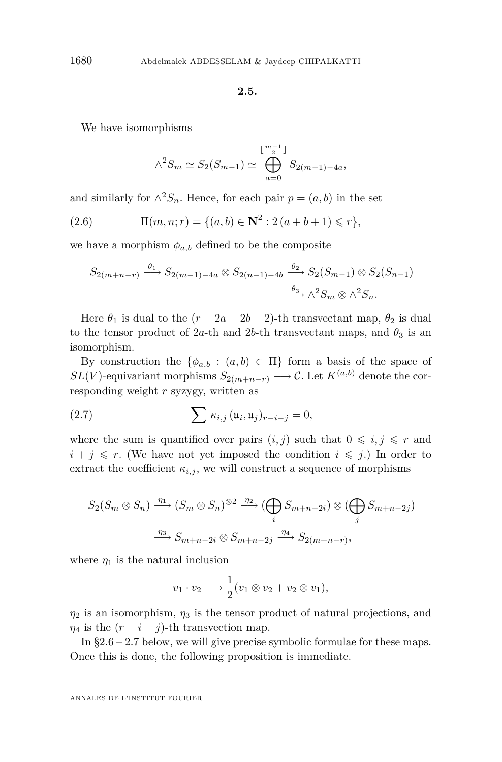**2.5.**

We have isomorphisms

$$\wedge^2 S_m \simeq S_2(S_{m-1}) \simeq \bigoplus_{a=0}^{\lfloor \frac{m-1}{2} \rfloor} S_{2(m-1)-4a},$$

and similarly for $\wedge^2 S_n$. Hence, for each pair $p = (a,b)$ in the set

$$\Pi(m,n;r) = \{(a,b) \in \mathbf{N}^2 : 2\,(a+b+1) \leqslant r\}, \tag{2.6}$$

we have a morphism $\phi_{a,b}$ defined to be the composite

$$S_{2(m+n-r)} \xrightarrow{\theta_1} S_{2(m-1)-4a} \otimes S_{2(n-1)-4b} \xrightarrow{\theta_2} S_2(S_{m-1}) \otimes S_2(S_{n-1}) \xrightarrow{\theta_3} \wedge^2 S_m \otimes \wedge^2 S_n.$$

Here $\theta_1$ is dual to the $(r-2a-2b-2)$-th transvectant map, $\theta_2$ is dual to the tensor product of $2a$-th and $2b$-th transvectant maps, and $\theta_3$ is an isomorphism.

By construction the $\{\phi_{a,b} : (a,b) \in \Pi\}$ form a basis of the space of $SL(V)$-equivariant morphisms $S_{2(m+n-r)} \longrightarrow \mathcal{C}$. Let $K^{(a,b)}$ denote the corresponding weight $r$ syzygy, written as

$$\sum \kappa_{i,j}\,(\mathfrak{u}_i, \mathfrak{u}_j)_{r-i-j} = 0, \tag{2.7}$$

where the sum is quantified over pairs $(i,j)$ such that $0 \leqslant i,j \leqslant r$ and $i+j \leqslant r$. (We have not yet imposed the condition $i \leqslant j$.) In order to extract the coefficient $\kappa_{i,j}$, we will construct a sequence of morphisms

$$S_2(S_m \otimes S_n) \xrightarrow{\eta_1} (S_m \otimes S_n)^{\otimes 2} \xrightarrow{\eta_2} (\bigoplus_i S_{m+n-2i}) \otimes (\bigoplus_j S_{m+n-2j}) \xrightarrow{\eta_3} S_{m+n-2i} \otimes S_{m+n-2j} \xrightarrow{\eta_4} S_{2(m+n-r)},$$

where $\eta_1$ is the natural inclusion

$$v_1 \cdot v_2 \longrightarrow \frac{1}{2}(v_1 \otimes v_2 + v_2 \otimes v_1),$$

$\eta_2$ is an isomorphism, $\eta_3$ is the tensor product of natural projections, and $\eta_4$ is the $(r-i-j)$-th transvection map.

In §2.6 – 2.7 below, we will give precise symbolic formulae for these maps. Once this is done, the following proposition is immediate.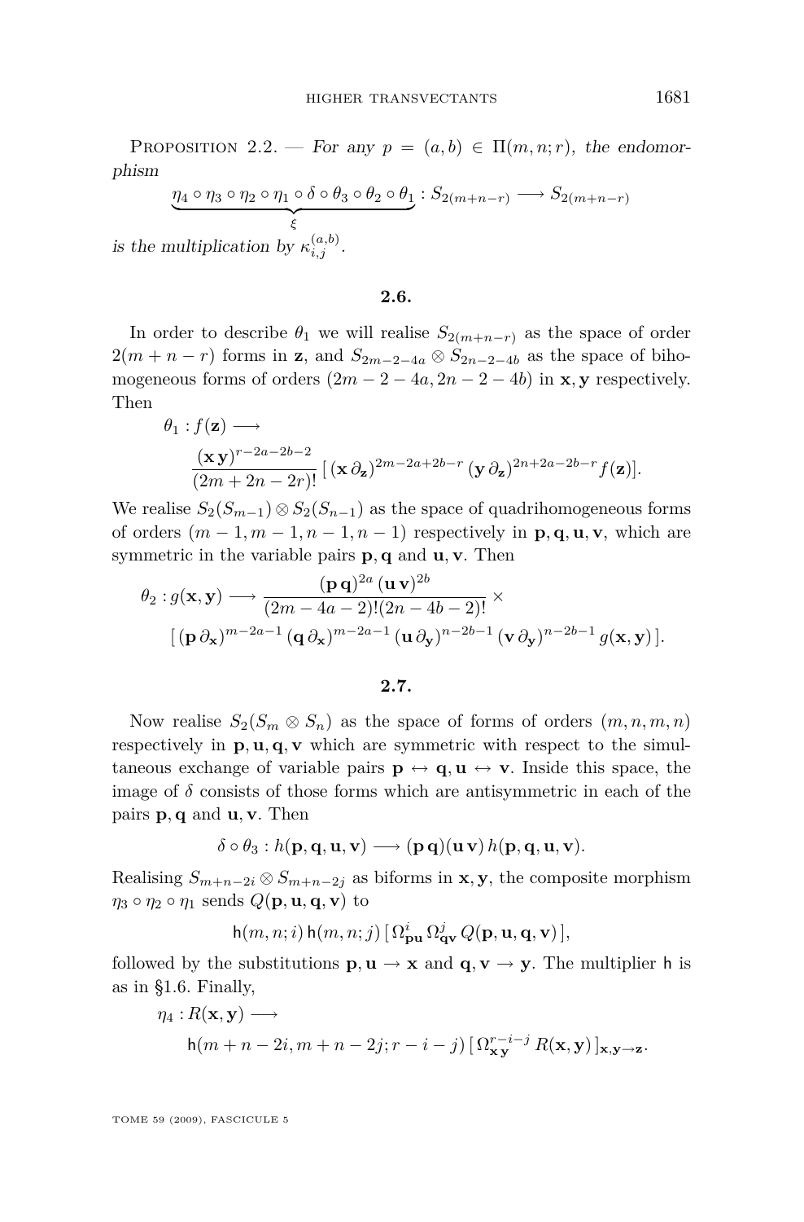Proposition 2.2. — *For any $p = (a,b) \in \Pi(m,n;r)$, the endomorphism*

$$\underbrace{\eta_4 \circ \eta_3 \circ \eta_2 \circ \eta_1 \circ \delta \circ \theta_3 \circ \theta_2 \circ \theta_1}_{\xi} : S_{2(m+n-r)} \longrightarrow S_{2(m+n-r)}$$

*is the multiplication by $\kappa_{i,j}^{(a,b)}$.*

## 2.6.

In order to describe $\theta_1$ we will realise $S_{2(m+n-r)}$ as the space of order $2(m+n-r)$ forms in $\mathbf{z}$, and $S_{2m-2-4a} \otimes S_{2n-2-4b}$ as the space of bihomogeneous forms of orders $(2m-2-4a, 2n-2-4b)$ in $\mathbf{x}, \mathbf{y}$ respectively. Then

$$\theta_1 : f(\mathbf{z}) \longrightarrow \frac{(\mathbf{x}\,\mathbf{y})^{r-2a-2b-2}}{(2m+2n-2r)!}\,[\,(\mathbf{x}\,\partial_{\mathbf{z}})^{2m-2a+2b-r}\,(\mathbf{y}\,\partial_{\mathbf{z}})^{2n+2a-2b-r} f(\mathbf{z})].$$

We realise $S_2(S_{m-1}) \otimes S_2(S_{n-1})$ as the space of quadrihomogeneous forms of orders $(m-1, m-1, n-1, n-1)$ respectively in $\mathbf{p}, \mathbf{q}, \mathbf{u}, \mathbf{v}$, which are symmetric in the variable pairs $\mathbf{p}, \mathbf{q}$ and $\mathbf{u}, \mathbf{v}$. Then

$$\theta_2 : g(\mathbf{x},\mathbf{y}) \longrightarrow \frac{(\mathbf{p}\,\mathbf{q})^{2a}\,(\mathbf{u}\,\mathbf{v})^{2b}}{(2m-4a-2)!(2n-4b-2)!} \times \\ [\,(\mathbf{p}\,\partial_{\mathbf{x}})^{m-2a-1}\,(\mathbf{q}\,\partial_{\mathbf{x}})^{m-2a-1}\,(\mathbf{u}\,\partial_{\mathbf{y}})^{n-2b-1}\,(\mathbf{v}\,\partial_{\mathbf{y}})^{n-2b-1}\,g(\mathbf{x},\mathbf{y})\,].$$

## 2.7.

Now realise $S_2(S_m \otimes S_n)$ as the space of forms of orders $(m,n,m,n)$ respectively in $\mathbf{p}, \mathbf{u}, \mathbf{q}, \mathbf{v}$ which are symmetric with respect to the simultaneous exchange of variable pairs $\mathbf{p} \leftrightarrow \mathbf{q}, \mathbf{u} \leftrightarrow \mathbf{v}$. Inside this space, the image of $\delta$ consists of those forms which are antisymmetric in each of the pairs $\mathbf{p}, \mathbf{q}$ and $\mathbf{u}, \mathbf{v}$. Then

$$\delta \circ \theta_3 : h(\mathbf{p},\mathbf{q},\mathbf{u},\mathbf{v}) \longrightarrow (\mathbf{p}\,\mathbf{q})(\mathbf{u}\,\mathbf{v})\,h(\mathbf{p},\mathbf{q},\mathbf{u},\mathbf{v}).$$

Realising $S_{m+n-2i} \otimes S_{m+n-2j}$ as biforms in $\mathbf{x}, \mathbf{y}$, the composite morphism $\eta_3 \circ \eta_2 \circ \eta_1$ sends $Q(\mathbf{p},\mathbf{u},\mathbf{q},\mathbf{v})$ to

$$\mathsf{h}(m,n;i)\,\mathsf{h}(m,n;j)\,[\,\Omega_{\mathbf{pu}}^{i}\,\Omega_{\mathbf{qv}}^{j}\,Q(\mathbf{p},\mathbf{u},\mathbf{q},\mathbf{v})\,],$$

followed by the substitutions $\mathbf{p}, \mathbf{u} \to \mathbf{x}$ and $\mathbf{q}, \mathbf{v} \to \mathbf{y}$. The multiplier $\mathsf{h}$ is as in §1.6. Finally,

$$\eta_4 : R(\mathbf{x},\mathbf{y}) \longrightarrow \\ \mathsf{h}(m+n-2i, m+n-2j; r-i-j)\,[\,\Omega_{\mathbf{x}\,\mathbf{y}}^{r-i-j}\,R(\mathbf{x},\mathbf{y})\,]_{\mathbf{x},\mathbf{y}\to\mathbf{z}}.$$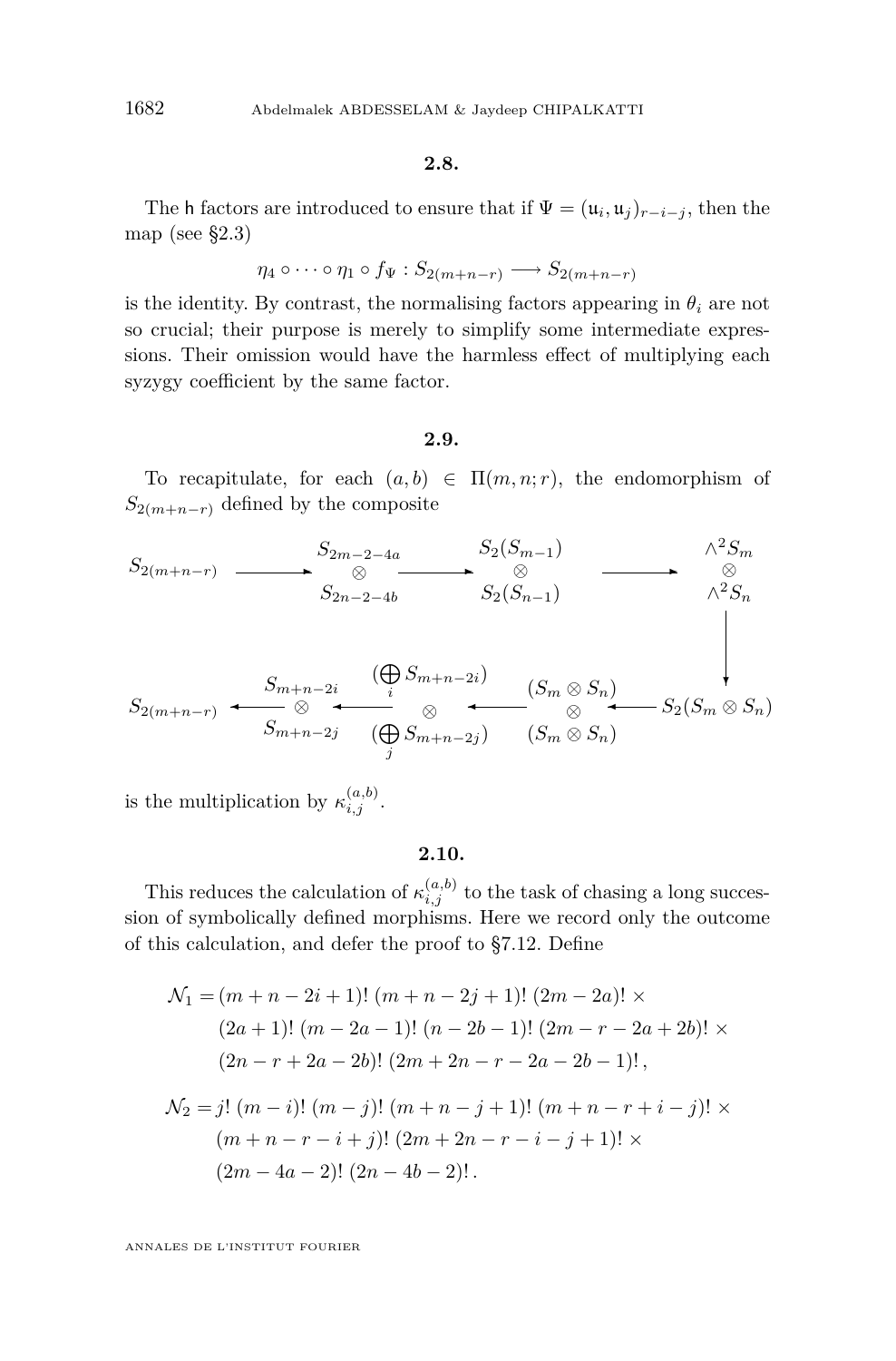### 2.8.

The $\mathsf{h}$ factors are introduced to ensure that if $\Psi = (\mathfrak{u}_i, \mathfrak{u}_j)_{r-i-j}$, then the map (see §2.3)

$$\eta_4 \circ \cdots \circ \eta_1 \circ f_\Psi : S_{2(m+n-r)} \longrightarrow S_{2(m+n-r)}$$

is the identity. By contrast, the normalising factors appearing in $\theta_i$ are not so crucial; their purpose is merely to simplify some intermediate expressions. Their omission would have the harmless effect of multiplying each syzygy coefficient by the same factor.

### 2.9.

To recapitulate, for each $(a,b) \in \Pi(m,n;r)$, the endomorphism of $S_{2(m+n-r)}$ defined by the composite

$$\begin{array}{ccccccc}
S_{2(m+n-r)} & \longrightarrow & \begin{matrix} S_{2m-2-4a} \\ \otimes \\ S_{2n-2-4b} \end{matrix} & \longrightarrow & \begin{matrix} S_2(S_{m-1}) \\ \otimes \\ S_2(S_{n-1}) \end{matrix} & \longrightarrow & \begin{matrix} \wedge^2 S_m \\ \otimes \\ \wedge^2 S_n \end{matrix} \\
 & & & & & & \downarrow \\
S_{2(m+n-r)} & \longleftarrow & \begin{matrix} S_{m+n-2i} \\ \otimes \\ S_{m+n-2j} \end{matrix} & \longleftarrow \begin{matrix} (\bigoplus_i S_{m+n-2i}) \\ \otimes \\ (\bigoplus_j S_{m+n-2j}) \end{matrix} \longleftarrow & \begin{matrix} (S_m \otimes S_n) \\ \otimes \\ (S_m \otimes S_n) \end{matrix} & \longleftarrow & S_2(S_m \otimes S_n)
\end{array}$$

is the multiplication by $\kappa_{i,j}^{(a,b)}$.

### 2.10.

This reduces the calculation of $\kappa_{i,j}^{(a,b)}$ to the task of chasing a long succession of symbolically defined morphisms. Here we record only the outcome of this calculation, and defer the proof to §7.12. Define

$$\begin{aligned}
\mathcal{N}_1 = \,&(m+n-2i+1)!\,(m+n-2j+1)!\,(2m-2a)! \times \\
&(2a+1)!\,(m-2a-1)!\,(n-2b-1)!\,(2m-r-2a+2b)! \times \\
&(2n-r+2a-2b)!\,(2m+2n-r-2a-2b-1)!\,,
\end{aligned}$$

$$\begin{aligned}
\mathcal{N}_2 = \,&j!\,(m-i)!\,(m-j)!\,(m+n-j+1)!\,(m+n-r+i-j)! \times \\
&(m+n-r-i+j)!\,(2m+2n-r-i-j+1)! \times \\
&(2m-4a-2)!\,(2n-4b-2)!\,.
\end{aligned}$$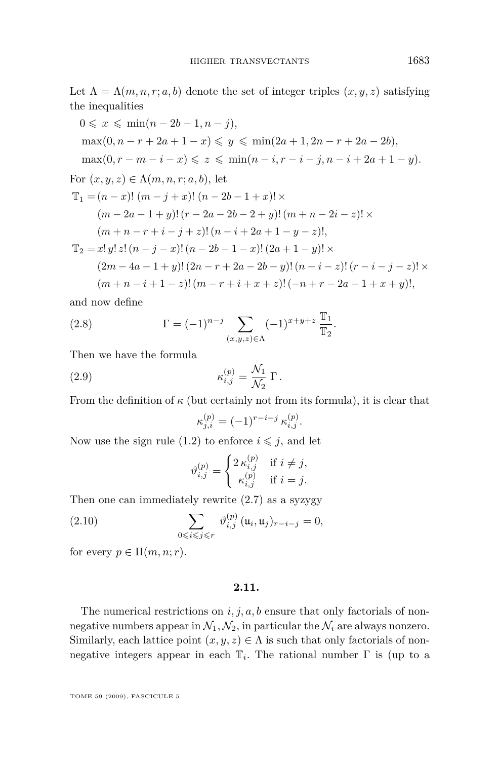Let $\Lambda = \Lambda(m,n,r;a,b)$ denote the set of integer triples $(x,y,z)$ satisfying the inequalities

$$
\begin{aligned}
&0 \leqslant x \leqslant \min(n-2b-1, n-j),\\
&\max(0, n-r+2a+1-x) \leqslant y \leqslant \min(2a+1, 2n-r+2a-2b),\\
&\max(0, r-m-i-x) \leqslant z \leqslant \min(n-i, r-i-j, n-i+2a+1-y).
\end{aligned}
$$

For $(x,y,z) \in \Lambda(m,n,r;a,b)$, let

$$
\begin{aligned}
\mathbb{T}_1 = {} & (n-x)!\,(m-j+x)!\,(n-2b-1+x)! \times \\
& (m-2a-1+y)!\,(r-2a-2b-2+y)!\,(m+n-2i-z)! \times \\
& (m+n-r+i-j+z)!\,(n-i+2a+1-y-z)!,\\
\mathbb{T}_2 = {} & x!\,y!\,z!\,(n-j-x)!\,(n-2b-1-x)!\,(2a+1-y)! \times \\
& (2m-4a-1+y)!\,(2n-r+2a-2b-y)!\,(n-i-z)!\,(r-i-j-z)! \times \\
& (m+n-i+1-z)!\,(m-r+i+x+z)!\,(-n+r-2a-1+x+y)!,
\end{aligned}
$$

and now define

$$
\Gamma = (-1)^{n-j} \sum_{(x,y,z)\in\Lambda} (-1)^{x+y+z}\,\frac{\mathbb{T}_1}{\mathbb{T}_2}. \tag{2.8}
$$

Then we have the formula

$$
\kappa_{i,j}^{(p)} = \frac{\mathcal{N}_1}{\mathcal{N}_2}\,\Gamma\,. \tag{2.9}
$$

From the definition of $\kappa$ (but certainly not from its formula), it is clear that

$$
\kappa_{j,i}^{(p)} = (-1)^{r-i-j}\,\kappa_{i,j}^{(p)}.
$$

Now use the sign rule (1.2) to enforce $i \leqslant j$, and let

$$
\vartheta_{i,j}^{(p)} = \begin{cases} 2\,\kappa_{i,j}^{(p)} & \text{if } i \neq j,\\ \kappa_{i,j}^{(p)} & \text{if } i = j. \end{cases}
$$

Then one can immediately rewrite (2.7) as a syzygy

$$
\sum_{0\leqslant i\leqslant j\leqslant r} \vartheta_{i,j}^{(p)}\,(\mathfrak{u}_i, \mathfrak{u}_j)_{r-i-j} = 0, \tag{2.10}
$$

for every $p \in \Pi(m,n;r)$.

### 2.11.

The numerical restrictions on $i, j, a, b$ ensure that only factorials of nonnegative numbers appear in $\mathcal{N}_1, \mathcal{N}_2$, in particular the $\mathcal{N}_i$ are always nonzero. Similarly, each lattice point $(x,y,z) \in \Lambda$ is such that only factorials of nonnegative integers appear in each $\mathbb{T}_i$. The rational number $\Gamma$ is (up to a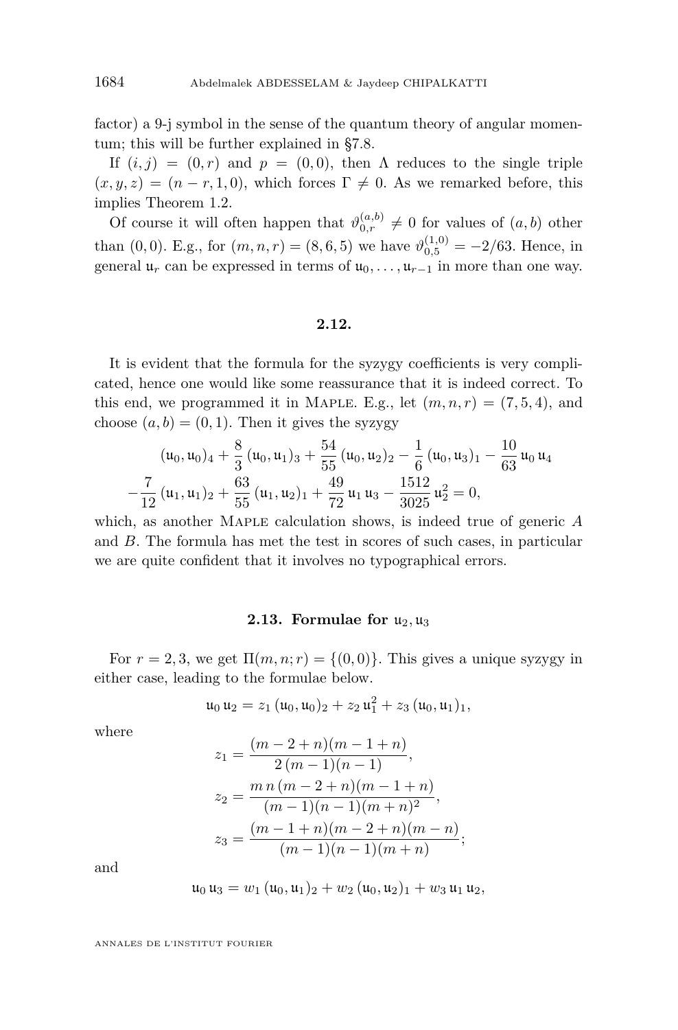factor) a 9-j symbol in the sense of the quantum theory of angular momentum; this will be further explained in §7.8.

If $(i,j) = (0,r)$ and $p = (0,0)$, then $\Lambda$ reduces to the single triple $(x,y,z) = (n-r,1,0)$, which forces $\Gamma \neq 0$. As we remarked before, this implies Theorem 1.2.

Of course it will often happen that $\vartheta_{0,r}^{(a,b)} \neq 0$ for values of $(a,b)$ other than $(0,0)$. E.g., for $(m,n,r) = (8,6,5)$ we have $\vartheta_{0,5}^{(1,0)} = -2/63$. Hence, in general $\mathfrak{u}_r$ can be expressed in terms of $\mathfrak{u}_0, \ldots, \mathfrak{u}_{r-1}$ in more than one way.

### 2.12.

It is evident that the formula for the syzygy coefficients is very complicated, hence one would like some reassurance that it is indeed correct. To this end, we programmed it in Maple. E.g., let $(m,n,r) = (7,5,4)$, and choose $(a,b) = (0,1)$. Then it gives the syzygy

$$
\begin{aligned}
&(\mathfrak{u}_0, \mathfrak{u}_0)_4 + \frac{8}{3}(\mathfrak{u}_0, \mathfrak{u}_1)_3 + \frac{54}{55}(\mathfrak{u}_0, \mathfrak{u}_2)_2 - \frac{1}{6}(\mathfrak{u}_0, \mathfrak{u}_3)_1 - \frac{10}{63}\mathfrak{u}_0\,\mathfrak{u}_4 \\
&- \frac{7}{12}(\mathfrak{u}_1, \mathfrak{u}_1)_2 + \frac{63}{55}(\mathfrak{u}_1, \mathfrak{u}_2)_1 + \frac{49}{72}\mathfrak{u}_1\,\mathfrak{u}_3 - \frac{1512}{3025}\mathfrak{u}_2^2 = 0,
\end{aligned}
$$

which, as another Maple calculation shows, is indeed true of generic $A$ and $B$. The formula has met the test in scores of such cases, in particular we are quite confident that it involves no typographical errors.

### 2.13. Formulae for $\mathfrak{u}_2, \mathfrak{u}_3$

For $r = 2, 3$, we get $\Pi(m,n;r) = \{(0,0)\}$. This gives a unique syzygy in either case, leading to the formulae below.

$$
\mathfrak{u}_0\,\mathfrak{u}_2 = z_1\,(\mathfrak{u}_0, \mathfrak{u}_0)_2 + z_2\,\mathfrak{u}_1^2 + z_3\,(\mathfrak{u}_0, \mathfrak{u}_1)_1,
$$

where

$$
\begin{aligned}
z_1 &= \frac{(m-2+n)(m-1+n)}{2\,(m-1)(n-1)}, \\
z_2 &= \frac{m\,n\,(m-2+n)(m-1+n)}{(m-1)(n-1)(m+n)^2}, \\
z_3 &= \frac{(m-1+n)(m-2+n)(m-n)}{(m-1)(n-1)(m+n)};
\end{aligned}
$$

and

$$
\mathfrak{u}_0\,\mathfrak{u}_3 = w_1\,(\mathfrak{u}_0, \mathfrak{u}_1)_2 + w_2\,(\mathfrak{u}_0, \mathfrak{u}_2)_1 + w_3\,\mathfrak{u}_1\,\mathfrak{u}_2,
$$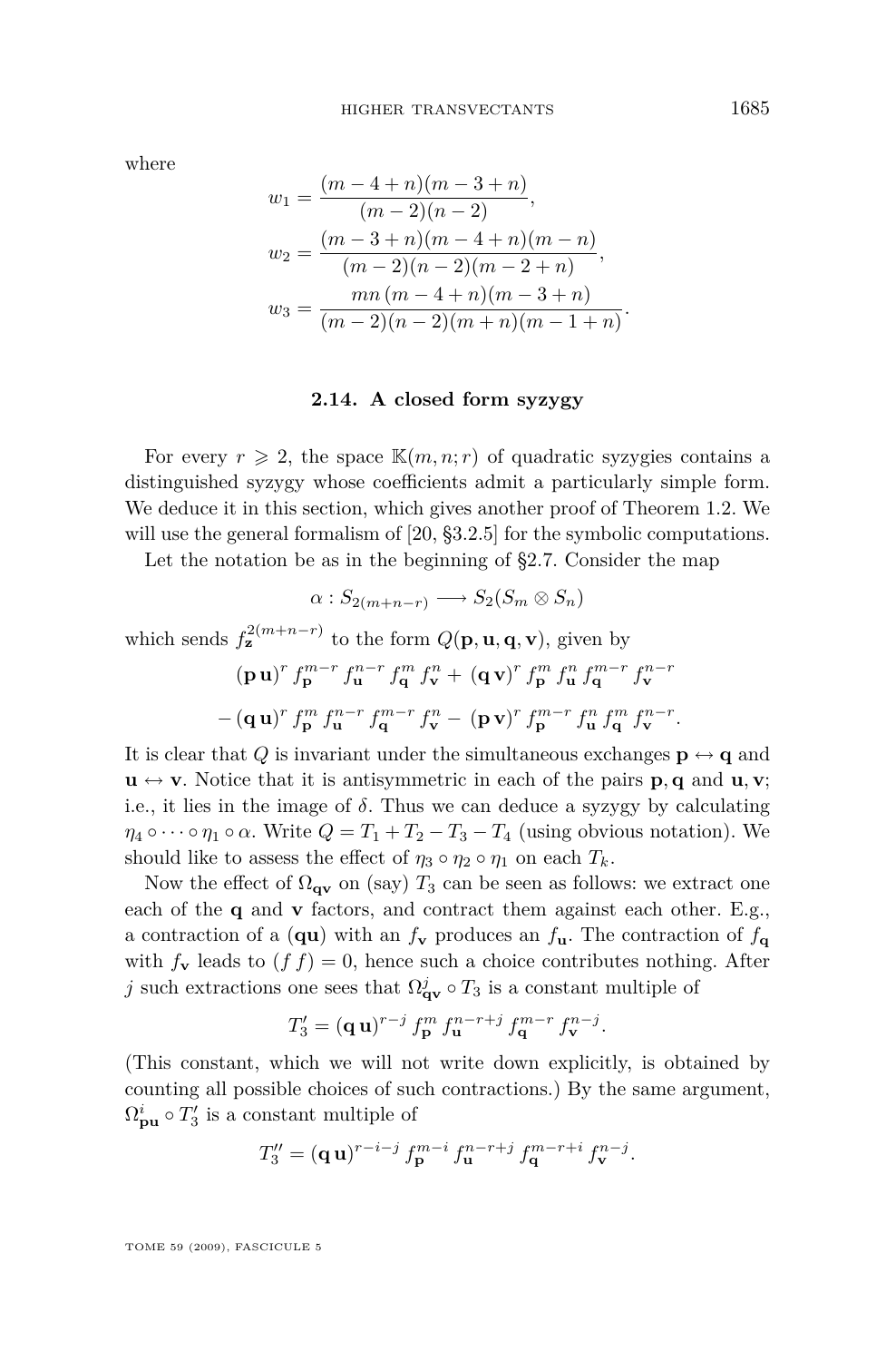where

$$w_1 = \frac{(m-4+n)(m-3+n)}{(m-2)(n-2)},$$

$$w_2 = \frac{(m-3+n)(m-4+n)(m-n)}{(m-2)(n-2)(m-2+n)},$$

$$w_3 = \frac{mn\,(m-4+n)(m-3+n)}{(m-2)(n-2)(m+n)(m-1+n)}.$$

### 2.14. A closed form syzygy

For every $r \geqslant 2$, the space $\mathbb{K}(m,n;r)$ of quadratic syzygies contains a distinguished syzygy whose coefficients admit a particularly simple form. We deduce it in this section, which gives another proof of Theorem 1.2. We will use the general formalism of [20, §3.2.5] for the symbolic computations.

Let the notation be as in the beginning of §2.7. Consider the map

$$\alpha : S_{2(m+n-r)} \longrightarrow S_2(S_m \otimes S_n)$$

which sends $f_{\mathbf{z}}^{2(m+n-r)}$ to the form $Q(\mathbf{p},\mathbf{u},\mathbf{q},\mathbf{v})$, given by

$$(\mathbf{p}\,\mathbf{u})^r\, f_{\mathbf{p}}^{m-r}\, f_{\mathbf{u}}^{n-r}\, f_{\mathbf{q}}^{m}\, f_{\mathbf{v}}^{n} + (\mathbf{q}\,\mathbf{v})^r\, f_{\mathbf{p}}^{m}\, f_{\mathbf{u}}^{n}\, f_{\mathbf{q}}^{m-r}\, f_{\mathbf{v}}^{n-r}$$

$$-\,(\mathbf{q}\,\mathbf{u})^r\, f_{\mathbf{p}}^{m}\, f_{\mathbf{u}}^{n-r}\, f_{\mathbf{q}}^{m-r}\, f_{\mathbf{v}}^{n} - (\mathbf{p}\,\mathbf{v})^r\, f_{\mathbf{p}}^{m-r}\, f_{\mathbf{u}}^{n}\, f_{\mathbf{q}}^{m}\, f_{\mathbf{v}}^{n-r}.$$

It is clear that $Q$ is invariant under the simultaneous exchanges $\mathbf{p} \leftrightarrow \mathbf{q}$ and $\mathbf{u} \leftrightarrow \mathbf{v}$. Notice that it is antisymmetric in each of the pairs $\mathbf{p},\mathbf{q}$ and $\mathbf{u},\mathbf{v}$; i.e., it lies in the image of $\delta$. Thus we can deduce a syzygy by calculating $\eta_4 \circ \cdots \circ \eta_1 \circ \alpha$. Write $Q = T_1 + T_2 - T_3 - T_4$ (using obvious notation). We should like to assess the effect of $\eta_3 \circ \eta_2 \circ \eta_1$ on each $T_k$.

Now the effect of $\Omega_{\mathbf{qv}}$ on (say) $T_3$ can be seen as follows: we extract one each of the $\mathbf{q}$ and $\mathbf{v}$ factors, and contract them against each other. E.g., a contraction of a $(\mathbf{qu})$ with an $f_{\mathbf{v}}$ produces an $f_{\mathbf{u}}$. The contraction of $f_{\mathbf{q}}$ with $f_{\mathbf{v}}$ leads to $(f\,f) = 0$, hence such a choice contributes nothing. After $j$ such extractions one sees that $\Omega_{\mathbf{qv}}^j \circ T_3$ is a constant multiple of

$$T_3' = (\mathbf{q}\,\mathbf{u})^{r-j}\, f_{\mathbf{p}}^{m}\, f_{\mathbf{u}}^{n-r+j}\, f_{\mathbf{q}}^{m-r}\, f_{\mathbf{v}}^{n-j}.$$

(This constant, which we will not write down explicitly, is obtained by counting all possible choices of such contractions.) By the same argument, $\Omega_{\mathbf{pu}}^i \circ T_3'$ is a constant multiple of

$$T_3'' = (\mathbf{q}\,\mathbf{u})^{r-i-j}\, f_{\mathbf{p}}^{m-i}\, f_{\mathbf{u}}^{n-r+j}\, f_{\mathbf{q}}^{m-r+i}\, f_{\mathbf{v}}^{n-j}.$$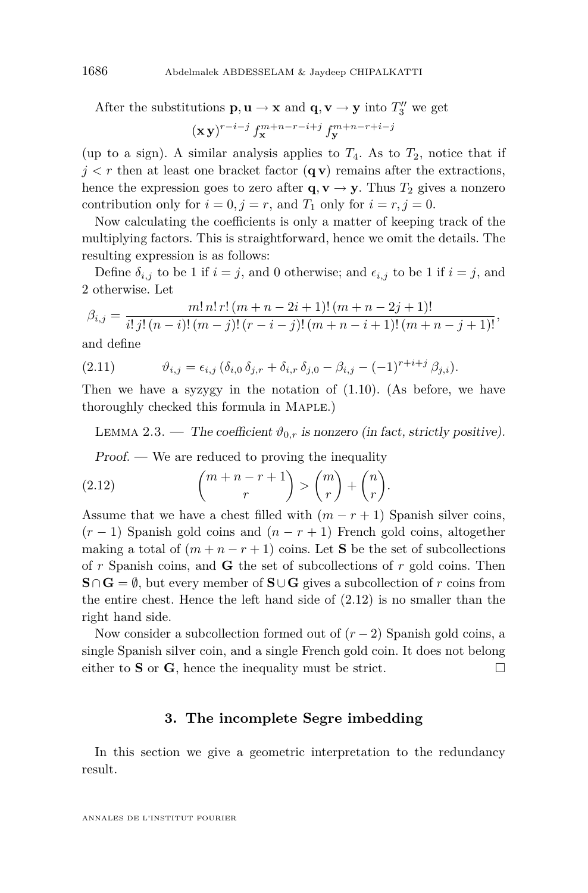After the substitutions $\mathbf{p}, \mathbf{u} \to \mathbf{x}$ and $\mathbf{q}, \mathbf{v} \to \mathbf{y}$ into $T_3''$ we get

$$(\mathbf{x}\,\mathbf{y})^{r-i-j}\, f_{\mathbf{x}}^{m+n-r-i+j}\, f_{\mathbf{y}}^{m+n-r+i-j}$$

(up to a sign). A similar analysis applies to $T_4$. As to $T_2$, notice that if $j < r$ then at least one bracket factor $(\mathbf{q}\,\mathbf{v})$ remains after the extractions, hence the expression goes to zero after $\mathbf{q}, \mathbf{v} \to \mathbf{y}$. Thus $T_2$ gives a nonzero contribution only for $i = 0, j = r$, and $T_1$ only for $i = r, j = 0$.

Now calculating the coefficients is only a matter of keeping track of the multiplying factors. This is straightforward, hence we omit the details. The resulting expression is as follows:

Define $\delta_{i,j}$ to be 1 if $i = j$, and 0 otherwise; and $\epsilon_{i,j}$ to be 1 if $i = j$, and 2 otherwise. Let

$$\beta_{i,j} = \frac{m!\,n!\,r!\,(m+n-2i+1)!\,(m+n-2j+1)!}{i!\,j!\,(n-i)!\,(m-j)!\,(r-i-j)!\,(m+n-i+1)!\,(m+n-j+1)!},$$

and define

$$\vartheta_{i,j} = \epsilon_{i,j}\,(\delta_{i,0}\,\delta_{j,r} + \delta_{i,r}\,\delta_{j,0} - \beta_{i,j} - (-1)^{r+i+j}\,\beta_{j,i}). \tag{2.11}$$

Then we have a syzygy in the notation of (1.10). (As before, we have thoroughly checked this formula in Maple.)

Lemma 2.3. — *The coefficient $\vartheta_{0,r}$ is nonzero (in fact, strictly positive).*

*Proof.* — We are reduced to proving the inequality

$$\binom{m+n-r+1}{r} > \binom{m}{r} + \binom{n}{r}. \tag{2.12}$$

Assume that we have a chest filled with $(m-r+1)$ Spanish silver coins, $(r-1)$ Spanish gold coins and $(n-r+1)$ French gold coins, altogether making a total of $(m+n-r+1)$ coins. Let $\mathbf{S}$ be the set of subcollections of $r$ Spanish coins, and $\mathbf{G}$ the set of subcollections of $r$ gold coins. Then $\mathbf{S} \cap \mathbf{G} = \emptyset$, but every member of $\mathbf{S} \cup \mathbf{G}$ gives a subcollection of $r$ coins from the entire chest. Hence the left hand side of (2.12) is no smaller than the right hand side.

Now consider a subcollection formed out of $(r-2)$ Spanish gold coins, a single Spanish silver coin, and a single French gold coin. It does not belong either to $\mathbf{S}$ or $\mathbf{G}$, hence the inequality must be strict. □

## 3. The incomplete Segre imbedding

In this section we give a geometric interpretation to the redundancy result.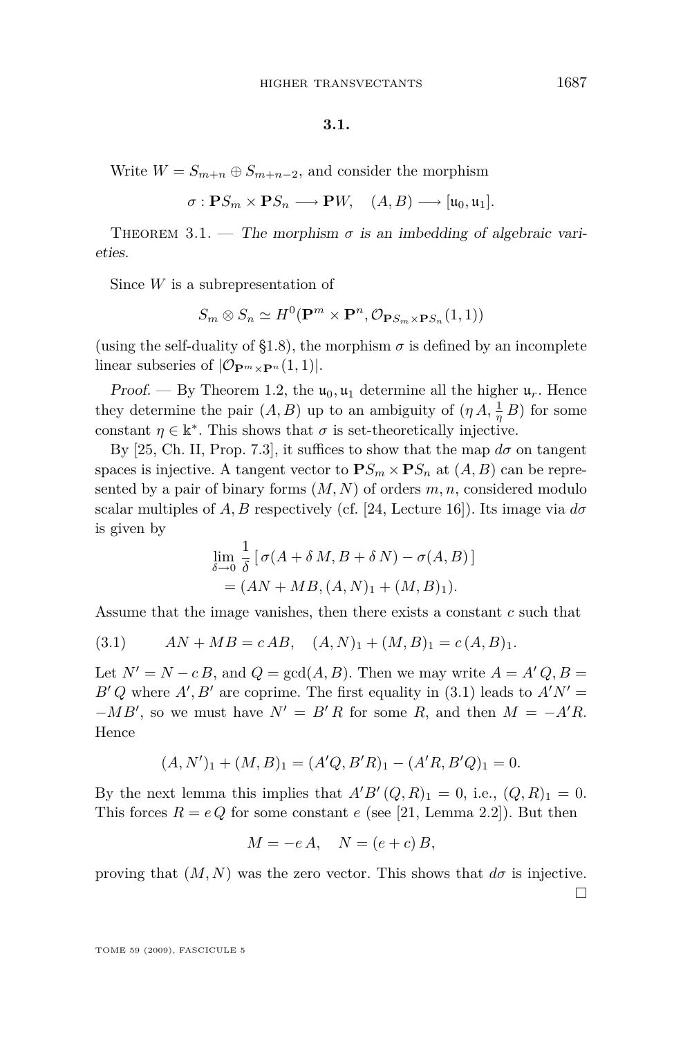### 3.1.

Write $W = S_{m+n} \oplus S_{m+n-2}$, and consider the morphism

$$\sigma : \mathbf{P}S_m \times \mathbf{P}S_n \longrightarrow \mathbf{P}W, \quad (A, B) \longrightarrow [\mathfrak{u}_0, \mathfrak{u}_1].$$

Theorem 3.1. — *The morphism $\sigma$ is an imbedding of algebraic varieties.*

Since $W$ is a subrepresentation of

$$S_m \otimes S_n \simeq H^0(\mathbf{P}^m \times \mathbf{P}^n, \mathcal{O}_{\mathbf{P}S_m \times \mathbf{P}S_n}(1,1))$$

(using the self-duality of §1.8), the morphism $\sigma$ is defined by an incomplete linear subseries of $|\mathcal{O}_{\mathbf{P}^m \times \mathbf{P}^n}(1,1)|$.

*Proof.* — By Theorem 1.2, the $\mathfrak{u}_0, \mathfrak{u}_1$ determine all the higher $\mathfrak{u}_r$. Hence they determine the pair $(A, B)$ up to an ambiguity of $(\eta\, A, \frac{1}{\eta}\, B)$ for some constant $\eta \in \Bbbk^*$. This shows that $\sigma$ is set-theoretically injective.

By [25, Ch. II, Prop. 7.3], it suffices to show that the map $d\sigma$ on tangent spaces is injective. A tangent vector to $\mathbf{P}S_m \times \mathbf{P}S_n$ at $(A, B)$ can be represented by a pair of binary forms $(M, N)$ of orders $m, n$, considered modulo scalar multiples of $A, B$ respectively (cf. [24, Lecture 16]). Its image via $d\sigma$ is given by

$$\begin{aligned} &\lim_{\delta \to 0} \frac{1}{\delta} \left[\, \sigma(A + \delta\, M, B + \delta\, N) - \sigma(A, B)\, \right] \\ &\quad = (AN + MB, (A, N)_1 + (M, B)_1). \end{aligned}$$

Assume that the image vanishes, then there exists a constant $c$ such that

$$AN + MB = c\, AB, \quad (A, N)_1 + (M, B)_1 = c\, (A, B)_1. \tag{3.1}$$

Let $N' = N - c\, B$, and $Q = \gcd(A, B)$. Then we may write $A = A'\, Q, B = B'\, Q$ where $A', B'$ are coprime. The first equality in (3.1) leads to $A'N' = -MB'$, so we must have $N' = B'\, R$ for some $R$, and then $M = -A'R$. Hence

$$(A, N')_1 + (M, B)_1 = (A'Q, B'R)_1 - (A'R, B'Q)_1 = 0.$$

By the next lemma this implies that $A'B'\, (Q, R)_1 = 0$, i.e., $(Q, R)_1 = 0$. This forces $R = e\, Q$ for some constant $e$ (see [21, Lemma 2.2]). But then

$$M = -e\, A, \quad N = (e + c)\, B,$$

proving that $(M, N)$ was the zero vector. This shows that $d\sigma$ is injective. $\square$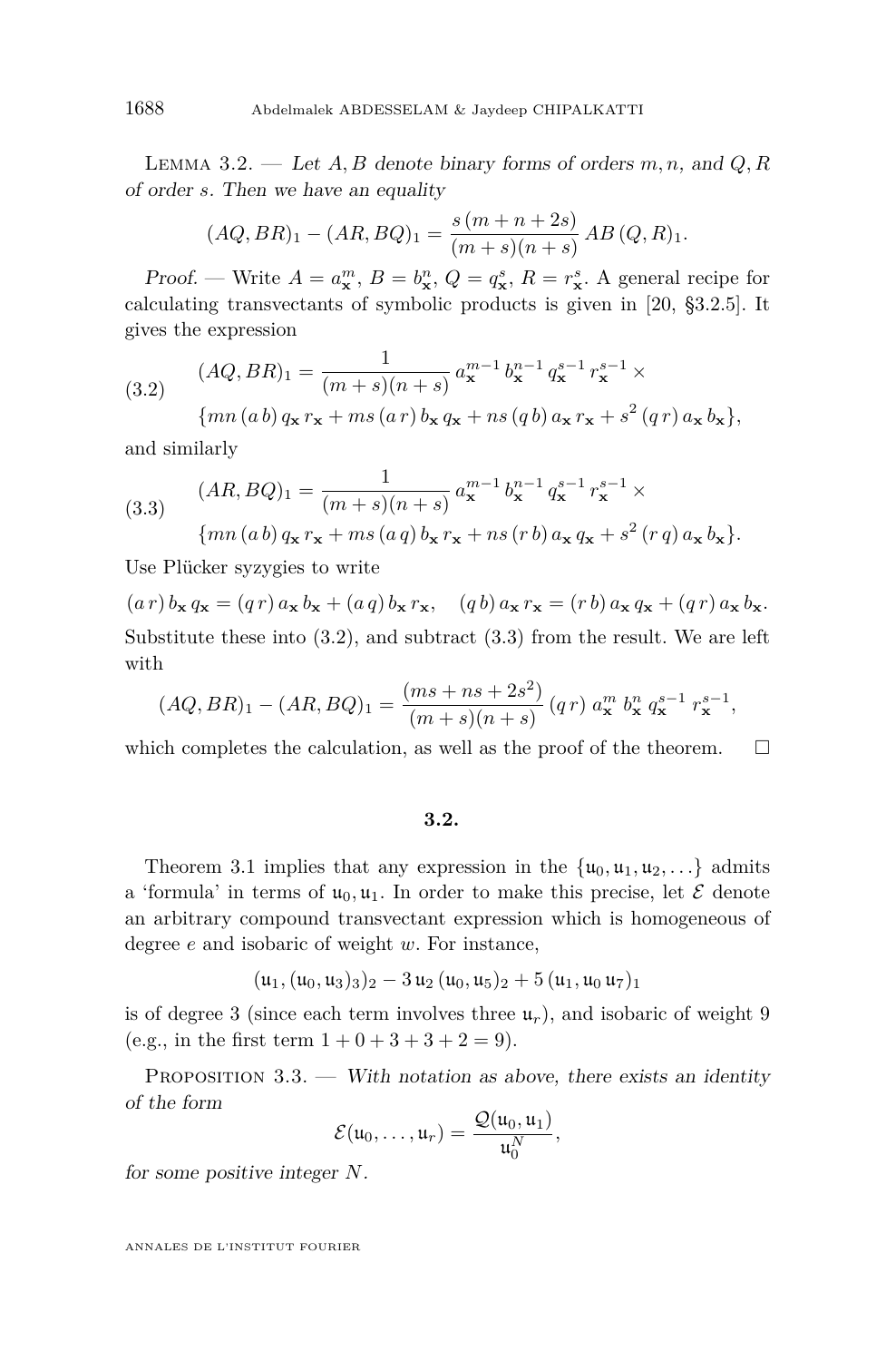Lemma 3.2. — *Let $A, B$ denote binary forms of orders $m, n$, and $Q, R$ of order $s$. Then we have an equality*

$$(AQ, BR)_1 - (AR, BQ)_1 = \frac{s\,(m+n+2s)}{(m+s)(n+s)}\, AB\,(Q,R)_1.$$

*Proof.* — Write $A = a_{\mathbf{x}}^m$, $B = b_{\mathbf{x}}^n$, $Q = q_{\mathbf{x}}^s$, $R = r_{\mathbf{x}}^s$. A general recipe for calculating transvectants of symbolic products is given in [20, §3.2.5]. It gives the expression

$$\begin{aligned}(AQ, BR)_1 = {} & \frac{1}{(m+s)(n+s)}\, a_{\mathbf{x}}^{m-1}\, b_{\mathbf{x}}^{n-1}\, q_{\mathbf{x}}^{s-1}\, r_{\mathbf{x}}^{s-1} \times \\ & \{mn\,(a\,b)\,q_{\mathbf{x}}\,r_{\mathbf{x}} + ms\,(a\,r)\,b_{\mathbf{x}}\,q_{\mathbf{x}} + ns\,(q\,b)\,a_{\mathbf{x}}\,r_{\mathbf{x}} + s^2\,(q\,r)\,a_{\mathbf{x}}\,b_{\mathbf{x}}\},\end{aligned} \tag{3.2}$$

and similarly

$$\begin{aligned}(AR, BQ)_1 = {} & \frac{1}{(m+s)(n+s)}\, a_{\mathbf{x}}^{m-1}\, b_{\mathbf{x}}^{n-1}\, q_{\mathbf{x}}^{s-1}\, r_{\mathbf{x}}^{s-1} \times \\ & \{mn\,(a\,b)\,q_{\mathbf{x}}\,r_{\mathbf{x}} + ms\,(a\,q)\,b_{\mathbf{x}}\,r_{\mathbf{x}} + ns\,(r\,b)\,a_{\mathbf{x}}\,q_{\mathbf{x}} + s^2\,(r\,q)\,a_{\mathbf{x}}\,b_{\mathbf{x}}\}.\end{aligned} \tag{3.3}$$

Use Plücker syzygies to write

$$(a\,r)\,b_{\mathbf{x}}\,q_{\mathbf{x}} = (q\,r)\,a_{\mathbf{x}}\,b_{\mathbf{x}} + (a\,q)\,b_{\mathbf{x}}\,r_{\mathbf{x}}, \quad (q\,b)\,a_{\mathbf{x}}\,r_{\mathbf{x}} = (r\,b)\,a_{\mathbf{x}}\,q_{\mathbf{x}} + (q\,r)\,a_{\mathbf{x}}\,b_{\mathbf{x}}.$$

Substitute these into (3.2), and subtract (3.3) from the result. We are left with

$$(AQ, BR)_1 - (AR, BQ)_1 = \frac{(ms + ns + 2s^2)}{(m+s)(n+s)}\,(q\,r)\; a_{\mathbf{x}}^m\; b_{\mathbf{x}}^n\; q_{\mathbf{x}}^{s-1}\; r_{\mathbf{x}}^{s-1},$$

which completes the calculation, as well as the proof of the theorem. $\square$

### 3.2.

Theorem 3.1 implies that any expression in the $\{\mathfrak{u}_0, \mathfrak{u}_1, \mathfrak{u}_2, \ldots\}$ admits a 'formula' in terms of $\mathfrak{u}_0, \mathfrak{u}_1$. In order to make this precise, let $\mathcal{E}$ denote an arbitrary compound transvectant expression which is homogeneous of degree $e$ and isobaric of weight $w$. For instance,

$$(\mathfrak{u}_1, (\mathfrak{u}_0, \mathfrak{u}_3)_3)_2 - 3\,\mathfrak{u}_2\,(\mathfrak{u}_0, \mathfrak{u}_5)_2 + 5\,(\mathfrak{u}_1, \mathfrak{u}_0\,\mathfrak{u}_7)_1$$

is of degree 3 (since each term involves three $\mathfrak{u}_r$), and isobaric of weight 9 (e.g., in the first term $1 + 0 + 3 + 3 + 2 = 9$).

Proposition 3.3. — *With notation as above, there exists an identity of the form*

$$\mathcal{E}(\mathfrak{u}_0, \ldots, \mathfrak{u}_r) = \frac{\mathcal{Q}(\mathfrak{u}_0, \mathfrak{u}_1)}{\mathfrak{u}_0^N},$$

*for some positive integer $N$.*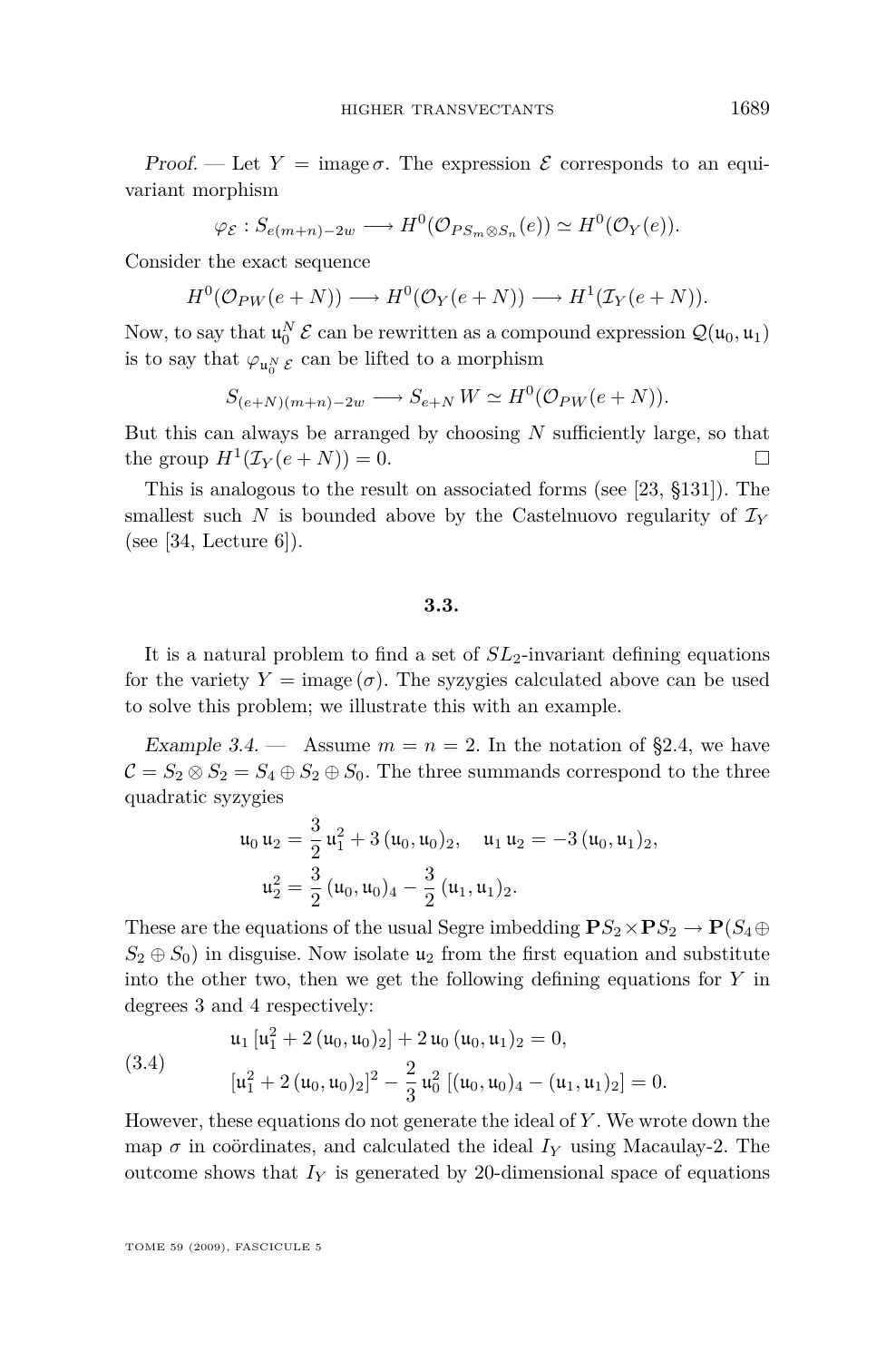*Proof.* — Let $Y = \text{image}\,\sigma$. The expression $\mathcal{E}$ corresponds to an equivariant morphism

$$\varphi_{\mathcal{E}} : S_{e(m+n)-2w} \longrightarrow H^0(\mathcal{O}_{PS_m \otimes S_n}(e)) \simeq H^0(\mathcal{O}_Y(e)).$$

Consider the exact sequence

$$H^0(\mathcal{O}_{PW}(e+N)) \longrightarrow H^0(\mathcal{O}_Y(e+N)) \longrightarrow H^1(\mathcal{I}_Y(e+N)).$$

Now, to say that $\mathfrak{u}_0^N\,\mathcal{E}$ can be rewritten as a compound expression $\mathcal{Q}(\mathfrak{u}_0, \mathfrak{u}_1)$ is to say that $\varphi_{\mathfrak{u}_0^N\,\mathcal{E}}$ can be lifted to a morphism

$$S_{(e+N)(m+n)-2w} \longrightarrow S_{e+N}\,W \simeq H^0(\mathcal{O}_{PW}(e+N)).$$

But this can always be arranged by choosing $N$ sufficiently large, so that the group $H^1(\mathcal{I}_Y(e+N)) = 0$. □

This is analogous to the result on associated forms (see [23, §131]). The smallest such $N$ is bounded above by the Castelnuovo regularity of $\mathcal{I}_Y$ (see [34, Lecture 6]).

### 3.3.

It is a natural problem to find a set of $SL_2$-invariant defining equations for the variety $Y = \text{image}\,(\sigma)$. The syzygies calculated above can be used to solve this problem; we illustrate this with an example.

*Example 3.4.* — Assume $m = n = 2$. In the notation of §2.4, we have $\mathcal{C} = S_2 \otimes S_2 = S_4 \oplus S_2 \oplus S_0$. The three summands correspond to the three quadratic syzygies

$$\mathfrak{u}_0\,\mathfrak{u}_2 = \frac{3}{2}\,\mathfrak{u}_1^2 + 3\,(\mathfrak{u}_0, \mathfrak{u}_0)_2, \quad \mathfrak{u}_1\,\mathfrak{u}_2 = -3\,(\mathfrak{u}_0, \mathfrak{u}_1)_2,$$
$$\mathfrak{u}_2^2 = \frac{3}{2}\,(\mathfrak{u}_0, \mathfrak{u}_0)_4 - \frac{3}{2}\,(\mathfrak{u}_1, \mathfrak{u}_1)_2.$$

These are the equations of the usual Segre imbedding $\mathbf{P}S_2 \times \mathbf{P}S_2 \to \mathbf{P}(S_4 \oplus S_2 \oplus S_0)$ in disguise. Now isolate $\mathfrak{u}_2$ from the first equation and substitute into the other two, then we get the following defining equations for $Y$ in degrees 3 and 4 respectively:

$$\begin{aligned} &\mathfrak{u}_1\,[\mathfrak{u}_1^2 + 2\,(\mathfrak{u}_0, \mathfrak{u}_0)_2] + 2\,\mathfrak{u}_0\,(\mathfrak{u}_0, \mathfrak{u}_1)_2 = 0, \\ &[\mathfrak{u}_1^2 + 2\,(\mathfrak{u}_0, \mathfrak{u}_0)_2]^2 - \frac{2}{3}\,\mathfrak{u}_0^2\,[(\mathfrak{u}_0, \mathfrak{u}_0)_4 - (\mathfrak{u}_1, \mathfrak{u}_1)_2] = 0. \end{aligned} \tag{3.4}$$

However, these equations do not generate the ideal of $Y$. We wrote down the map $\sigma$ in coördinates, and calculated the ideal $I_Y$ using Macaulay-2. The outcome shows that $I_Y$ is generated by 20-dimensional space of equations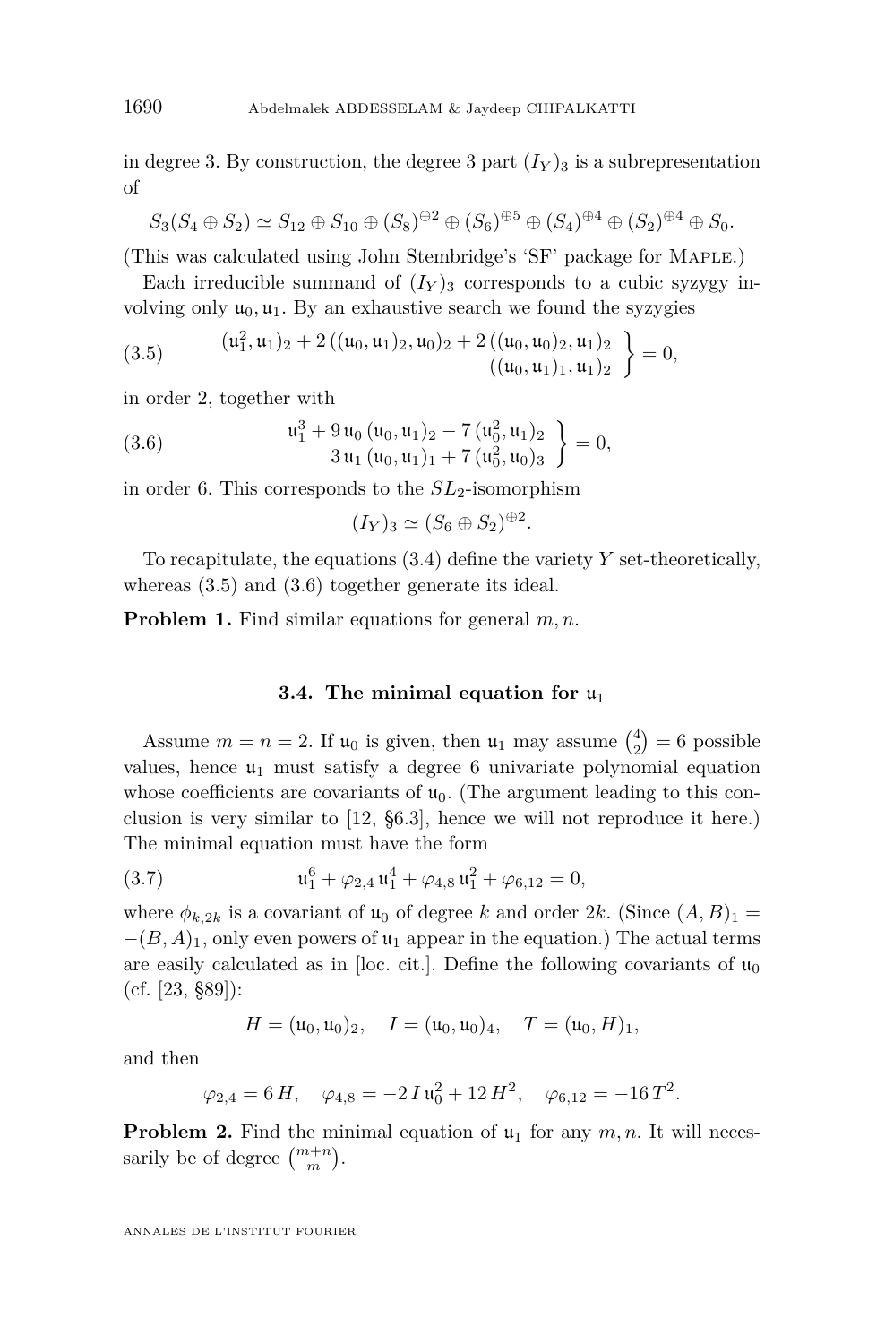in degree 3. By construction, the degree 3 part $(I_Y)_3$ is a subrepresentation of

$$S_3(S_4 \oplus S_2) \simeq S_{12} \oplus S_{10} \oplus (S_8)^{\oplus 2} \oplus (S_6)^{\oplus 5} \oplus (S_4)^{\oplus 4} \oplus (S_2)^{\oplus 4} \oplus S_0.$$

(This was calculated using John Stembridge's 'SF' package for Maple.)

Each irreducible summand of $(I_Y)_3$ corresponds to a cubic syzygy involving only $\mathfrak{u}_0, \mathfrak{u}_1$. By an exhaustive search we found the syzygies

$$\left.\begin{array}{r}(\mathfrak{u}_1^2, \mathfrak{u}_1)_2 + 2\,((\mathfrak{u}_0, \mathfrak{u}_1)_2, \mathfrak{u}_0)_2 + 2\,((\mathfrak{u}_0, \mathfrak{u}_0)_2, \mathfrak{u}_1)_2 \\ ((\mathfrak{u}_0, \mathfrak{u}_1)_1, \mathfrak{u}_1)_2\end{array}\right\} = 0, \tag{3.5}$$

in order 2, together with

$$\left.\begin{array}{r}\mathfrak{u}_1^3 + 9\,\mathfrak{u}_0\,(\mathfrak{u}_0, \mathfrak{u}_1)_2 - 7\,(\mathfrak{u}_0^2, \mathfrak{u}_1)_2 \\ 3\,\mathfrak{u}_1\,(\mathfrak{u}_0, \mathfrak{u}_1)_1 + 7\,(\mathfrak{u}_0^2, \mathfrak{u}_0)_3\end{array}\right\} = 0, \tag{3.6}$$

in order 6. This corresponds to the $SL_2$-isomorphism

$$(I_Y)_3 \simeq (S_6 \oplus S_2)^{\oplus 2}.$$

To recapitulate, the equations (3.4) define the variety $Y$ set-theoretically, whereas (3.5) and (3.6) together generate its ideal.

**Problem 1.** Find similar equations for general $m, n$.

### 3.4. The minimal equation for $\mathfrak{u}_1$

Assume $m = n = 2$. If $\mathfrak{u}_0$ is given, then $\mathfrak{u}_1$ may assume $\binom{4}{2} = 6$ possible values, hence $\mathfrak{u}_1$ must satisfy a degree 6 univariate polynomial equation whose coefficients are covariants of $\mathfrak{u}_0$. (The argument leading to this conclusion is very similar to [12, §6.3], hence we will not reproduce it here.) The minimal equation must have the form

$$\mathfrak{u}_1^6 + \varphi_{2,4}\,\mathfrak{u}_1^4 + \varphi_{4,8}\,\mathfrak{u}_1^2 + \varphi_{6,12} = 0, \tag{3.7}$$

where $\phi_{k,2k}$ is a covariant of $\mathfrak{u}_0$ of degree $k$ and order $2k$. (Since $(A, B)_1 = -(B, A)_1$, only even powers of $\mathfrak{u}_1$ appear in the equation.) The actual terms are easily calculated as in [loc. cit.]. Define the following covariants of $\mathfrak{u}_0$ (cf. [23, §89]):

$$H = (\mathfrak{u}_0, \mathfrak{u}_0)_2, \quad I = (\mathfrak{u}_0, \mathfrak{u}_0)_4, \quad T = (\mathfrak{u}_0, H)_1,$$

and then

$$\varphi_{2,4} = 6\,H, \quad \varphi_{4,8} = -2\,I\,\mathfrak{u}_0^2 + 12\,H^2, \quad \varphi_{6,12} = -16\,T^2.$$

**Problem 2.** Find the minimal equation of $\mathfrak{u}_1$ for any $m, n$. It will necessarily be of degree $\binom{m+n}{m}$.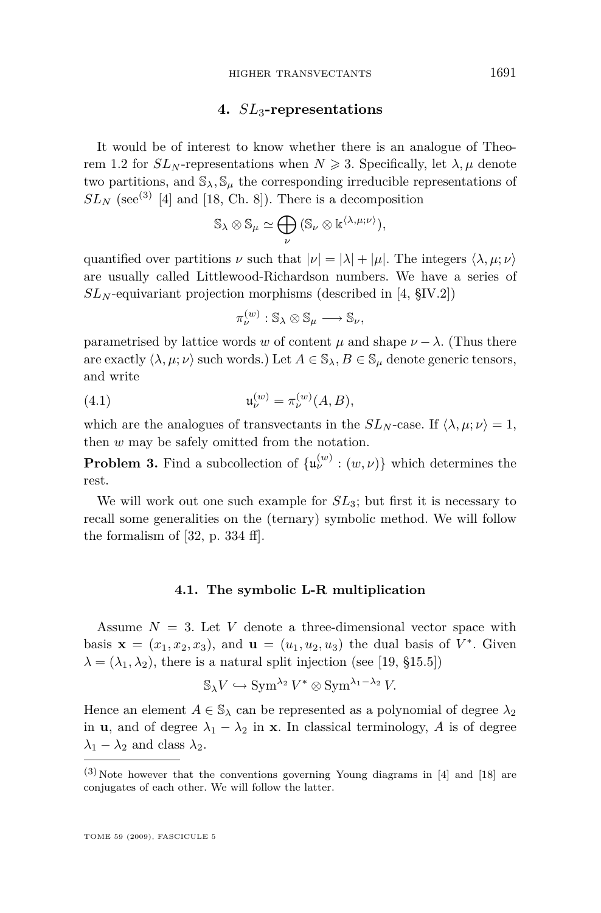## 4. $SL_3$-representations

It would be of interest to know whether there is an analogue of Theorem 1.2 for $SL_N$-representations when $N \geqslant 3$. Specifically, let $\lambda, \mu$ denote two partitions, and $\mathbb{S}_\lambda, \mathbb{S}_\mu$ the corresponding irreducible representations of $SL_N$ (see[3] [4] and [18, Ch. 8]). There is a decomposition

$$\mathbb{S}_\lambda \otimes \mathbb{S}_\mu \simeq \bigoplus_\nu (\mathbb{S}_\nu \otimes \Bbbk^{\langle \lambda, \mu; \nu \rangle}),$$

quantified over partitions $\nu$ such that $|\nu| = |\lambda| + |\mu|$. The integers $\langle \lambda, \mu; \nu \rangle$ are usually called Littlewood-Richardson numbers. We have a series of $SL_N$-equivariant projection morphisms (described in [4, §IV.2])

$$\pi_\nu^{(w)} : \mathbb{S}_\lambda \otimes \mathbb{S}_\mu \longrightarrow \mathbb{S}_\nu,$$

parametrised by lattice words $w$ of content $\mu$ and shape $\nu - \lambda$. (Thus there are exactly $\langle \lambda, \mu; \nu \rangle$ such words.) Let $A \in \mathbb{S}_\lambda, B \in \mathbb{S}_\mu$ denote generic tensors, and write

$$\mathfrak{u}_\nu^{(w)} = \pi_\nu^{(w)}(A, B), \tag{4.1}$$

which are the analogues of transvectants in the $SL_N$-case. If $\langle \lambda, \mu; \nu \rangle = 1$, then $w$ may be safely omitted from the notation.

**Problem 3.** Find a subcollection of $\{\mathfrak{u}_\nu^{(w)} : (w, \nu)\}$ which determines the rest.

We will work out one such example for $SL_3$; but first it is necessary to recall some generalities on the (ternary) symbolic method. We will follow the formalism of [32, p. 334 ff].

### 4.1. The symbolic L-R multiplication

Assume $N = 3$. Let $V$ denote a three-dimensional vector space with basis $\mathbf{x} = (x_1, x_2, x_3)$, and $\mathbf{u} = (u_1, u_2, u_3)$ the dual basis of $V^*$. Given $\lambda = (\lambda_1, \lambda_2)$, there is a natural split injection (see [19, §15.5])

$$\mathbb{S}_\lambda V \hookrightarrow \operatorname{Sym}^{\lambda_2} V^* \otimes \operatorname{Sym}^{\lambda_1 - \lambda_2} V.$$

Hence an element $A \in \mathbb{S}_\lambda$ can be represented as a polynomial of degree $\lambda_2$ in $\mathbf{u}$, and of degree $\lambda_1 - \lambda_2$ in $\mathbf{x}$. In classical terminology, $A$ is of degree $\lambda_1 - \lambda_2$ and class $\lambda_2$.

[3] Note however that the conventions governing Young diagrams in [4] and [18] are conjugates of each other. We will follow the latter.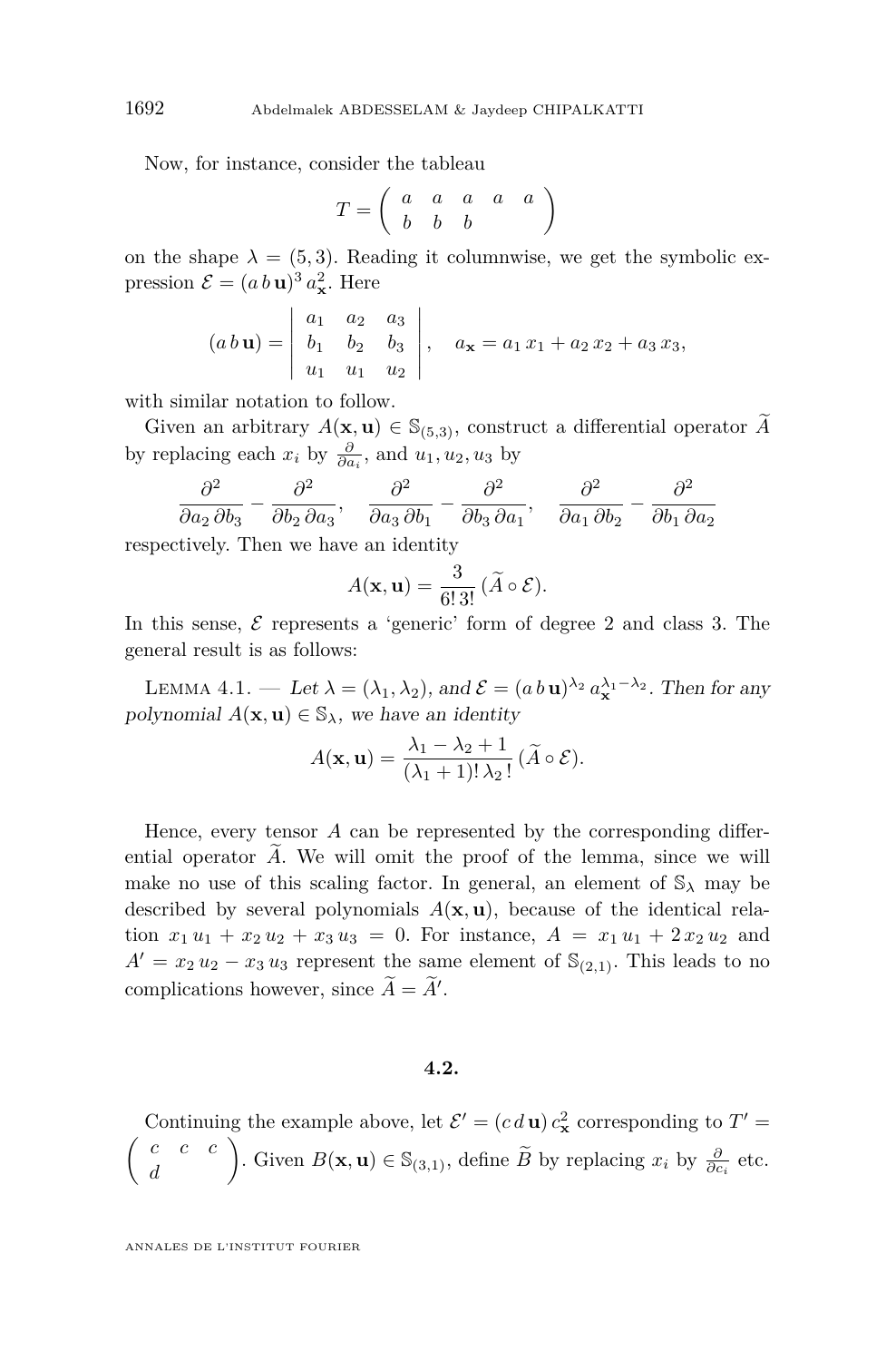Now, for instance, consider the tableau

$$T = \begin{pmatrix} a & a & a & a & a \\ b & b & b & & \end{pmatrix}$$

on the shape $\lambda = (5, 3)$. Reading it columnwise, we get the symbolic expression $\mathcal{E} = (a\, b\, \mathbf{u})^3\, a_{\mathbf{x}}^2$. Here

$$(a\, b\, \mathbf{u}) = \begin{vmatrix} a_1 & a_2 & a_3 \\ b_1 & b_2 & b_3 \\ u_1 & u_1 & u_2 \end{vmatrix}, \quad a_{\mathbf{x}} = a_1\, x_1 + a_2\, x_2 + a_3\, x_3,$$

with similar notation to follow.

Given an arbitrary $A(\mathbf{x}, \mathbf{u}) \in \mathbb{S}_{(5,3)}$, construct a differential operator $\widetilde{A}$ by replacing each $x_i$ by $\frac{\partial}{\partial a_i}$, and $u_1, u_2, u_3$ by

$$\frac{\partial^2}{\partial a_2\, \partial b_3} - \frac{\partial^2}{\partial b_2\, \partial a_3}, \quad \frac{\partial^2}{\partial a_3\, \partial b_1} - \frac{\partial^2}{\partial b_3\, \partial a_1}, \quad \frac{\partial^2}{\partial a_1\, \partial b_2} - \frac{\partial^2}{\partial b_1\, \partial a_2}$$

respectively. Then we have an identity

$$A(\mathbf{x}, \mathbf{u}) = \frac{3}{6!\, 3!}\, (\widetilde{A} \circ \mathcal{E}).$$

In this sense, $\mathcal{E}$ represents a 'generic' form of degree 2 and class 3. The general result is as follows:

Lemma 4.1. — *Let $\lambda = (\lambda_1, \lambda_2)$, and $\mathcal{E} = (a\, b\, \mathbf{u})^{\lambda_2}\, a_{\mathbf{x}}^{\lambda_1 - \lambda_2}$. Then for any polynomial $A(\mathbf{x}, \mathbf{u}) \in \mathbb{S}_\lambda$, we have an identity*

$$A(\mathbf{x}, \mathbf{u}) = \frac{\lambda_1 - \lambda_2 + 1}{(\lambda_1 + 1)!\, \lambda_2\, !}\, (\widetilde{A} \circ \mathcal{E}).$$

Hence, every tensor $A$ can be represented by the corresponding differential operator $\widetilde{A}$. We will omit the proof of the lemma, since we will make no use of this scaling factor. In general, an element of $\mathbb{S}_\lambda$ may be described by several polynomials $A(\mathbf{x}, \mathbf{u})$, because of the identical relation $x_1\, u_1 + x_2\, u_2 + x_3\, u_3 = 0$. For instance, $A = x_1\, u_1 + 2\, x_2\, u_2$ and $A' = x_2\, u_2 - x_3\, u_3$ represent the same element of $\mathbb{S}_{(2,1)}$. This leads to no complications however, since $\widetilde{A} = \widetilde{A}'$.

## 4.2.

Continuing the example above, let $\mathcal{E}' = (c\, d\, \mathbf{u})\, c_{\mathbf{x}}^2$ corresponding to $T' = \begin{pmatrix} c & c & c \\ d & & \end{pmatrix}$. Given $B(\mathbf{x}, \mathbf{u}) \in \mathbb{S}_{(3,1)}$, define $\widetilde{B}$ by replacing $x_i$ by $\frac{\partial}{\partial c_i}$ etc.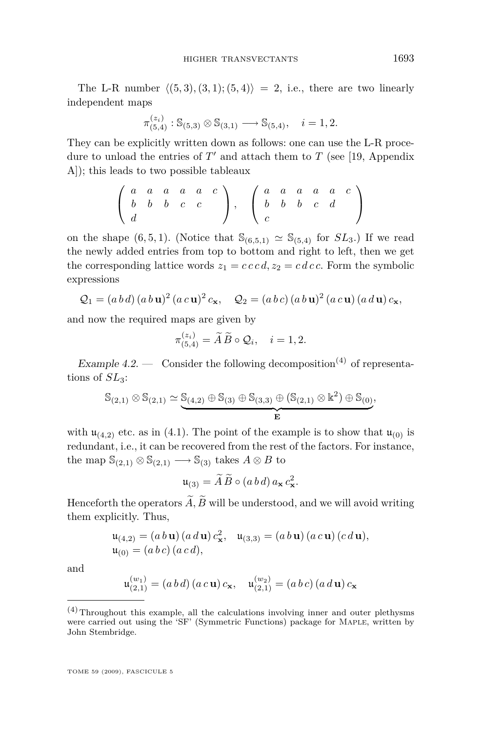The L-R number $\langle (5,3),(3,1);(5,4)\rangle = 2$, i.e., there are two linearly independent maps

$$\pi^{(z_i)}_{(5,4)} : \mathbb{S}_{(5,3)} \otimes \mathbb{S}_{(3,1)} \longrightarrow \mathbb{S}_{(5,4)}, \quad i = 1,2.$$

They can be explicitly written down as follows: one can use the L-R procedure to unload the entries of $T'$ and attach them to $T$ (see [19, Appendix A]); this leads to two possible tableaux

$$\begin{pmatrix} a & a & a & a & a & c \\ b & b & b & c & c & \\ d & & & & & \end{pmatrix}, \quad \begin{pmatrix} a & a & a & a & a & c \\ b & b & b & c & d & \\ c & & & & & \end{pmatrix}$$

on the shape $(6,5,1)$. (Notice that $\mathbb{S}_{(6,5,1)} \simeq \mathbb{S}_{(5,4)}$ for $SL_3$.) If we read the newly added entries from top to bottom and right to left, then we get the corresponding lattice words $z_1 = c\,c\,c\,d, z_2 = c\,d\,c\,c$. Form the symbolic expressions

$$\mathcal{Q}_1 = (a\,b\,d)\,(a\,b\,\mathbf{u})^2\,(a\,c\,\mathbf{u})^2\,c_{\mathbf{x}}, \quad \mathcal{Q}_2 = (a\,b\,c)\,(a\,b\,\mathbf{u})^2\,(a\,c\,\mathbf{u})\,(a\,d\,\mathbf{u})\,c_{\mathbf{x}},$$

and now the required maps are given by

$$\pi^{(z_i)}_{(5,4)} = \widetilde{A}\,\widetilde{B} \circ \mathcal{Q}_i, \quad i = 1,2.$$

*Example 4.2.* — Consider the following decomposition[4] of representations of $SL_3$:

$$\mathbb{S}_{(2,1)} \otimes \mathbb{S}_{(2,1)} \simeq \underbrace{\mathbb{S}_{(4,2)} \oplus \mathbb{S}_{(3)} \oplus \mathbb{S}_{(3,3)} \oplus (\mathbb{S}_{(2,1)} \otimes \mathbb{k}^2) \oplus \mathbb{S}_{(0)}}_{\mathbf{E}},$$

with $\mathfrak{u}_{(4,2)}$ etc. as in (4.1). The point of the example is to show that $\mathfrak{u}_{(0)}$ is redundant, i.e., it can be recovered from the rest of the factors. For instance, the map $\mathbb{S}_{(2,1)} \otimes \mathbb{S}_{(2,1)} \longrightarrow \mathbb{S}_{(3)}$ takes $A \otimes B$ to

$$\mathfrak{u}_{(3)} = \widetilde{A}\,\widetilde{B} \circ (a\,b\,d)\,a_{\mathbf{x}}\,c_{\mathbf{x}}^2.$$

Henceforth the operators $\widetilde{A}, \widetilde{B}$ will be understood, and we will avoid writing them explicitly. Thus,

$$\mathfrak{u}_{(4,2)} = (a\,b\,\mathbf{u})\,(a\,d\,\mathbf{u})\,c_{\mathbf{x}}^2, \quad \mathfrak{u}_{(3,3)} = (a\,b\,\mathbf{u})\,(a\,c\,\mathbf{u})\,(c\,d\,\mathbf{u}),$$
$$\mathfrak{u}_{(0)} = (a\,b\,c)\,(a\,c\,d),$$

and

$$\mathfrak{u}^{(w_1)}_{(2,1)} = (a\,b\,d)\,(a\,c\,\mathbf{u})\,c_{\mathbf{x}}, \quad \mathfrak{u}^{(w_2)}_{(2,1)} = (a\,b\,c)\,(a\,d\,\mathbf{u})\,c_{\mathbf{x}}$$

[4] Throughout this example, all the calculations involving inner and outer plethysms were carried out using the 'SF' (Symmetric Functions) package for MAPLE, written by John Stembridge.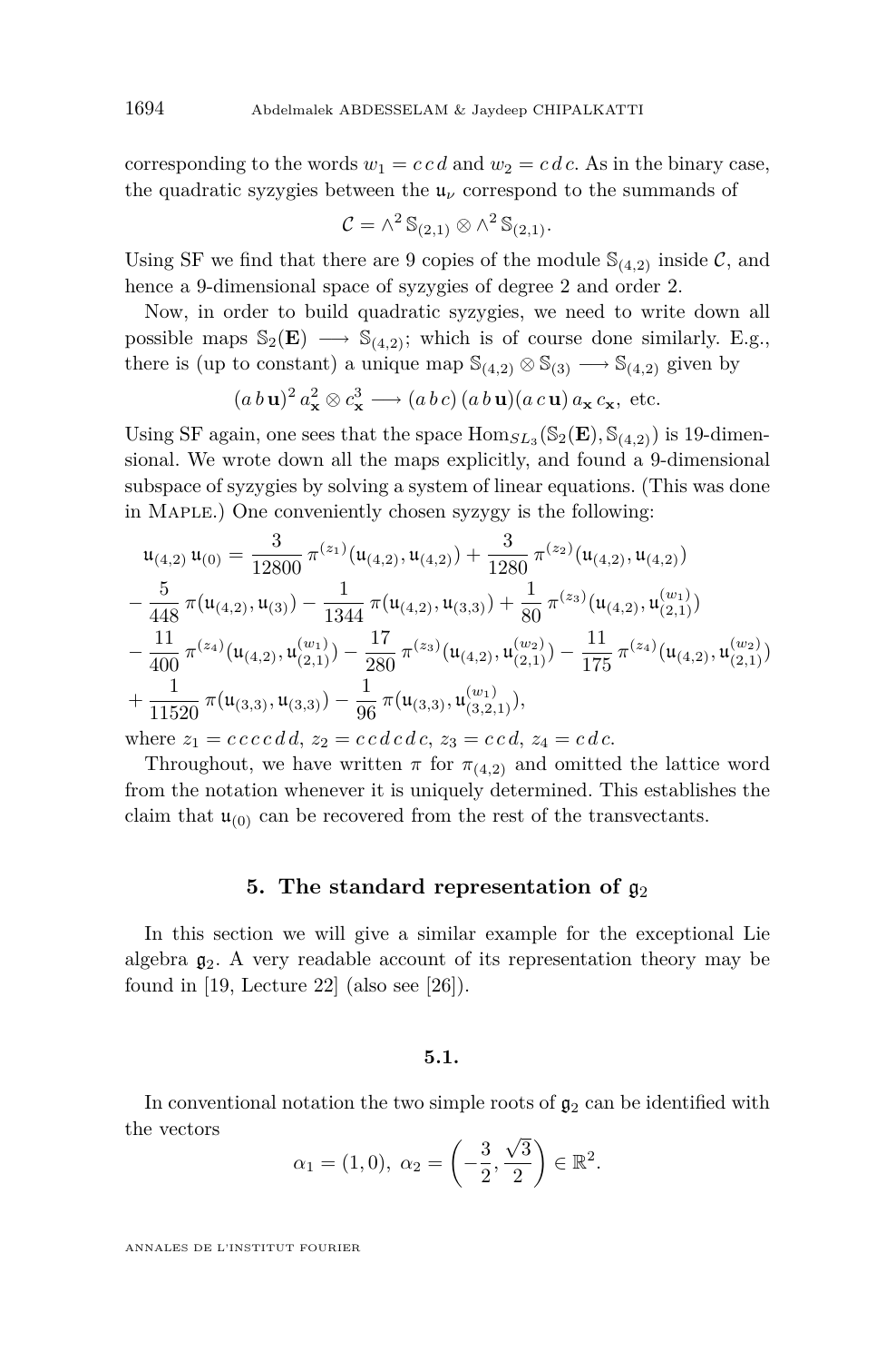corresponding to the words $w_1 = c\,c\,d$ and $w_2 = c\,d\,c$. As in the binary case, the quadratic syzygies between the $\mathfrak{u}_\nu$ correspond to the summands of

$$\mathcal{C} = \wedge^2 \mathbb{S}_{(2,1)} \otimes \wedge^2 \mathbb{S}_{(2,1)}.$$

Using SF we find that there are 9 copies of the module $\mathbb{S}_{(4,2)}$ inside $\mathcal{C}$, and hence a 9-dimensional space of syzygies of degree 2 and order 2.

Now, in order to build quadratic syzygies, we need to write down all possible maps $\mathbb{S}_2(\mathbf{E}) \longrightarrow \mathbb{S}_{(4,2)}$; which is of course done similarly. E.g., there is (up to constant) a unique map $\mathbb{S}_{(4,2)} \otimes \mathbb{S}_{(3)} \longrightarrow \mathbb{S}_{(4,2)}$ given by

$$(a\,b\,\mathbf{u})^2\, a_{\mathbf{x}}^2 \otimes c_{\mathbf{x}}^3 \longrightarrow (a\,b\,c)\,(a\,b\,\mathbf{u})(a\,c\,\mathbf{u})\,a_{\mathbf{x}}\,c_{\mathbf{x}}, \text{ etc.}$$

Using SF again, one sees that the space $\mathrm{Hom}_{SL_3}(\mathbb{S}_2(\mathbf{E}), \mathbb{S}_{(4,2)})$ is 19-dimensional. We wrote down all the maps explicitly, and found a 9-dimensional subspace of syzygies by solving a system of linear equations. (This was done in Maple.) One conveniently chosen syzygy is the following:

$$\begin{aligned}
&\mathfrak{u}_{(4,2)}\,\mathfrak{u}_{(0)} = \frac{3}{12800}\,\pi^{(z_1)}(\mathfrak{u}_{(4,2)}, \mathfrak{u}_{(4,2)}) + \frac{3}{1280}\,\pi^{(z_2)}(\mathfrak{u}_{(4,2)}, \mathfrak{u}_{(4,2)}) \\
&- \frac{5}{448}\,\pi(\mathfrak{u}_{(4,2)}, \mathfrak{u}_{(3)}) - \frac{1}{1344}\,\pi(\mathfrak{u}_{(4,2)}, \mathfrak{u}_{(3,3)}) + \frac{1}{80}\,\pi^{(z_3)}(\mathfrak{u}_{(4,2)}, \mathfrak{u}^{(w_1)}_{(2,1)}) \\
&- \frac{11}{400}\,\pi^{(z_4)}(\mathfrak{u}_{(4,2)}, \mathfrak{u}^{(w_1)}_{(2,1)}) - \frac{17}{280}\,\pi^{(z_3)}(\mathfrak{u}_{(4,2)}, \mathfrak{u}^{(w_2)}_{(2,1)}) - \frac{11}{175}\,\pi^{(z_4)}(\mathfrak{u}_{(4,2)}, \mathfrak{u}^{(w_2)}_{(2,1)}) \\
&+ \frac{1}{11520}\,\pi(\mathfrak{u}_{(3,3)}, \mathfrak{u}_{(3,3)}) - \frac{1}{96}\,\pi(\mathfrak{u}_{(3,3)}, \mathfrak{u}^{(w_1)}_{(3,2,1)}),
\end{aligned}$$

where $z_1 = c\,c\,c\,c\,d\,d$, $z_2 = c\,c\,d\,c\,d\,c$, $z_3 = c\,c\,d$, $z_4 = c\,d\,c$.

Throughout, we have written $\pi$ for $\pi_{(4,2)}$ and omitted the lattice word from the notation whenever it is uniquely determined. This establishes the claim that $\mathfrak{u}_{(0)}$ can be recovered from the rest of the transvectants.

## 5. The standard representation of $\mathfrak{g}_2$

In this section we will give a similar example for the exceptional Lie algebra $\mathfrak{g}_2$. A very readable account of its representation theory may be found in [19, Lecture 22] (also see [26]).

### 5.1.

In conventional notation the two simple roots of $\mathfrak{g}_2$ can be identified with the vectors

$$\alpha_1 = (1, 0),\ \alpha_2 = \left(-\frac{3}{2}, \frac{\sqrt{3}}{2}\right) \in \mathbb{R}^2.$$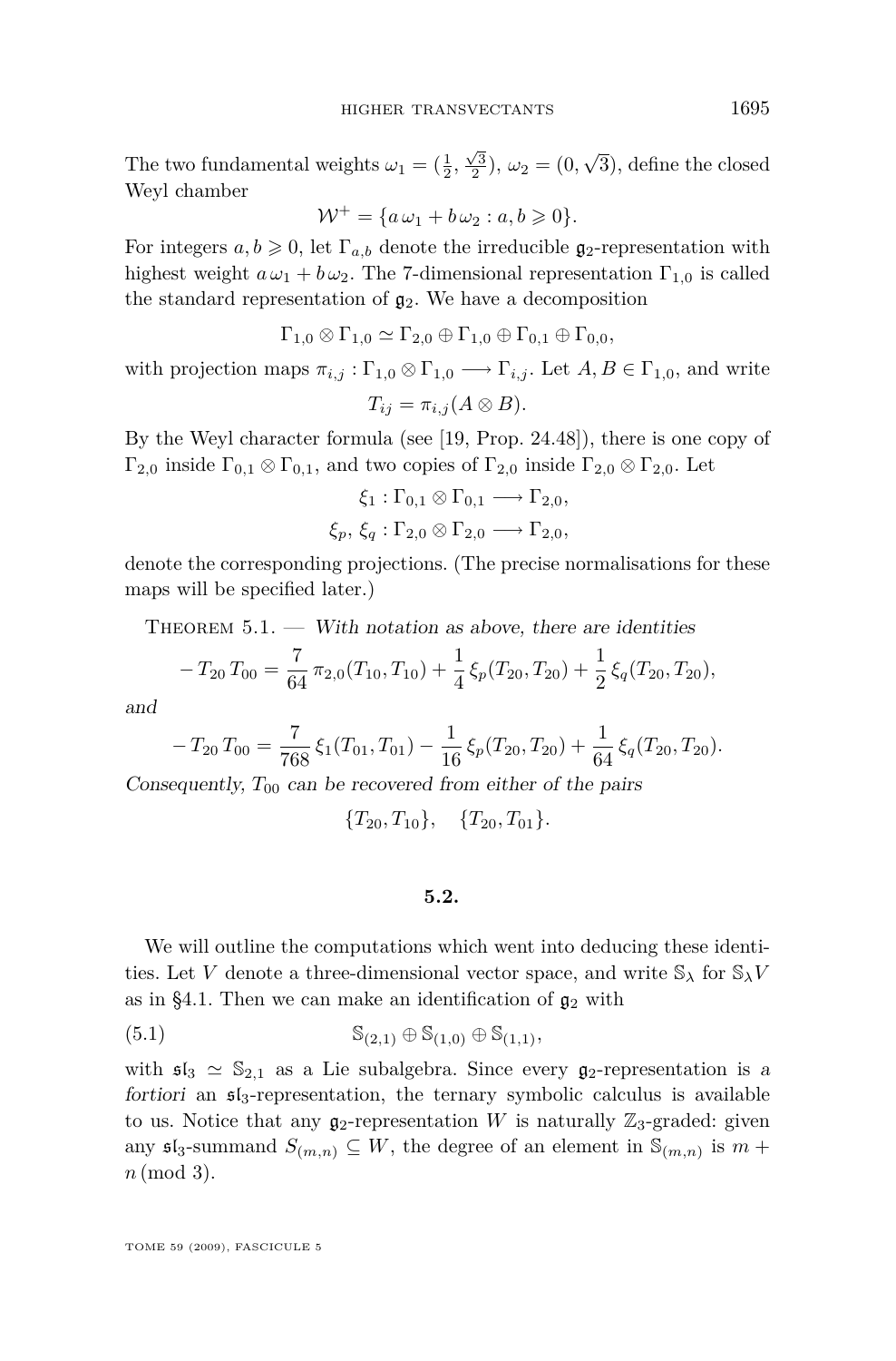The two fundamental weights $\omega_1 = (\frac{1}{2}, \frac{\sqrt{3}}{2})$, $\omega_2 = (0, \sqrt{3})$, define the closed Weyl chamber

$$\mathcal{W}^+ = \{a\,\omega_1 + b\,\omega_2 : a, b \geqslant 0\}.$$

For integers $a, b \geqslant 0$, let $\Gamma_{a,b}$ denote the irreducible $\mathfrak{g}_2$-representation with highest weight $a\,\omega_1 + b\,\omega_2$. The 7-dimensional representation $\Gamma_{1,0}$ is called the standard representation of $\mathfrak{g}_2$. We have a decomposition

$$\Gamma_{1,0} \otimes \Gamma_{1,0} \simeq \Gamma_{2,0} \oplus \Gamma_{1,0} \oplus \Gamma_{0,1} \oplus \Gamma_{0,0},$$

with projection maps $\pi_{i,j} : \Gamma_{1,0} \otimes \Gamma_{1,0} \longrightarrow \Gamma_{i,j}$. Let $A, B \in \Gamma_{1,0}$, and write

$$T_{ij} = \pi_{i,j}(A \otimes B).$$

By the Weyl character formula (see [19, Prop. 24.48]), there is one copy of $\Gamma_{2,0}$ inside $\Gamma_{0,1} \otimes \Gamma_{0,1}$, and two copies of $\Gamma_{2,0}$ inside $\Gamma_{2,0} \otimes \Gamma_{2,0}$. Let

$$\xi_1 : \Gamma_{0,1} \otimes \Gamma_{0,1} \longrightarrow \Gamma_{2,0},$$
$$\xi_p,\, \xi_q : \Gamma_{2,0} \otimes \Gamma_{2,0} \longrightarrow \Gamma_{2,0},$$

denote the corresponding projections. (The precise normalisations for these maps will be specified later.)

Theorem 5.1. — *With notation as above, there are identities*

$$-\,T_{20}\,T_{00} = \frac{7}{64}\,\pi_{2,0}(T_{10}, T_{10}) + \frac{1}{4}\,\xi_p(T_{20}, T_{20}) + \frac{1}{2}\,\xi_q(T_{20}, T_{20}),$$

*and*

$$-\,T_{20}\,T_{00} = \frac{7}{768}\,\xi_1(T_{01}, T_{01}) - \frac{1}{16}\,\xi_p(T_{20}, T_{20}) + \frac{1}{64}\,\xi_q(T_{20}, T_{20}).$$

*Consequently, $T_{00}$ can be recovered from either of the pairs*

$$\{T_{20}, T_{10}\}, \quad \{T_{20}, T_{01}\}.$$

## 5.2.

We will outline the computations which went into deducing these identities. Let $V$ denote a three-dimensional vector space, and write $\mathbb{S}_\lambda$ for $\mathbb{S}_\lambda V$ as in §4.1. Then we can make an identification of $\mathfrak{g}_2$ with

$$\mathbb{S}_{(2,1)} \oplus \mathbb{S}_{(1,0)} \oplus \mathbb{S}_{(1,1)}, \tag{5.1}$$

with $\mathfrak{sl}_3 \simeq \mathbb{S}_{2,1}$ as a Lie subalgebra. Since every $\mathfrak{g}_2$-representation is *a fortiori* an $\mathfrak{sl}_3$-representation, the ternary symbolic calculus is available to us. Notice that any $\mathfrak{g}_2$-representation $W$ is naturally $\mathbb{Z}_3$-graded: given any $\mathfrak{sl}_3$-summand $S_{(m,n)} \subseteq W$, the degree of an element in $\mathbb{S}_{(m,n)}$ is $m + n \pmod 3$.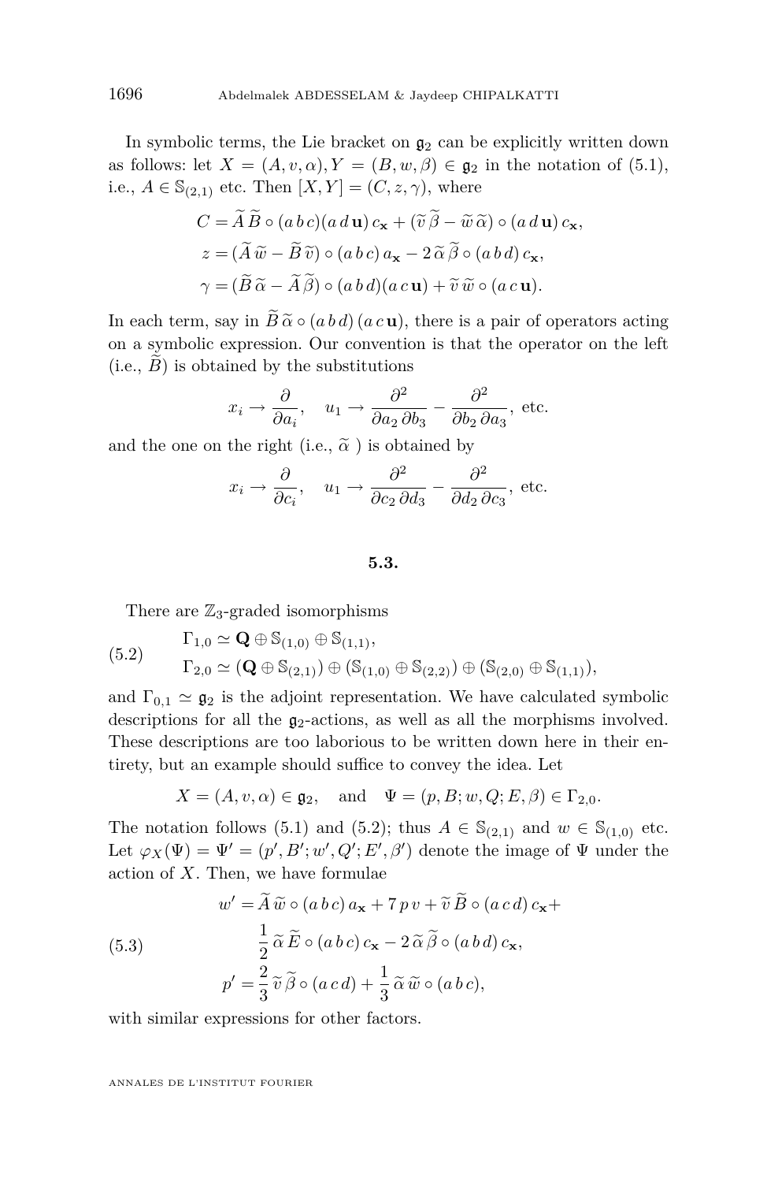In symbolic terms, the Lie bracket on $\mathfrak{g}_2$ can be explicitly written down as follows: let $X = (A, v, \alpha), Y = (B, w, \beta) \in \mathfrak{g}_2$ in the notation of (5.1), i.e., $A \in \mathbb{S}_{(2,1)}$ etc. Then $[X, Y] = (C, z, \gamma)$, where

$$
\begin{aligned}
C &= \widetilde{A}\,\widetilde{B} \circ (a\,b\,c)(a\,d\,\mathbf{u})\,c_{\mathbf{x}} + (\widetilde{v}\,\widetilde{\beta} - \widetilde{w}\,\widetilde{\alpha}) \circ (a\,d\,\mathbf{u})\,c_{\mathbf{x}},\\
z &= (\widetilde{A}\,\widetilde{w} - \widetilde{B}\,\widetilde{v}) \circ (a\,b\,c)\,a_{\mathbf{x}} - 2\,\widetilde{\alpha}\,\widetilde{\beta} \circ (a\,b\,d)\,c_{\mathbf{x}},\\
\gamma &= (\widetilde{B}\,\widetilde{\alpha} - \widetilde{A}\,\widetilde{\beta}) \circ (a\,b\,d)(a\,c\,\mathbf{u}) + \widetilde{v}\,\widetilde{w} \circ (a\,c\,\mathbf{u}).
\end{aligned}
$$

In each term, say in $\widetilde{B}\,\widetilde{\alpha} \circ (a\,b\,d)\,(a\,c\,\mathbf{u})$, there is a pair of operators acting on a symbolic expression. Our convention is that the operator on the left (i.e., $\widetilde{B}$) is obtained by the substitutions

$$
x_i \to \frac{\partial}{\partial a_i}, \quad u_1 \to \frac{\partial^2}{\partial a_2\,\partial b_3} - \frac{\partial^2}{\partial b_2\,\partial a_3}, \text{ etc.}
$$

and the one on the right (i.e., $\widetilde{\alpha}$ ) is obtained by

$$
x_i \to \frac{\partial}{\partial c_i}, \quad u_1 \to \frac{\partial^2}{\partial c_2\,\partial d_3} - \frac{\partial^2}{\partial d_2\,\partial c_3}, \text{ etc.}
$$

## 5.3.

There are $\mathbb{Z}_3$-graded isomorphisms

$$
\begin{aligned}
&\Gamma_{1,0} \simeq \mathbf{Q} \oplus \mathbb{S}_{(1,0)} \oplus \mathbb{S}_{(1,1)},\\
&\Gamma_{2,0} \simeq (\mathbf{Q} \oplus \mathbb{S}_{(2,1)}) \oplus (\mathbb{S}_{(1,0)} \oplus \mathbb{S}_{(2,2)}) \oplus (\mathbb{S}_{(2,0)} \oplus \mathbb{S}_{(1,1)}),
\end{aligned}
\tag{5.2}
$$

and $\Gamma_{0,1} \simeq \mathfrak{g}_2$ is the adjoint representation. We have calculated symbolic descriptions for all the $\mathfrak{g}_2$-actions, as well as all the morphisms involved. These descriptions are too laborious to be written down here in their entirety, but an example should suffice to convey the idea. Let

$$
X = (A, v, \alpha) \in \mathfrak{g}_2, \quad \text{and} \quad \Psi = (p, B; w, Q; E, \beta) \in \Gamma_{2,0}.
$$

The notation follows (5.1) and (5.2); thus $A \in \mathbb{S}_{(2,1)}$ and $w \in \mathbb{S}_{(1,0)}$ etc. Let $\varphi_X(\Psi) = \Psi' = (p', B'; w', Q'; E', \beta')$ denote the image of $\Psi$ under the action of $X$. Then, we have formulae

$$
\begin{aligned}
w' &= \widetilde{A}\,\widetilde{w} \circ (a\,b\,c)\,a_{\mathbf{x}} + 7\,p\,v + \widetilde{v}\,\widetilde{B} \circ (a\,c\,d)\,c_{\mathbf{x}} +\\
&\qquad \frac{1}{2}\,\widetilde{\alpha}\,\widetilde{E} \circ (a\,b\,c)\,c_{\mathbf{x}} - 2\,\widetilde{\alpha}\,\widetilde{\beta} \circ (a\,b\,d)\,c_{\mathbf{x}},\\
p' &= \frac{2}{3}\,\widetilde{v}\,\widetilde{\beta} \circ (a\,c\,d) + \frac{1}{3}\,\widetilde{\alpha}\,\widetilde{w} \circ (a\,b\,c),
\end{aligned}
\tag{5.3}
$$

with similar expressions for other factors.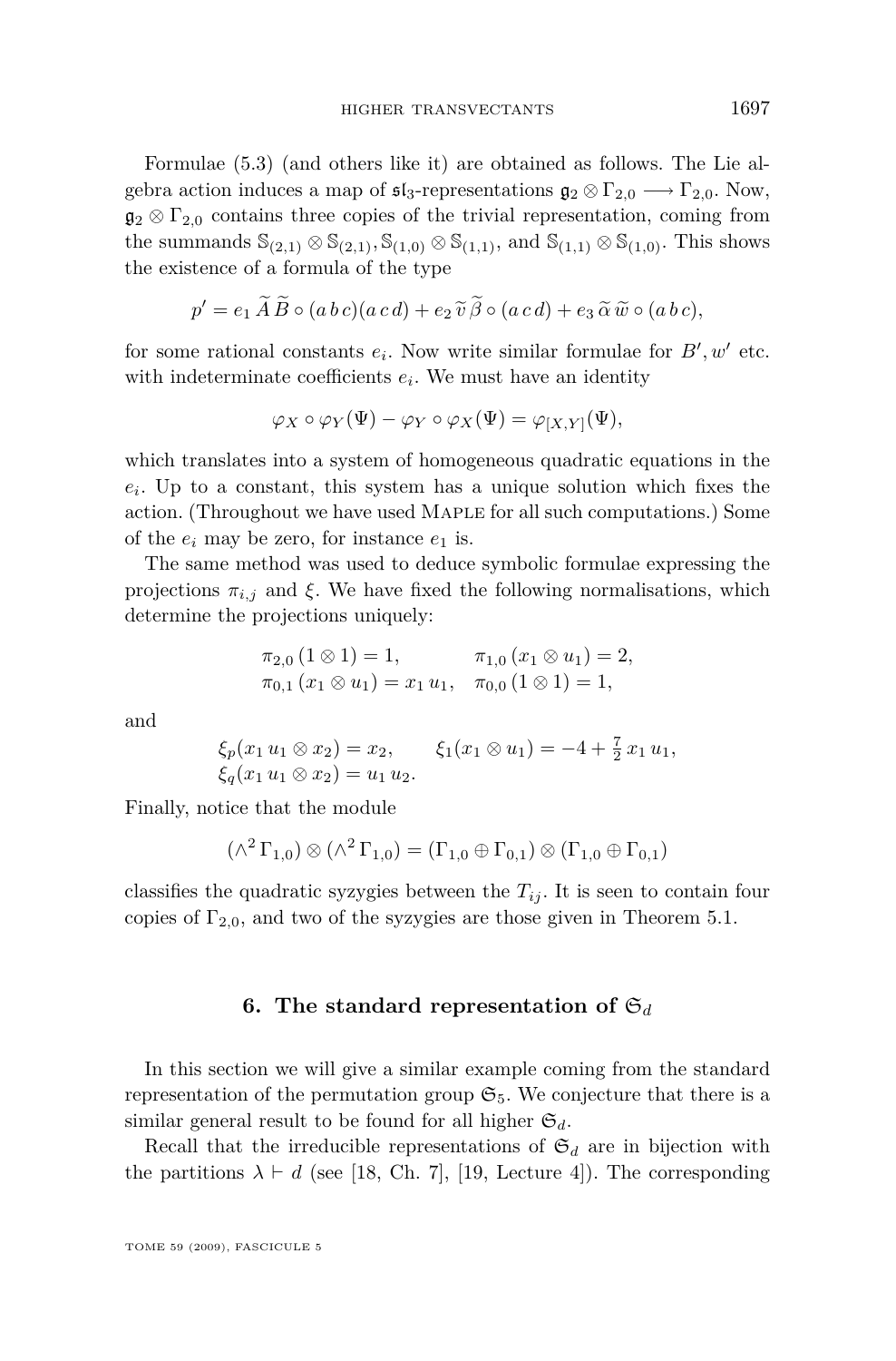Formulae (5.3) (and others like it) are obtained as follows. The Lie algebra action induces a map of $\mathfrak{sl}_3$-representations $\mathfrak{g}_2 \otimes \Gamma_{2,0} \longrightarrow \Gamma_{2,0}$. Now, $\mathfrak{g}_2 \otimes \Gamma_{2,0}$ contains three copies of the trivial representation, coming from the summands $\mathbb{S}_{(2,1)} \otimes \mathbb{S}_{(2,1)}, \mathbb{S}_{(1,0)} \otimes \mathbb{S}_{(1,1)}$, and $\mathbb{S}_{(1,1)} \otimes \mathbb{S}_{(1,0)}$. This shows the existence of a formula of the type

$$p' = e_1\, \widetilde{A}\, \widetilde{B} \circ (a\, b\, c)(a\, c\, d) + e_2\, \widetilde{v}\, \widetilde{\beta} \circ (a\, c\, d) + e_3\, \widetilde{\alpha}\, \widetilde{w} \circ (a\, b\, c),$$

for some rational constants $e_i$. Now write similar formulae for $B', w'$ etc. with indeterminate coefficients $e_i$. We must have an identity

$$\varphi_X \circ \varphi_Y(\Psi) - \varphi_Y \circ \varphi_X(\Psi) = \varphi_{[X,Y]}(\Psi),$$

which translates into a system of homogeneous quadratic equations in the $e_i$. Up to a constant, this system has a unique solution which fixes the action. (Throughout we have used Maple for all such computations.) Some of the $e_i$ may be zero, for instance $e_1$ is.

The same method was used to deduce symbolic formulae expressing the projections $\pi_{i,j}$ and $\xi$. We have fixed the following normalisations, which determine the projections uniquely:

$$\begin{array}{ll} \pi_{2,0}\,(1 \otimes 1) = 1, & \pi_{1,0}\,(x_1 \otimes u_1) = 2, \\ \pi_{0,1}\,(x_1 \otimes u_1) = x_1\, u_1, & \pi_{0,0}\,(1 \otimes 1) = 1, \end{array}$$

and

$$\begin{array}{ll} \xi_p(x_1\, u_1 \otimes x_2) = x_2, & \xi_1(x_1 \otimes u_1) = -4 + \tfrac{7}{2}\, x_1\, u_1, \\ \xi_q(x_1\, u_1 \otimes x_2) = u_1\, u_2. & \end{array}$$

Finally, notice that the module

$$(\wedge^2 \Gamma_{1,0}) \otimes (\wedge^2 \Gamma_{1,0}) = (\Gamma_{1,0} \oplus \Gamma_{0,1}) \otimes (\Gamma_{1,0} \oplus \Gamma_{0,1})$$

classifies the quadratic syzygies between the $T_{ij}$. It is seen to contain four copies of $\Gamma_{2,0}$, and two of the syzygies are those given in Theorem 5.1.

## 6. The standard representation of $\mathfrak{S}_d$

In this section we will give a similar example coming from the standard representation of the permutation group $\mathfrak{S}_5$. We conjecture that there is a similar general result to be found for all higher $\mathfrak{S}_d$.

Recall that the irreducible representations of $\mathfrak{S}_d$ are in bijection with the partitions $\lambda \vdash d$ (see [18, Ch. 7], [19, Lecture 4]). The corresponding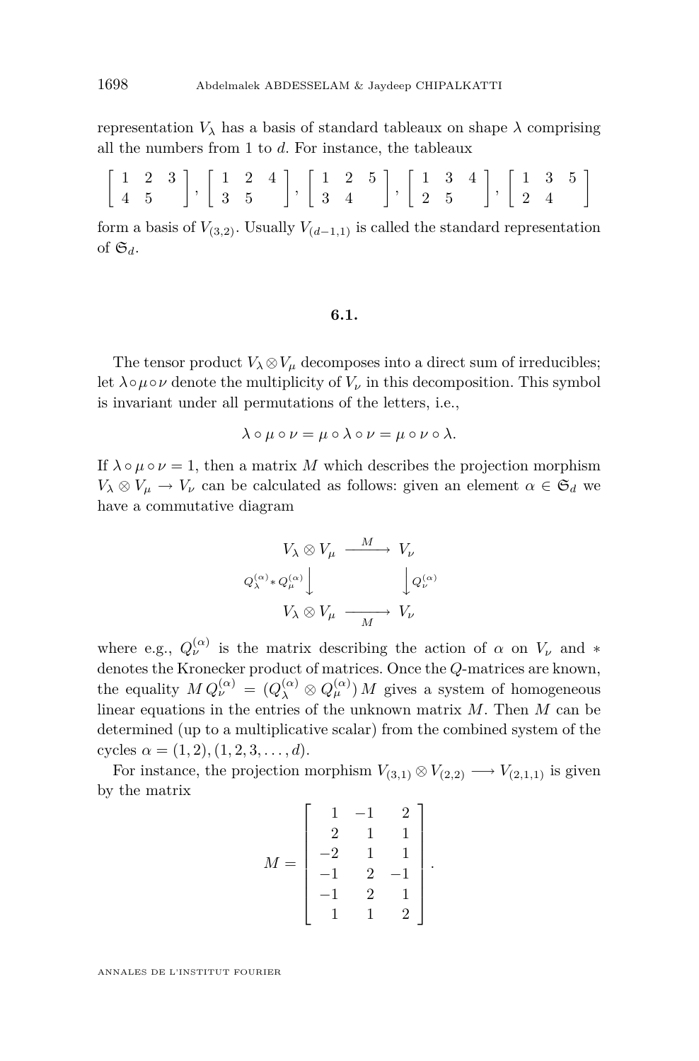representation $V_\lambda$ has a basis of standard tableaux on shape $\lambda$ comprising all the numbers from 1 to $d$. For instance, the tableaux

$$\left[\begin{array}{ccc} 1 & 2 & 3 \\ 4 & 5 & \end{array}\right], \left[\begin{array}{ccc} 1 & 2 & 4 \\ 3 & 5 & \end{array}\right], \left[\begin{array}{ccc} 1 & 2 & 5 \\ 3 & 4 & \end{array}\right], \left[\begin{array}{ccc} 1 & 3 & 4 \\ 2 & 5 & \end{array}\right], \left[\begin{array}{ccc} 1 & 3 & 5 \\ 2 & 4 & \end{array}\right]$$

form a basis of $V_{(3,2)}$. Usually $V_{(d-1,1)}$ is called the standard representation of $\mathfrak{S}_d$.

## 6.1.

The tensor product $V_\lambda \otimes V_\mu$ decomposes into a direct sum of irreducibles; let $\lambda \circ \mu \circ \nu$ denote the multiplicity of $V_\nu$ in this decomposition. This symbol is invariant under all permutations of the letters, i.e.,

$$\lambda \circ \mu \circ \nu = \mu \circ \lambda \circ \nu = \mu \circ \nu \circ \lambda.$$

If $\lambda \circ \mu \circ \nu = 1$, then a matrix $M$ which describes the projection morphism $V_\lambda \otimes V_\mu \to V_\nu$ can be calculated as follows: given an element $\alpha \in \mathfrak{S}_d$ we have a commutative diagram

$$\begin{array}{ccc} V_\lambda \otimes V_\mu & \xrightarrow{\;M\;} & V_\nu \\ {\scriptstyle Q_\lambda^{(\alpha)} * Q_\mu^{(\alpha)}} \big\downarrow & & \big\downarrow {\scriptstyle Q_\nu^{(\alpha)}} \\ V_\lambda \otimes V_\mu & \xrightarrow[\;M\;]{} & V_\nu \end{array}$$

where e.g., $Q_\nu^{(\alpha)}$ is the matrix describing the action of $\alpha$ on $V_\nu$ and $*$ denotes the Kronecker product of matrices. Once the $Q$-matrices are known, the equality $M\, Q_\nu^{(\alpha)} = (Q_\lambda^{(\alpha)} \otimes Q_\mu^{(\alpha)})\, M$ gives a system of homogeneous linear equations in the entries of the unknown matrix $M$. Then $M$ can be determined (up to a multiplicative scalar) from the combined system of the cycles $\alpha = (1,2), (1,2,3,\ldots,d)$.

For instance, the projection morphism $V_{(3,1)} \otimes V_{(2,2)} \longrightarrow V_{(2,1,1)}$ is given by the matrix

$$M = \left[\begin{array}{rrr} 1 & -1 & 2 \\ 2 & 1 & 1 \\ -2 & 1 & 1 \\ -1 & 2 & -1 \\ -1 & 2 & 1 \\ 1 & 1 & 2 \end{array}\right].$$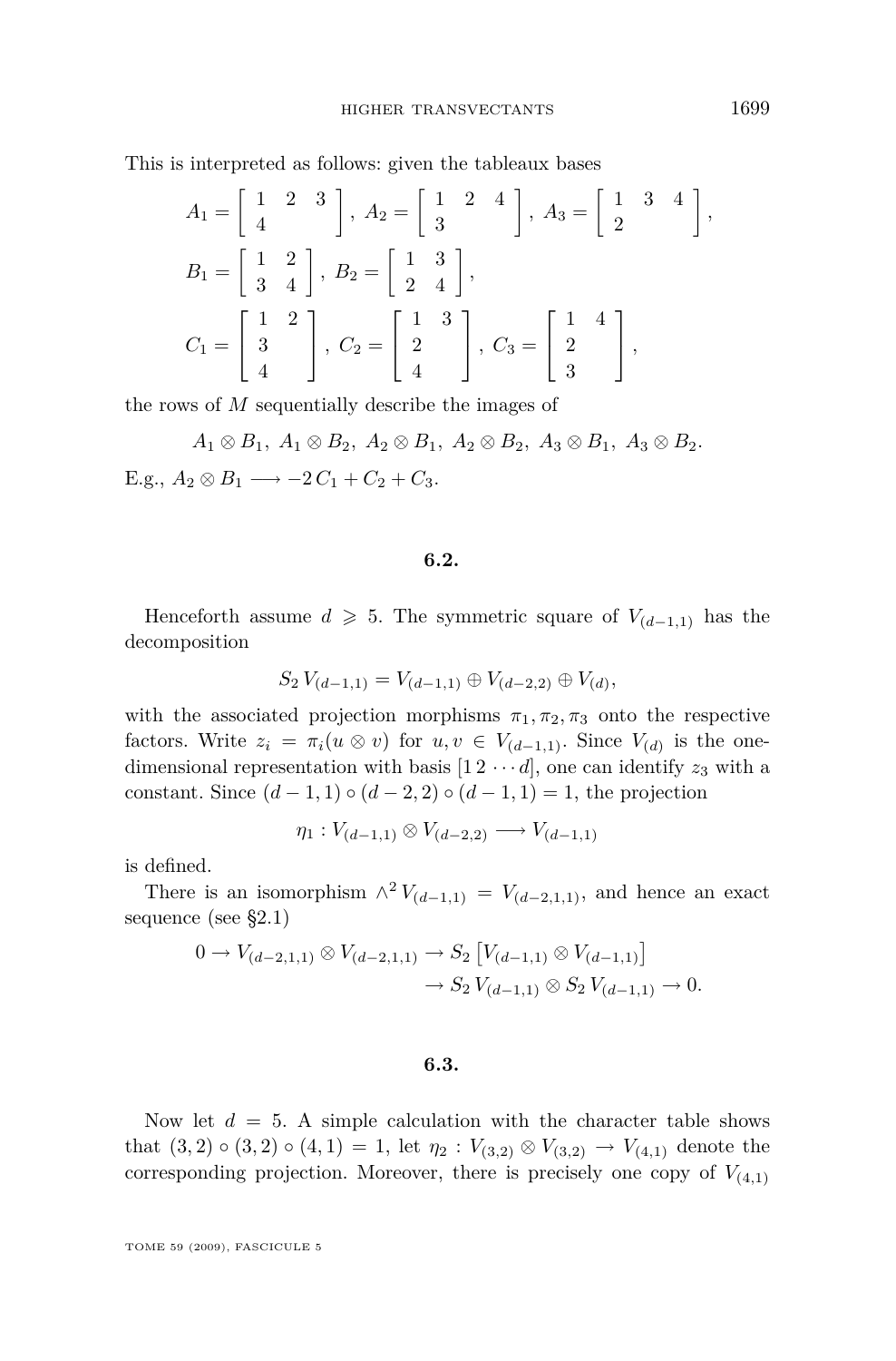This is interpreted as follows: given the tableaux bases

$$A_1 = \left[\begin{array}{lll} 1 & 2 & 3 \\ 4 & & \end{array}\right],\ A_2 = \left[\begin{array}{lll} 1 & 2 & 4 \\ 3 & & \end{array}\right],\ A_3 = \left[\begin{array}{lll} 1 & 3 & 4 \\ 2 & & \end{array}\right],$$

$$B_1 = \left[\begin{array}{ll} 1 & 2 \\ 3 & 4 \end{array}\right],\ B_2 = \left[\begin{array}{ll} 1 & 3 \\ 2 & 4 \end{array}\right],$$

$$C_1 = \left[\begin{array}{ll} 1 & 2 \\ 3 & \\ 4 & \end{array}\right],\ C_2 = \left[\begin{array}{ll} 1 & 3 \\ 2 & \\ 4 & \end{array}\right],\ C_3 = \left[\begin{array}{ll} 1 & 4 \\ 2 & \\ 3 & \end{array}\right],$$

the rows of $M$ sequentially describe the images of

$$A_1 \otimes B_1,\ A_1 \otimes B_2,\ A_2 \otimes B_1,\ A_2 \otimes B_2,\ A_3 \otimes B_1,\ A_3 \otimes B_2.$$

E.g., $A_2 \otimes B_1 \longrightarrow -2\,C_1 + C_2 + C_3$.

## 6.2.

Henceforth assume $d \geqslant 5$. The symmetric square of $V_{(d-1,1)}$ has the decomposition

$$S_2\, V_{(d-1,1)} = V_{(d-1,1)} \oplus V_{(d-2,2)} \oplus V_{(d)},$$

with the associated projection morphisms $\pi_1, \pi_2, \pi_3$ onto the respective factors. Write $z_i = \pi_i(u \otimes v)$ for $u, v \in V_{(d-1,1)}$. Since $V_{(d)}$ is the one-dimensional representation with basis $[1\,2\,\cdots d]$, one can identify $z_3$ with a constant. Since $(d-1,1) \circ (d-2,2) \circ (d-1,1) = 1$, the projection

$$\eta_1 : V_{(d-1,1)} \otimes V_{(d-2,2)} \longrightarrow V_{(d-1,1)}$$

is defined.

There is an isomorphism $\wedge^2 V_{(d-1,1)} = V_{(d-2,1,1)}$, and hence an exact sequence (see §2.1)

$$\begin{aligned} 0 \to V_{(d-2,1,1)} \otimes V_{(d-2,1,1)} &\to S_2\left[V_{(d-1,1)} \otimes V_{(d-1,1)}\right] \\ &\to S_2\, V_{(d-1,1)} \otimes S_2\, V_{(d-1,1)} \to 0. \end{aligned}$$

## 6.3.

Now let $d = 5$. A simple calculation with the character table shows that $(3,2) \circ (3,2) \circ (4,1) = 1$, let $\eta_2 : V_{(3,2)} \otimes V_{(3,2)} \to V_{(4,1)}$ denote the corresponding projection. Moreover, there is precisely one copy of $V_{(4,1)}$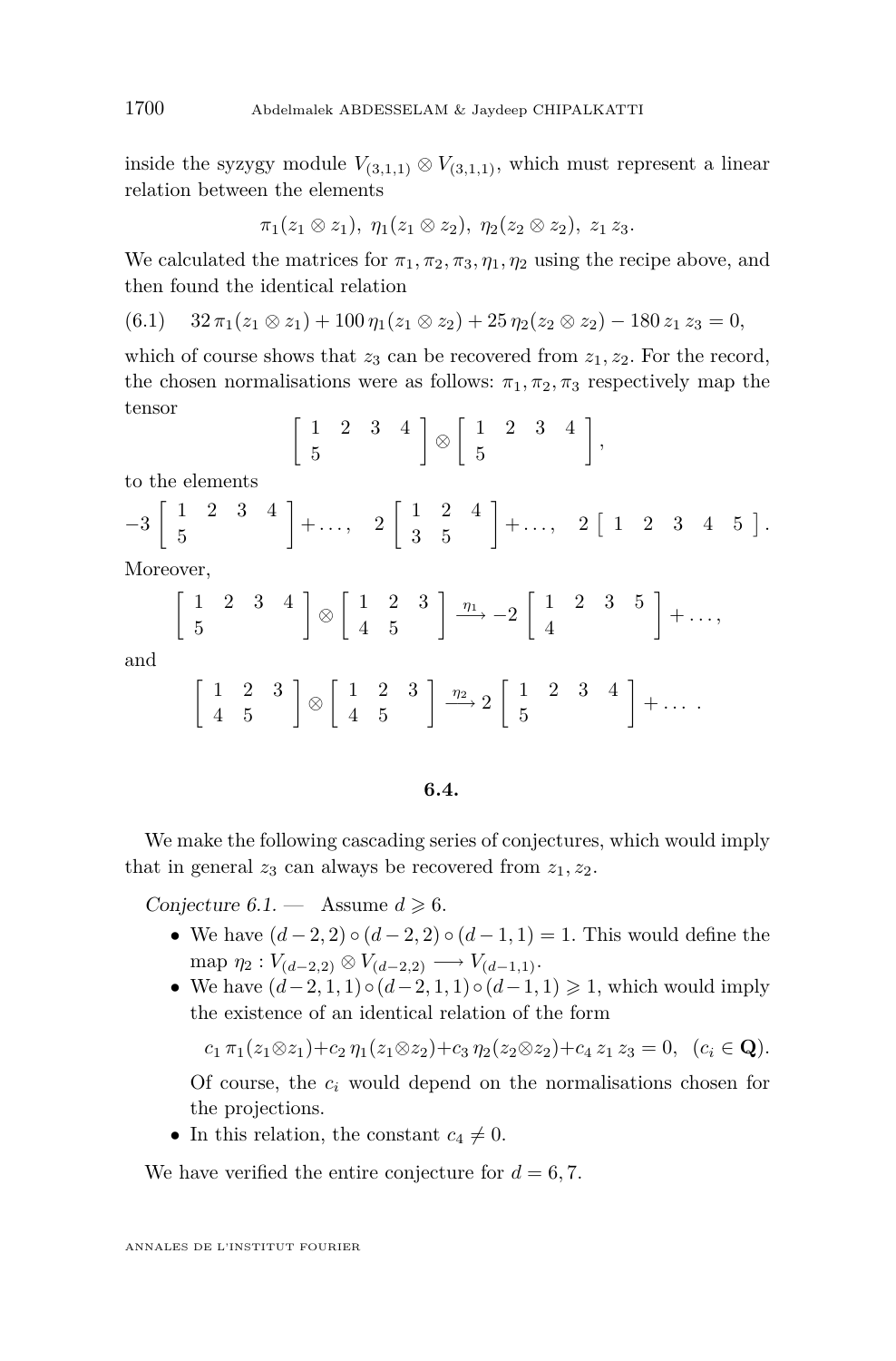inside the syzygy module $V_{(3,1,1)} \otimes V_{(3,1,1)}$, which must represent a linear relation between the elements

$$\pi_1(z_1 \otimes z_1),\ \eta_1(z_1 \otimes z_2),\ \eta_2(z_2 \otimes z_2),\ z_1\, z_3.$$

We calculated the matrices for $\pi_1, \pi_2, \pi_3, \eta_1, \eta_2$ using the recipe above, and then found the identical relation

$$32\,\pi_1(z_1 \otimes z_1) + 100\,\eta_1(z_1 \otimes z_2) + 25\,\eta_2(z_2 \otimes z_2) - 180\, z_1\, z_3 = 0, \tag{6.1}$$

which of course shows that $z_3$ can be recovered from $z_1, z_2$. For the record, the chosen normalisations were as follows: $\pi_1, \pi_2, \pi_3$ respectively map the tensor

$$\left[\begin{array}{cccc} 1 & 2 & 3 & 4 \\ 5 & & & \end{array}\right] \otimes \left[\begin{array}{cccc} 1 & 2 & 3 & 4 \\ 5 & & & \end{array}\right],$$

to the elements

$$-3\left[\begin{array}{cccc} 1 & 2 & 3 & 4 \\ 5 & & & \end{array}\right] + \dots,\quad 2\left[\begin{array}{ccc} 1 & 2 & 4 \\ 3 & 5 & \end{array}\right] + \dots,\quad 2\left[\begin{array}{ccccc} 1 & 2 & 3 & 4 & 5 \end{array}\right].$$

Moreover,

$$\left[\begin{array}{cccc} 1 & 2 & 3 & 4 \\ 5 & & & \end{array}\right] \otimes \left[\begin{array}{ccc} 1 & 2 & 3 \\ 4 & 5 & \end{array}\right] \xrightarrow{\eta_1} -2\left[\begin{array}{cccc} 1 & 2 & 3 & 5 \\ 4 & & & \end{array}\right] + \dots,$$

and

$$\left[\begin{array}{ccc} 1 & 2 & 3 \\ 4 & 5 & \end{array}\right] \otimes \left[\begin{array}{ccc} 1 & 2 & 3 \\ 4 & 5 & \end{array}\right] \xrightarrow{\eta_2} 2\left[\begin{array}{cccc} 1 & 2 & 3 & 4 \\ 5 & & & \end{array}\right] + \dots .$$

### 6.4.

We make the following cascading series of conjectures, which would imply that in general $z_3$ can always be recovered from $z_1, z_2$.

*Conjecture 6.1.* — Assume $d \geqslant 6$.

- We have $(d-2,2) \circ (d-2,2) \circ (d-1,1) = 1$. This would define the map $\eta_2 : V_{(d-2,2)} \otimes V_{(d-2,2)} \longrightarrow V_{(d-1,1)}$.
- We have $(d-2,1,1) \circ (d-2,1,1) \circ (d-1,1) \geqslant 1$, which would imply the existence of an identical relation of the form

  $$c_1\,\pi_1(z_1 \otimes z_1) + c_2\,\eta_1(z_1 \otimes z_2) + c_3\,\eta_2(z_2 \otimes z_2) + c_4\, z_1\, z_3 = 0,\quad (c_i \in \mathbf{Q}).$$

  Of course, the $c_i$ would depend on the normalisations chosen for the projections.
- In this relation, the constant $c_4 \neq 0$.

We have verified the entire conjecture for $d = 6, 7$.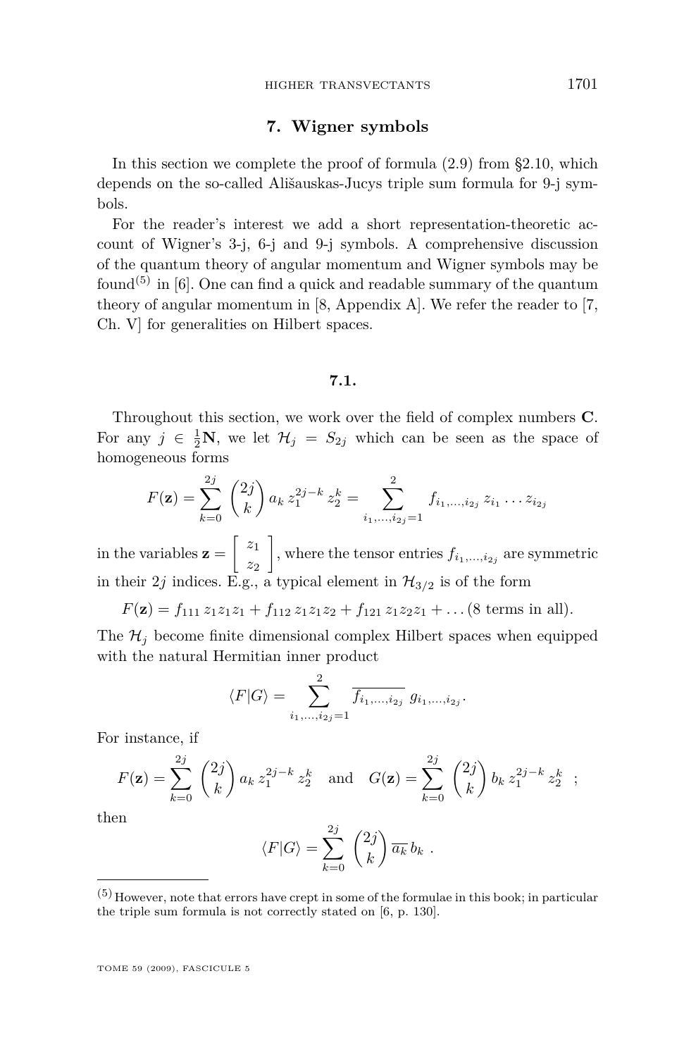## 7. Wigner symbols

In this section we complete the proof of formula (2.9) from §2.10, which depends on the so-called943;lišauskas-Jucys triple sum formula for 9-j symbols.

For the reader's interest we add a short representation-theoretic account of Wigner's 3-j, 6-j and 9-j symbols. A comprehensive discussion of the quantum theory of angular momentum and Wigner symbols may be found[5] in [6]. One can find a quick and readable summary of the quantum theory of angular momentum in [8, Appendix A]. We refer the reader to [7, Ch. V] for generalities on Hilbert spaces.

### 7.1.

Throughout this section, we work over the field of complex numbers $\mathbf{C}$. For any $j \in \frac{1}{2}\mathbf{N}$, we let $\mathcal{H}_j = S_{2j}$ which can be seen as the space of homogeneous forms

$$F(\mathbf{z}) = \sum_{k=0}^{2j} \binom{2j}{k} a_k \, z_1^{2j-k} \, z_2^k = \sum_{i_1,\ldots,i_{2j}=1}^{2} f_{i_1,\ldots,i_{2j}} \, z_{i_1} \ldots z_{i_{2j}}$$

in the variables $\mathbf{z} = \begin{bmatrix} z_1 \\ z_2 \end{bmatrix}$, where the tensor entries $f_{i_1,\ldots,i_{2j}}$ are symmetric in their $2j$ indices. E.g., a typical element in $\mathcal{H}_{3/2}$ is of the form

$$F(\mathbf{z}) = f_{111} \, z_1 z_1 z_1 + f_{112} \, z_1 z_1 z_2 + f_{121} \, z_1 z_2 z_1 + \ldots (8 \text{ terms in all}).$$

The $\mathcal{H}_j$ become finite dimensional complex Hilbert spaces when equipped with the natural Hermitian inner product

$$\langle F|G\rangle = \sum_{i_1,\ldots,i_{2j}=1}^{2} \overline{f_{i_1,\ldots,i_{2j}}} \, g_{i_1,\ldots,i_{2j}}.$$

For instance, if

$$F(\mathbf{z}) = \sum_{k=0}^{2j} \binom{2j}{k} a_k \, z_1^{2j-k} \, z_2^k \quad \text{and} \quad G(\mathbf{z}) = \sum_{k=0}^{2j} \binom{2j}{k} b_k \, z_1^{2j-k} \, z_2^k \quad ;$$

then

$$\langle F|G\rangle = \sum_{k=0}^{2j} \binom{2j}{k} \overline{a_k} \, b_k \ .$$

[5] However, note that errors have crept in some of the formulae in this book; in particular the triple sum formula is not correctly stated on [6, p. 130].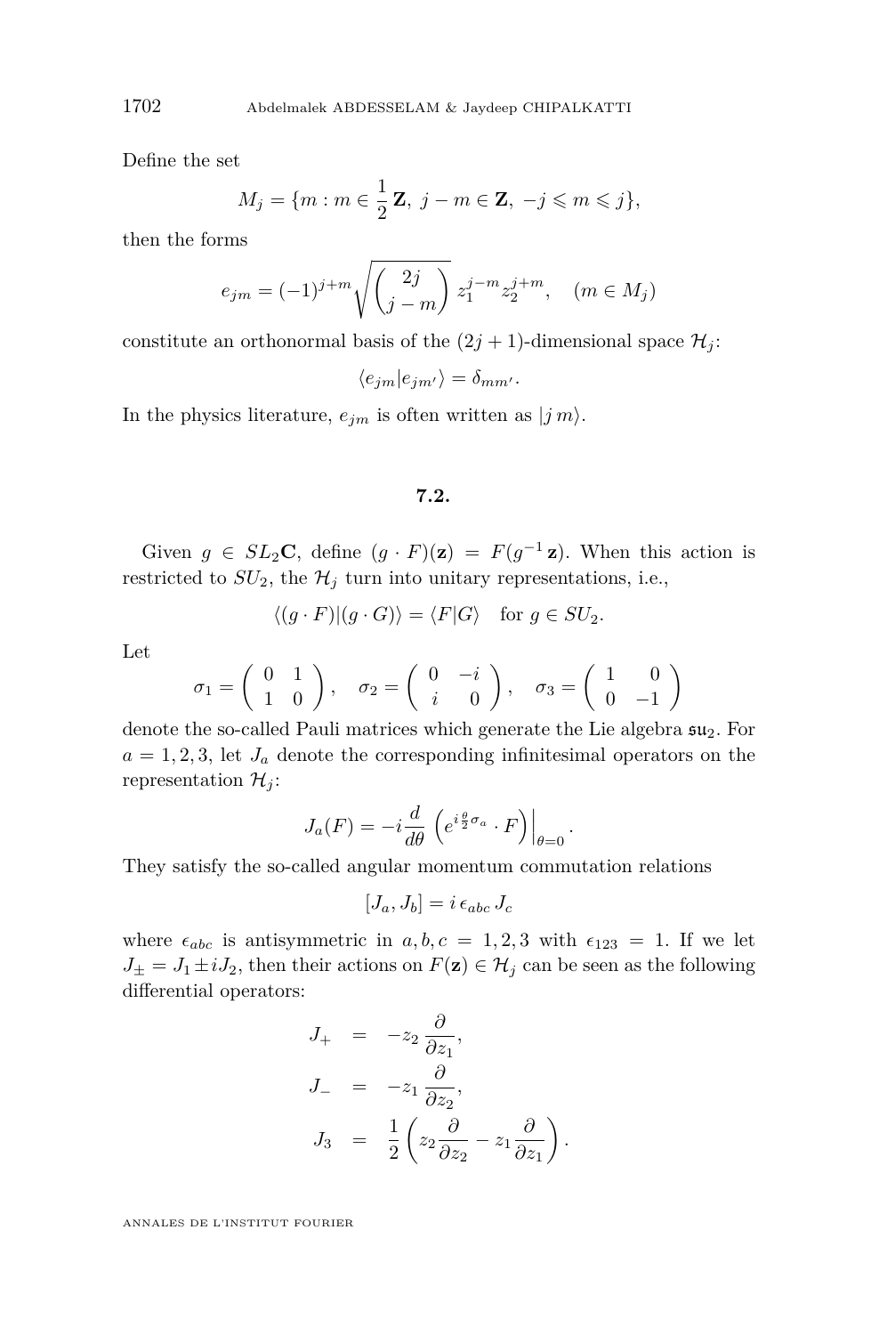Define the set

$$M_j = \{m : m \in \frac{1}{2}\,\mathbf{Z},\ j - m \in \mathbf{Z},\ -j \leqslant m \leqslant j\},$$

then the forms

$$e_{jm} = (-1)^{j+m} \sqrt{\binom{2j}{j-m}}\, z_1^{j-m} z_2^{j+m}, \quad (m \in M_j)$$

constitute an orthonormal basis of the $(2j+1)$-dimensional space $\mathcal{H}_j$:

$$\langle e_{jm} | e_{jm'} \rangle = \delta_{mm'}.$$

In the physics literature, $e_{jm}$ is often written as $|j\,m\rangle$.

## 7.2.

Given $g \in SL_2\mathbf{C}$, define $(g \cdot F)(\mathbf{z}) = F(g^{-1}\,\mathbf{z})$. When this action is restricted to $SU_2$, the $\mathcal{H}_j$ turn into unitary representations, i.e.,

$$\langle (g \cdot F) | (g \cdot G) \rangle = \langle F | G \rangle \quad \text{for } g \in SU_2.$$

Let

$$\sigma_1 = \begin{pmatrix} 0 & 1 \\ 1 & 0 \end{pmatrix}, \quad \sigma_2 = \begin{pmatrix} 0 & -i \\ i & 0 \end{pmatrix}, \quad \sigma_3 = \begin{pmatrix} 1 & 0 \\ 0 & -1 \end{pmatrix}$$

denote the so-called Pauli matrices which generate the Lie algebra $\mathfrak{su}_2$. For $a = 1, 2, 3$, let $J_a$ denote the corresponding infinitesimal operators on the representation $\mathcal{H}_j$:

$$J_a(F) = -i \frac{d}{d\theta} \left( e^{i\frac{\theta}{2}\sigma_a} \cdot F \right)\Big|_{\theta=0}.$$

They satisfy the so-called angular momentum commutation relations

$$[J_a, J_b] = i\, \epsilon_{abc}\, J_c$$

where $\epsilon_{abc}$ is antisymmetric in $a, b, c = 1, 2, 3$ with $\epsilon_{123} = 1$. If we let $J_\pm = J_1 \pm i J_2$, then their actions on $F(\mathbf{z}) \in \mathcal{H}_j$ can be seen as the following differential operators:

$$\begin{aligned}
J_+ &= -z_2 \frac{\partial}{\partial z_1}, \\
J_- &= -z_1 \frac{\partial}{\partial z_2}, \\
J_3 &= \frac{1}{2}\left( z_2 \frac{\partial}{\partial z_2} - z_1 \frac{\partial}{\partial z_1} \right).
\end{aligned}$$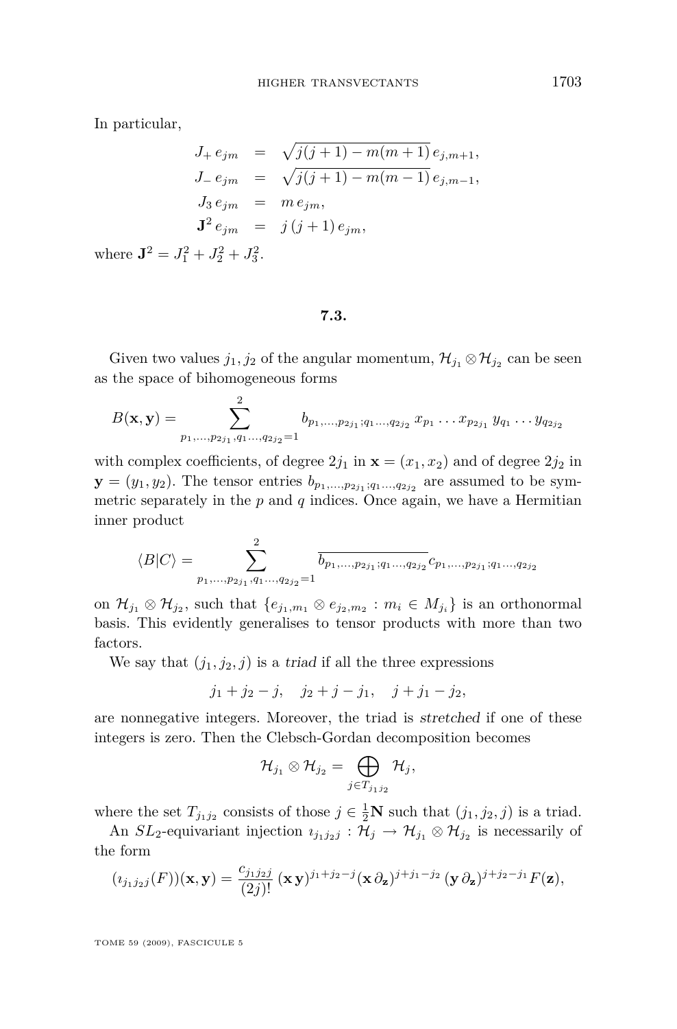In particular,

$$
\begin{aligned}
J_+ \, e_{jm} &= \sqrt{j(j+1) - m(m+1)} \, e_{j,m+1}, \\
J_- \, e_{jm} &= \sqrt{j(j+1) - m(m-1)} \, e_{j,m-1}, \\
J_3 \, e_{jm} &= m \, e_{jm}, \\
\mathbf{J}^2 \, e_{jm} &= j \, (j+1) \, e_{jm},
\end{aligned}
$$

where $\mathbf{J}^2 = J_1^2 + J_2^2 + J_3^2$.

## 7.3.

Given two values $j_1, j_2$ of the angular momentum, $\mathcal{H}_{j_1} \otimes \mathcal{H}_{j_2}$ can be seen as the space of bihomogeneous forms

$$
B(\mathbf{x}, \mathbf{y}) = \sum_{p_1, \ldots, p_{2j_1}, q_1 \ldots, q_{2j_2} = 1}^{2} b_{p_1, \ldots, p_{2j_1}; q_1 \ldots, q_{2j_2}} \, x_{p_1} \ldots x_{p_{2j_1}} \, y_{q_1} \ldots y_{q_{2j_2}}
$$

with complex coefficients, of degree $2j_1$ in $\mathbf{x} = (x_1, x_2)$ and of degree $2j_2$ in $\mathbf{y} = (y_1, y_2)$. The tensor entries $b_{p_1, \ldots, p_{2j_1}; q_1 \ldots, q_{2j_2}}$ are assumed to be symmetric separately in the $p$ and $q$ indices. Once again, we have a Hermitian inner product

$$
\langle B | C \rangle = \sum_{p_1, \ldots, p_{2j_1}, q_1 \ldots, q_{2j_2} = 1}^{2} \overline{b_{p_1, \ldots, p_{2j_1}; q_1 \ldots, q_{2j_2}}} \, c_{p_1, \ldots, p_{2j_1}; q_1 \ldots, q_{2j_2}}
$$

on $\mathcal{H}_{j_1} \otimes \mathcal{H}_{j_2}$, such that $\{ e_{j_1, m_1} \otimes e_{j_2, m_2} : m_i \in M_{j_i} \}$ is an orthonormal basis. This evidently generalises to tensor products with more than two factors.

We say that $(j_1, j_2, j)$ is a *triad* if all the three expressions

$$
j_1 + j_2 - j, \quad j_2 + j - j_1, \quad j + j_1 - j_2,
$$

are nonnegative integers. Moreover, the triad is *stretched* if one of these integers is zero. Then the Clebsch-Gordan decomposition becomes

$$
\mathcal{H}_{j_1} \otimes \mathcal{H}_{j_2} = \bigoplus_{j \in T_{j_1 j_2}} \mathcal{H}_j,
$$

where the set $T_{j_1 j_2}$ consists of those $j \in \frac{1}{2}\mathbf{N}$ such that $(j_1, j_2, j)$ is a triad.

An $SL_2$-equivariant injection $\imath_{j_1 j_2 j} : \mathcal{H}_j \to \mathcal{H}_{j_1} \otimes \mathcal{H}_{j_2}$ is necessarily of the form

$$
(\imath_{j_1 j_2 j}(F))(\mathbf{x}, \mathbf{y}) = \frac{c_{j_1 j_2 j}}{(2j)!} \, (\mathbf{x} \, \mathbf{y})^{j_1 + j_2 - j} (\mathbf{x} \, \partial_{\mathbf{z}})^{j + j_1 - j_2} \, (\mathbf{y} \, \partial_{\mathbf{z}})^{j + j_2 - j_1} F(\mathbf{z}),
$$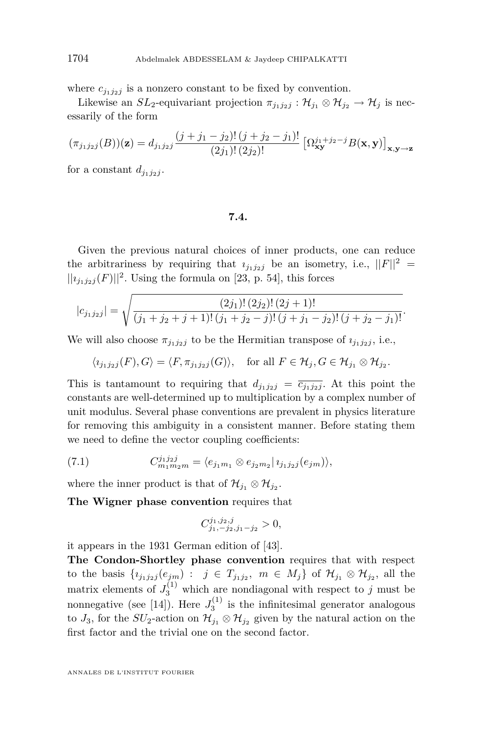where $c_{j_1 j_2 j}$ is a nonzero constant to be fixed by convention.

Likewise an $SL_2$-equivariant projection $\pi_{j_1 j_2 j} : \mathcal{H}_{j_1} \otimes \mathcal{H}_{j_2} \to \mathcal{H}_j$ is necessarily of the form

$$(\pi_{j_1 j_2 j}(B))(\mathbf{z}) = d_{j_1 j_2 j} \frac{(j + j_1 - j_2)!\,(j + j_2 - j_1)!}{(2j_1)!\,(2j_2)!} \left[\Omega_{\mathbf{xy}}^{j_1 + j_2 - j} B(\mathbf{x}, \mathbf{y})\right]_{\mathbf{x},\mathbf{y} \to \mathbf{z}}$$

for a constant $d_{j_1 j_2 j}$.

### 7.4.

Given the previous natural choices of inner products, one can reduce the arbitrariness by requiring that $\imath_{j_1 j_2 j}$ be an isometry, i.e., $||F||^2 = ||\imath_{j_1 j_2 j}(F)||^2$. Using the formula on [23, p. 54], this forces

$$|c_{j_1 j_2 j}| = \sqrt{\frac{(2j_1)!\,(2j_2)!\,(2j+1)!}{(j_1 + j_2 + j + 1)!\,(j_1 + j_2 - j)!\,(j + j_1 - j_2)!\,(j + j_2 - j_1)!}}.$$

We will also choose $\pi_{j_1 j_2 j}$ to be the Hermitian transpose of $\imath_{j_1 j_2 j}$, i.e.,

$$\langle \imath_{j_1 j_2 j}(F), G \rangle = \langle F, \pi_{j_1 j_2 j}(G) \rangle, \quad \text{for all } F \in \mathcal{H}_j, G \in \mathcal{H}_{j_1} \otimes \mathcal{H}_{j_2}.$$

This is tantamount to requiring that $d_{j_1 j_2 j} = \overline{c_{j_1 j_2 j}}$. At this point the constants are well-determined up to multiplication by a complex number of unit modulus. Several phase conventions are prevalent in physics literature for removing this ambiguity in a consistent manner. Before stating them we need to define the vector coupling coefficients:

$$C^{j_1 j_2 j}_{m_1 m_2 m} = \langle e_{j_1 m_1} \otimes e_{j_2 m_2} |\, \imath_{j_1 j_2 j}(e_{jm}) \rangle, \tag{7.1}$$

where the inner product is that of $\mathcal{H}_{j_1} \otimes \mathcal{H}_{j_2}$.

**The Wigner phase convention** requires that

$$C^{j_1, j_2, j}_{j_1, -j_2, j_1 - j_2} > 0,$$

it appears in the 1931 German edition of [43].

**The Condon-Shortley phase convention** requires that with respect to the basis $\{\imath_{j_1 j_2 j}(e_{jm}) : \ j \in T_{j_1 j_2},\ m \in M_j\}$ of $\mathcal{H}_{j_1} \otimes \mathcal{H}_{j_2}$, all the matrix elements of $J_3^{(1)}$ which are nondiagonal with respect to $j$ must be nonnegative (see [14]). Here $J_3^{(1)}$ is the infinitesimal generator analogous to $J_3$, for the $SU_2$-action on $\mathcal{H}_{j_1} \otimes \mathcal{H}_{j_2}$ given by the natural action on the first factor and the trivial one on the second factor.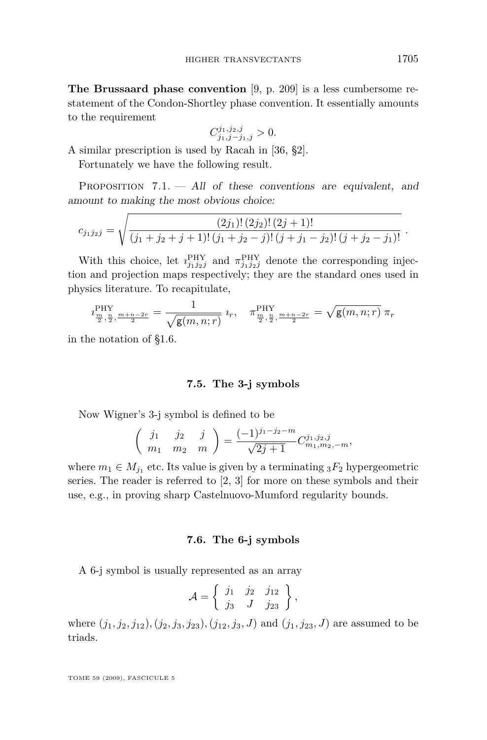**The Brussaard phase convention** [9, p. 209] is a less cumbersome restatement of the Condon-Shortley phase convention. It essentially amounts to the requirement

$$C^{j_1,j_2,j}_{j_1,j-j_1,j} > 0.$$

A similar prescription is used by Racah in [36, §2].

Fortunately we have the following result.

Proposition 7.1. — *All of these conventions are equivalent, and amount to making the most obvious choice:*

$$c_{j_1 j_2 j} = \sqrt{\frac{(2j_1)!\,(2j_2)!\,(2j+1)!}{(j_1+j_2+j+1)!\,(j_1+j_2-j)!\,(j+j_1-j_2)!\,(j+j_2-j_1)!}}\,.$$

With this choice, let $\imath^{\mathrm{PHY}}_{j_1 j_2 j}$ and $\pi^{\mathrm{PHY}}_{j_1 j_2 j}$ denote the corresponding injection and projection maps respectively; they are the standard ones used in physics literature. To recapitulate,

$$\imath^{\mathrm{PHY}}_{\frac{m}{2},\frac{n}{2},\frac{m+n-2r}{2}} = \frac{1}{\sqrt{\mathsf{g}(m,n;r)}}\,\imath_r, \quad \pi^{\mathrm{PHY}}_{\frac{m}{2},\frac{n}{2},\frac{m+n-2r}{2}} = \sqrt{\mathsf{g}(m,n;r)}\,\pi_r$$

in the notation of §1.6.

### 7.5. The 3-j symbols

Now Wigner's 3-j symbol is defined to be

$$\begin{pmatrix} j_1 & j_2 & j \\ m_1 & m_2 & m \end{pmatrix} = \frac{(-1)^{j_1-j_2-m}}{\sqrt{2j+1}} C^{j_1,j_2,j}_{m_1,m_2,-m},$$

where $m_1 \in M_{j_1}$ etc. Its value is given by a terminating ${}_3F_2$ hypergeometric series. The reader is referred to [2, 3] for more on these symbols and their use, e.g., in proving sharp Castelnuovo-Mumford regularity bounds.

### 7.6. The 6-j symbols

A 6-j symbol is usually represented as an array

$$\mathcal{A} = \begin{Bmatrix} j_1 & j_2 & j_{12} \\ j_3 & J & j_{23} \end{Bmatrix},$$

where $(j_1, j_2, j_{12}), (j_2, j_3, j_{23}), (j_{12}, j_3, J)$ and $(j_1, j_{23}, J)$ are assumed to be triads.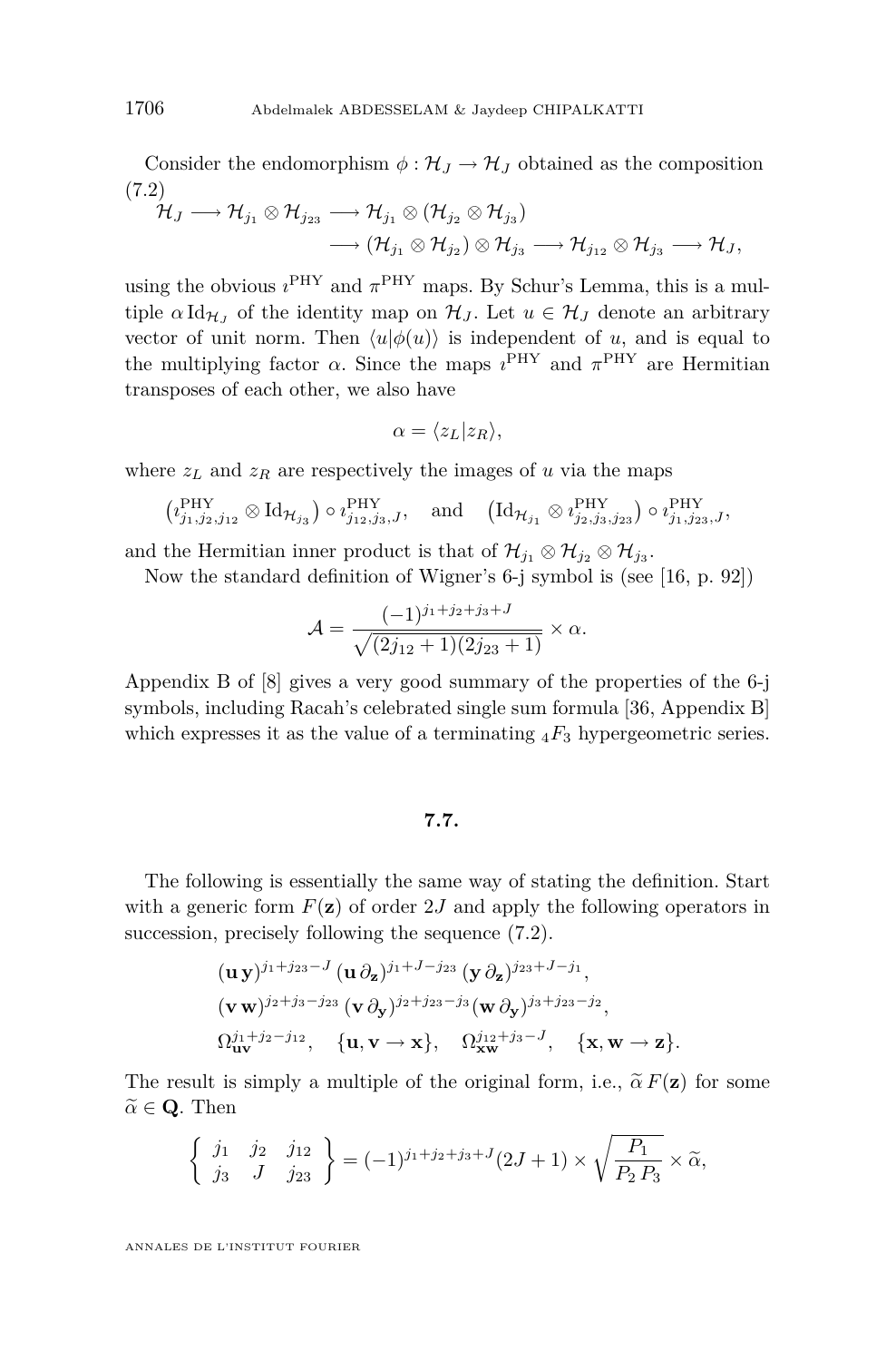Consider the endomorphism $\phi : \mathcal{H}_J \to \mathcal{H}_J$ obtained as the composition

(7.2)
$$
\begin{aligned}
\mathcal{H}_J \longrightarrow \mathcal{H}_{j_1} \otimes \mathcal{H}_{j_{23}} &\longrightarrow \mathcal{H}_{j_1} \otimes (\mathcal{H}_{j_2} \otimes \mathcal{H}_{j_3}) \\
&\longrightarrow (\mathcal{H}_{j_1} \otimes \mathcal{H}_{j_2}) \otimes \mathcal{H}_{j_3} \longrightarrow \mathcal{H}_{j_{12}} \otimes \mathcal{H}_{j_3} \longrightarrow \mathcal{H}_J,
\end{aligned}
$$

using the obvious $\imath^{\mathrm{PHY}}$ and $\pi^{\mathrm{PHY}}$ maps. By Schur's Lemma, this is a multiple $\alpha\, \mathrm{Id}_{\mathcal{H}_J}$ of the identity map on $\mathcal{H}_J$. Let $u \in \mathcal{H}_J$ denote an arbitrary vector of unit norm. Then $\langle u|\phi(u)\rangle$ is independent of $u$, and is equal to the multiplying factor $\alpha$. Since the maps $\imath^{\mathrm{PHY}}$ and $\pi^{\mathrm{PHY}}$ are Hermitian transposes of each other, we also have

$$\alpha = \langle z_L | z_R \rangle,$$

where $z_L$ and $z_R$ are respectively the images of $u$ via the maps

$$\left(\imath^{\mathrm{PHY}}_{j_1,j_2,j_{12}} \otimes \mathrm{Id}_{\mathcal{H}_{j_3}}\right) \circ \imath^{\mathrm{PHY}}_{j_{12},j_3,J}, \quad \text{and} \quad \left(\mathrm{Id}_{\mathcal{H}_{j_1}} \otimes \imath^{\mathrm{PHY}}_{j_2,j_3,j_{23}}\right) \circ \imath^{\mathrm{PHY}}_{j_1,j_{23},J},$$

and the Hermitian inner product is that of $\mathcal{H}_{j_1} \otimes \mathcal{H}_{j_2} \otimes \mathcal{H}_{j_3}$.

Now the standard definition of Wigner's 6-j symbol is (see [16, p. 92])

$$\mathcal{A} = \frac{(-1)^{j_1+j_2+j_3+J}}{\sqrt{(2j_{12}+1)(2j_{23}+1)}} \times \alpha.$$

Appendix B of [8] gives a very good summary of the properties of the 6-j symbols, including Racah's celebrated single sum formula [36, Appendix B] which expresses it as the value of a terminating ${}_4F_3$ hypergeometric series.

## 7.7.

The following is essentially the same way of stating the definition. Start with a generic form $F(\mathbf{z})$ of order $2J$ and apply the following operators in succession, precisely following the sequence (7.2).

$$
\begin{aligned}
&(\mathbf{u}\,\mathbf{y})^{j_1+j_{23}-J}\,(\mathbf{u}\,\partial_{\mathbf{z}})^{j_1+J-j_{23}}\,(\mathbf{y}\,\partial_{\mathbf{z}})^{j_{23}+J-j_1}, \\
&(\mathbf{v}\,\mathbf{w})^{j_2+j_3-j_{23}}\,(\mathbf{v}\,\partial_{\mathbf{y}})^{j_2+j_{23}-j_3}(\mathbf{w}\,\partial_{\mathbf{y}})^{j_3+j_{23}-j_2}, \\
&\Omega_{\mathbf{uv}}^{j_1+j_2-j_{12}}, \quad \{\mathbf{u},\mathbf{v} \to \mathbf{x}\}, \quad \Omega_{\mathbf{xw}}^{j_{12}+j_3-J}, \quad \{\mathbf{x},\mathbf{w} \to \mathbf{z}\}.
\end{aligned}
$$

The result is simply a multiple of the original form, i.e., $\widetilde{\alpha}\, F(\mathbf{z})$ for some $\widetilde{\alpha} \in \mathbf{Q}$. Then

$$\left\{ \begin{array}{ccc} j_1 & j_2 & j_{12} \\ j_3 & J & j_{23} \end{array} \right\} = (-1)^{j_1+j_2+j_3+J}(2J+1) \times \sqrt{\frac{P_1}{P_2\,P_3}} \times \widetilde{\alpha},$$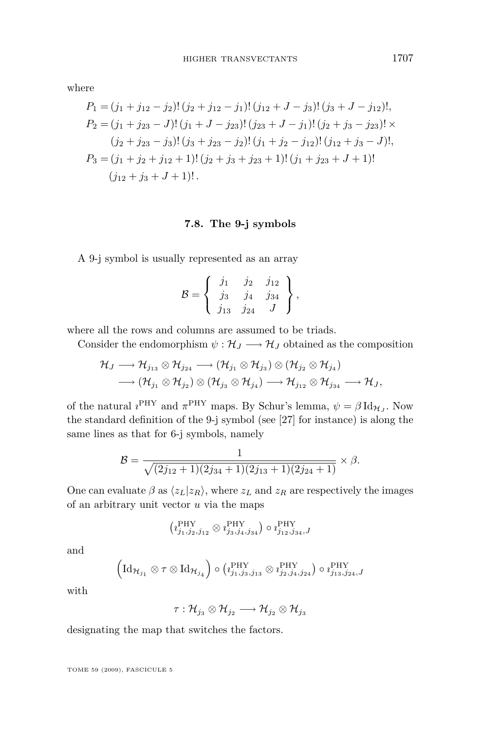where

$$
\begin{aligned}
P_1 &= (j_1+j_{12}-j_2)!\,(j_2+j_{12}-j_1)!\,(j_{12}+J-j_3)!\,(j_3+J-j_{12})!,\\
P_2 &= (j_1+j_{23}-J)!\,(j_1+J-j_{23})!\,(j_{23}+J-j_1)!\,(j_2+j_3-j_{23})!\times\\
&\quad (j_2+j_{23}-j_3)!\,(j_3+j_{23}-j_2)!\,(j_1+j_2-j_{12})!\,(j_{12}+j_3-J)!,\\
P_3 &= (j_1+j_2+j_{12}+1)!\,(j_2+j_3+j_{23}+1)!\,(j_1+j_{23}+J+1)!\\
&\quad (j_{12}+j_3+J+1)!\,.
\end{aligned}
$$

### 7.8. The 9-j symbols

A 9-j symbol is usually represented as an array

$$
\mathcal{B} = \left\{ \begin{array}{ccc} j_1 & j_2 & j_{12} \\ j_3 & j_4 & j_{34} \\ j_{13} & j_{24} & J \end{array} \right\},
$$

where all the rows and columns are assumed to be triads.

Consider the endomorphism $\psi : \mathcal{H}_J \longrightarrow \mathcal{H}_J$ obtained as the composition

$$
\begin{aligned}
\mathcal{H}_J &\longrightarrow \mathcal{H}_{j_{13}} \otimes \mathcal{H}_{j_{24}} \longrightarrow (\mathcal{H}_{j_1} \otimes \mathcal{H}_{j_3}) \otimes (\mathcal{H}_{j_2} \otimes \mathcal{H}_{j_4})\\
&\longrightarrow (\mathcal{H}_{j_1} \otimes \mathcal{H}_{j_2}) \otimes (\mathcal{H}_{j_3} \otimes \mathcal{H}_{j_4}) \longrightarrow \mathcal{H}_{j_{12}} \otimes \mathcal{H}_{j_{34}} \longrightarrow \mathcal{H}_J,
\end{aligned}
$$

of the natural $\imath^{\mathrm{PHY}}$ and $\pi^{\mathrm{PHY}}$ maps. By Schur's lemma, $\psi = \beta\,\mathrm{Id}_{\mathcal{H}_J}$. Now the standard definition of the 9-j symbol (see [27] for instance) is along the same lines as that for 6-j symbols, namely

$$
\mathcal{B} = \frac{1}{\sqrt{(2j_{12}+1)(2j_{34}+1)(2j_{13}+1)(2j_{24}+1)}} \times \beta.
$$

One can evaluate $\beta$ as $\langle z_L | z_R \rangle$, where $z_L$ and $z_R$ are respectively the images of an arbitrary unit vector $u$ via the maps

$$
\left(\imath^{\mathrm{PHY}}_{j_1,j_2,j_{12}} \otimes \imath^{\mathrm{PHY}}_{j_3,j_4,j_{34}}\right) \circ \imath^{\mathrm{PHY}}_{j_{12},j_{34},J}
$$

and

$$
\left(\mathrm{Id}_{\mathcal{H}_{j_1}} \otimes \tau \otimes \mathrm{Id}_{\mathcal{H}_{j_4}}\right) \circ \left(\imath^{\mathrm{PHY}}_{j_1,j_3,j_{13}} \otimes \imath^{\mathrm{PHY}}_{j_2,j_4,j_{24}}\right) \circ \imath^{\mathrm{PHY}}_{j_{13},j_{24},J}
$$

with

$$
\tau : \mathcal{H}_{j_3} \otimes \mathcal{H}_{j_2} \longrightarrow \mathcal{H}_{j_2} \otimes \mathcal{H}_{j_3}
$$

designating the map that switches the factors.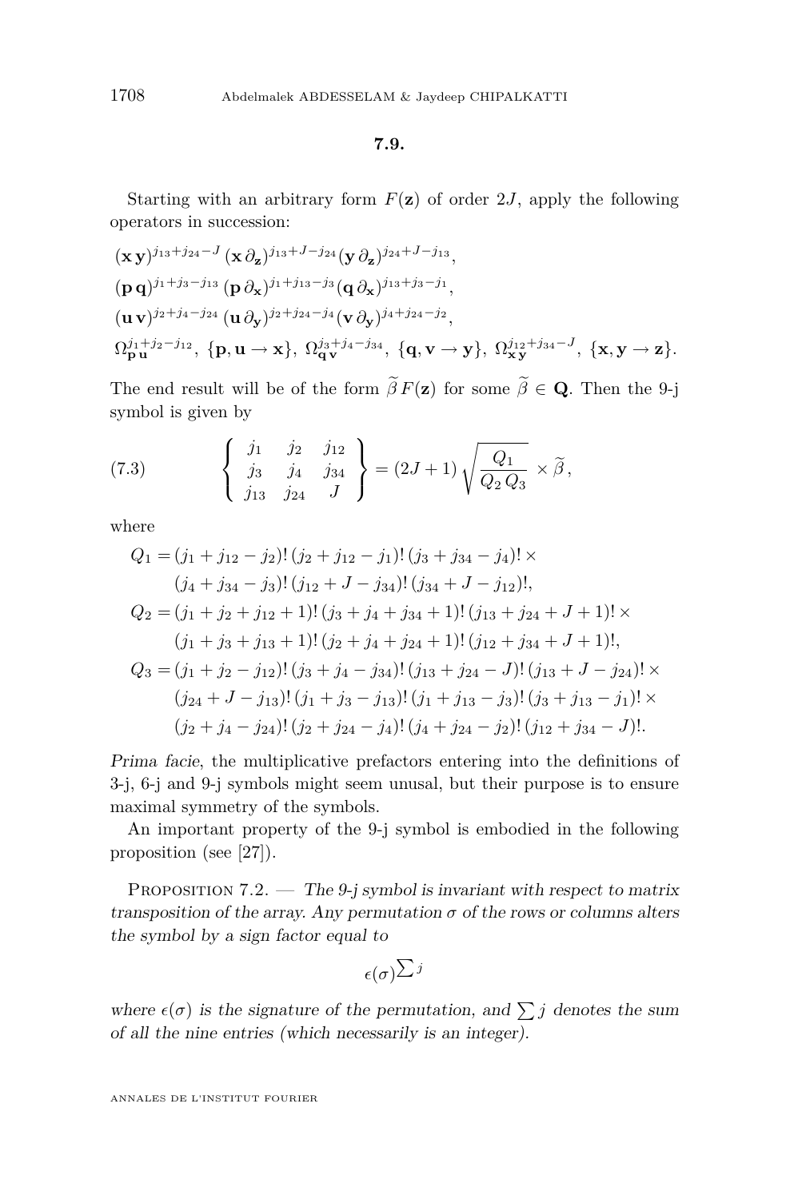### 7.9.

Starting with an arbitrary form $F(\mathbf{z})$ of order $2J$, apply the following operators in succession:

$$(\mathbf{x}\,\mathbf{y})^{j_{13}+j_{24}-J}\,(\mathbf{x}\,\partial_{\mathbf{z}})^{j_{13}+J-j_{24}}(\mathbf{y}\,\partial_{\mathbf{z}})^{j_{24}+J-j_{13}},$$
$$(\mathbf{p}\,\mathbf{q})^{j_{1}+j_{3}-j_{13}}\,(\mathbf{p}\,\partial_{\mathbf{x}})^{j_{1}+j_{13}-j_{3}}(\mathbf{q}\,\partial_{\mathbf{x}})^{j_{13}+j_{3}-j_{1}},$$
$$(\mathbf{u}\,\mathbf{v})^{j_{2}+j_{4}-j_{24}}\,(\mathbf{u}\,\partial_{\mathbf{y}})^{j_{2}+j_{24}-j_{4}}(\mathbf{v}\,\partial_{\mathbf{y}})^{j_{4}+j_{24}-j_{2}},$$
$$\Omega_{\mathbf{p}\,\mathbf{u}}^{j_1+j_2-j_{12}},\ \{\mathbf{p},\mathbf{u}\to\mathbf{x}\},\ \Omega_{\mathbf{q}\,\mathbf{v}}^{j_3+j_4-j_{34}},\ \{\mathbf{q},\mathbf{v}\to\mathbf{y}\},\ \Omega_{\mathbf{x}\,\mathbf{y}}^{j_{12}+j_{34}-J},\ \{\mathbf{x},\mathbf{y}\to\mathbf{z}\}.$$

The end result will be of the form $\widetilde{\beta}\,F(\mathbf{z})$ for some $\widetilde{\beta}\in\mathbf{Q}$. Then the 9-j symbol is given by

$$\left\{\begin{array}{ccc} j_1 & j_2 & j_{12} \\ j_3 & j_4 & j_{34} \\ j_{13} & j_{24} & J \end{array}\right\} = (2J+1)\sqrt{\frac{Q_1}{Q_2\,Q_3}}\times\widetilde{\beta}\,, \tag{7.3}$$

where

$$\begin{aligned} Q_1 = {} & (j_1+j_{12}-j_2)!\,(j_2+j_{12}-j_1)!\,(j_3+j_{34}-j_4)!\times \\ & (j_4+j_{34}-j_3)!\,(j_{12}+J-j_{34})!\,(j_{34}+J-j_{12})!, \\ Q_2 = {} & (j_1+j_2+j_{12}+1)!\,(j_3+j_4+j_{34}+1)!\,(j_{13}+j_{24}+J+1)!\times \\ & (j_1+j_3+j_{13}+1)!\,(j_2+j_4+j_{24}+1)!\,(j_{12}+j_{34}+J+1)!, \\ Q_3 = {} & (j_1+j_2-j_{12})!\,(j_3+j_4-j_{34})!\,(j_{13}+j_{24}-J)!\,(j_{13}+J-j_{24})!\times \\ & (j_{24}+J-j_{13})!\,(j_1+j_3-j_{13})!\,(j_1+j_{13}-j_3)!\,(j_3+j_{13}-j_1)!\times \\ & (j_2+j_4-j_{24})!\,(j_2+j_{24}-j_4)!\,(j_4+j_{24}-j_2)!\,(j_{12}+j_{34}-J)!. \end{aligned}$$

*Prima facie*, the multiplicative prefactors entering into the definitions of 3-j, 6-j and 9-j symbols might seem unusal, but their purpose is to ensure maximal symmetry of the symbols.

An important property of the 9-j symbol is embodied in the following proposition (see [27]).

Proposition 7.2. — *The 9-j symbol is invariant with respect to matrix transposition of the array. Any permutation $\sigma$ of the rows or columns alters the symbol by a sign factor equal to*

$$\epsilon(\sigma)^{\sum j}$$

*where $\epsilon(\sigma)$ is the signature of the permutation, and $\sum j$ denotes the sum of all the nine entries (which necessarily is an integer).*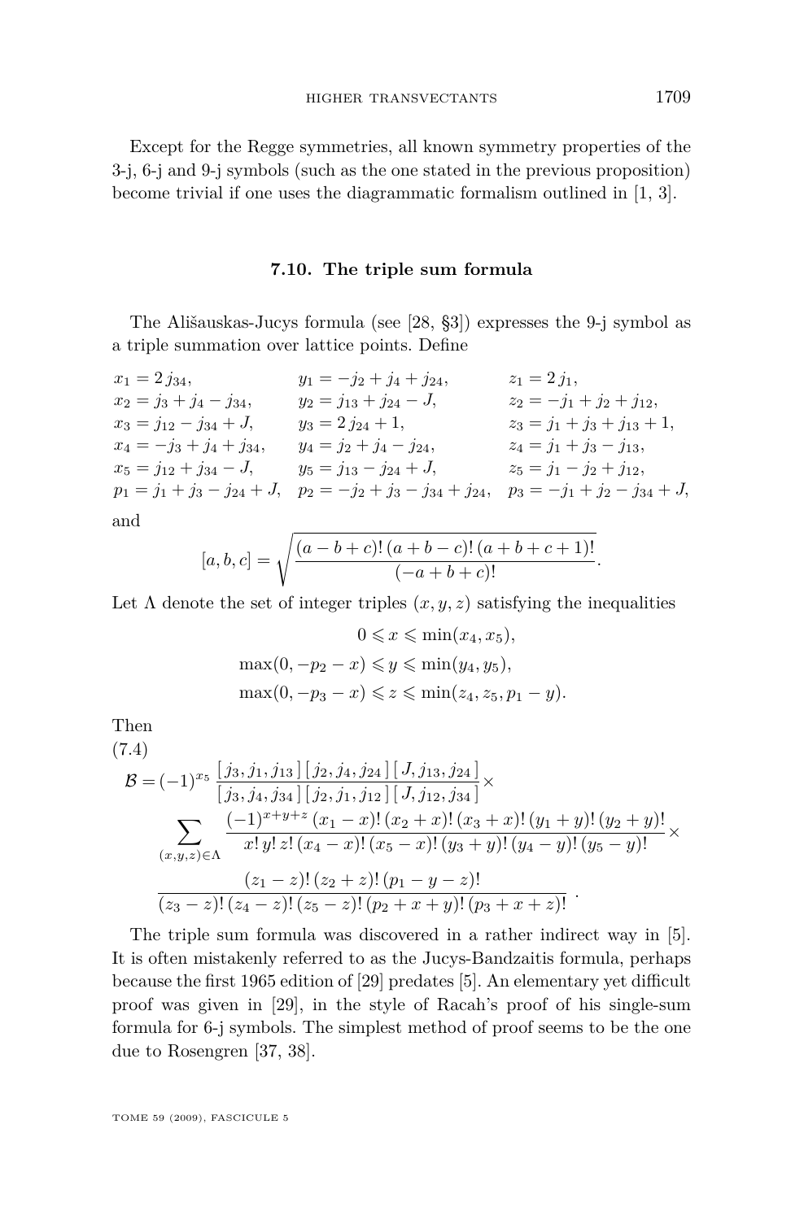Except for the Regge symmetries, all known symmetry properties of the 3-j, 6-j and 9-j symbols (such as the one stated in the previous proposition) become trivial if one uses the diagrammatic formalism outlined in [1, 3].

### 7.10. The triple sum formula

The Ališauskas-Jucys formula (see [28, §3]) expresses the 9-j symbol as a triple summation over lattice points. Define

$$
\begin{array}{lll}
x_1 = 2\,j_{34}, & y_1 = -j_2 + j_4 + j_{24}, & z_1 = 2\,j_1, \\
x_2 = j_3 + j_4 - j_{34}, & y_2 = j_{13} + j_{24} - J, & z_2 = -j_1 + j_2 + j_{12}, \\
x_3 = j_{12} - j_{34} + J, & y_3 = 2\,j_{24} + 1, & z_3 = j_1 + j_3 + j_{13} + 1, \\
x_4 = -j_3 + j_4 + j_{34}, & y_4 = j_2 + j_4 - j_{24}, & z_4 = j_1 + j_3 - j_{13}, \\
x_5 = j_{12} + j_{34} - J, & y_5 = j_{13} - j_{24} + J, & z_5 = j_1 - j_2 + j_{12}, \\
p_1 = j_1 + j_3 - j_{24} + J, & p_2 = -j_2 + j_3 - j_{34} + j_{24}, & p_3 = -j_1 + j_2 - j_{34} + J,
\end{array}
$$

and

$$
[a,b,c] = \sqrt{\frac{(a-b+c)!\,(a+b-c)!\,(a+b+c+1)!}{(-a+b+c)!}}.
$$

Let $\Lambda$ denote the set of integer triples $(x,y,z)$ satisfying the inequalities

$$
\begin{aligned}
0 \leqslant x &\leqslant \min(x_4, x_5), \\
\max(0, -p_2 - x) \leqslant y &\leqslant \min(y_4, y_5), \\
\max(0, -p_3 - x) \leqslant z &\leqslant \min(z_4, z_5, p_1 - y).
\end{aligned}
$$

Then

$$
\begin{aligned}
\mathcal{B} = (-1)^{x_5}\, &\frac{[\,j_3, j_1, j_{13}\,]\,[\,j_2, j_4, j_{24}\,]\,[\,J, j_{13}, j_{24}\,]}{[\,j_3, j_4, j_{34}\,]\,[\,j_2, j_1, j_{12}\,]\,[\,J, j_{12}, j_{34}\,]} \times \\
&\sum_{(x,y,z)\in\Lambda} \frac{(-1)^{x+y+z}\,(x_1 - x)!\,(x_2 + x)!\,(x_3 + x)!\,(y_1 + y)!\,(y_2 + y)!}{x!\,y!\,z!\,(x_4 - x)!\,(x_5 - x)!\,(y_3 + y)!\,(y_4 - y)!\,(y_5 - y)!} \times \\
&\frac{(z_1 - z)!\,(z_2 + z)!\,(p_1 - y - z)!}{(z_3 - z)!\,(z_4 - z)!\,(z_5 - z)!\,(p_2 + x + y)!\,(p_3 + x + z)!}\,.
\end{aligned}
\tag{7.4}
$$

The triple sum formula was discovered in a rather indirect way in [5]. It is often mistakenly referred to as the Jucys-Bandzaitis formula, perhaps because the first 1965 edition of [29] predates [5]. An elementary yet difficult proof was given in [29], in the style of Racah's proof of his single-sum formula for 6-j symbols. The simplest method of proof seems to be the one due to Rosengren [37, 38].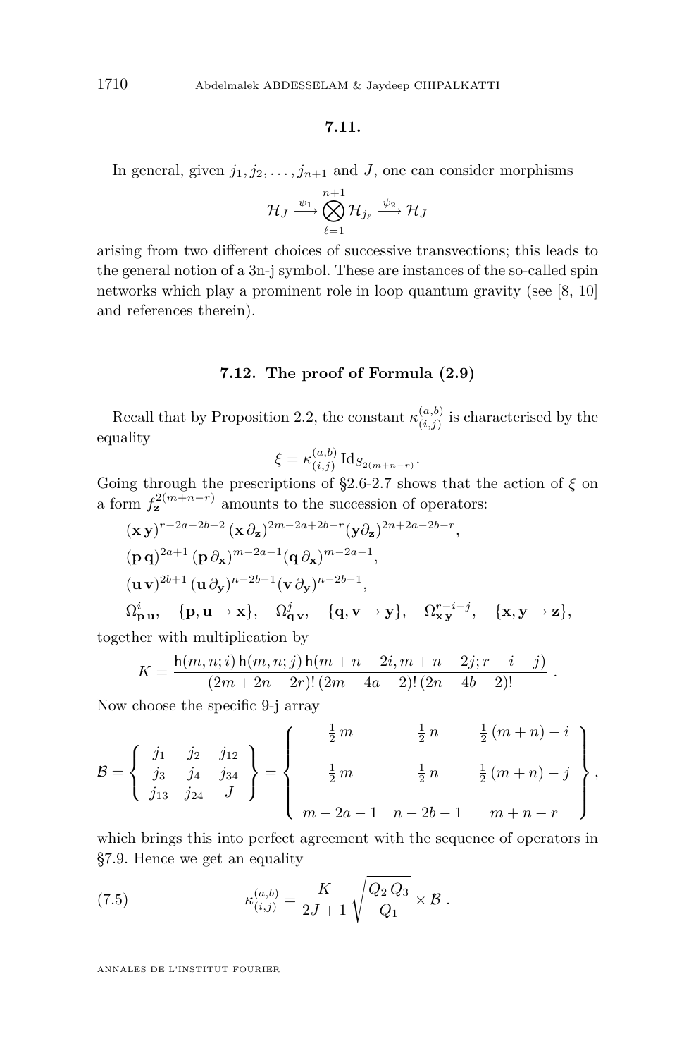### 7.11.

In general, given $j_1, j_2, \ldots, j_{n+1}$ and $J$, one can consider morphisms

$$\mathcal{H}_J \xrightarrow{\psi_1} \bigotimes_{\ell=1}^{n+1} \mathcal{H}_{j_\ell} \xrightarrow{\psi_2} \mathcal{H}_J$$

arising from two different choices of successive transvections; this leads to the general notion of a 3n-j symbol. These are instances of the so-called spin networks which play a prominent role in loop quantum gravity (see [8, 10] and references therein).

### 7.12. The proof of Formula (2.9)

Recall that by Proposition 2.2, the constant $\kappa_{(i,j)}^{(a,b)}$ is characterised by the equality

$$\xi = \kappa_{(i,j)}^{(a,b)} \, \mathrm{Id}_{S_{2(m+n-r)}}.$$

Going through the prescriptions of §2.6-2.7 shows that the action of $\xi$ on a form $f_{\mathbf{z}}^{2(m+n-r)}$ amounts to the succession of operators:

$$(\mathbf{x}\,\mathbf{y})^{r-2a-2b-2}\,(\mathbf{x}\,\partial_{\mathbf{z}})^{2m-2a+2b-r}(\mathbf{y}\partial_{\mathbf{z}})^{2n+2a-2b-r},$$

$$(\mathbf{p}\,\mathbf{q})^{2a+1}\,(\mathbf{p}\,\partial_{\mathbf{x}})^{m-2a-1}(\mathbf{q}\,\partial_{\mathbf{x}})^{m-2a-1},$$

$$(\mathbf{u}\,\mathbf{v})^{2b+1}\,(\mathbf{u}\,\partial_{\mathbf{y}})^{n-2b-1}(\mathbf{v}\,\partial_{\mathbf{y}})^{n-2b-1},$$

$$\Omega^i_{\mathbf{p}\,\mathbf{u}}, \quad \{\mathbf{p}, \mathbf{u} \to \mathbf{x}\}, \quad \Omega^j_{\mathbf{q}\,\mathbf{v}}, \quad \{\mathbf{q}, \mathbf{v} \to \mathbf{y}\}, \quad \Omega^{r-i-j}_{\mathbf{x}\,\mathbf{y}}, \quad \{\mathbf{x}, \mathbf{y} \to \mathbf{z}\},$$

together with multiplication by

$$K = \frac{\mathsf{h}(m,n;i)\,\mathsf{h}(m,n;j)\,\mathsf{h}(m+n-2i, m+n-2j; r-i-j)}{(2m+2n-2r)!\,(2m-4a-2)!\,(2n-4b-2)!}\,.$$

Now choose the specific 9-j array

$$\mathcal{B} = \left\{ \begin{array}{ccc} j_1 & j_2 & j_{12} \\ j_3 & j_4 & j_{34} \\ j_{13} & j_{24} & J \end{array} \right\} = \left\{ \begin{array}{ccc} \frac{1}{2}\,m & \frac{1}{2}\,n & \frac{1}{2}\,(m+n)-i \\ & & \\ \frac{1}{2}\,m & \frac{1}{2}\,n & \frac{1}{2}\,(m+n)-j \\ & & \\ m-2a-1 & n-2b-1 & m+n-r \end{array} \right\},$$

which brings this into perfect agreement with the sequence of operators in §7.9. Hence we get an equality

$$\kappa_{(i,j)}^{(a,b)} = \frac{K}{2J+1}\sqrt{\frac{Q_2\,Q_3}{Q_1}} \times \mathcal{B}\,. \tag{7.5}$$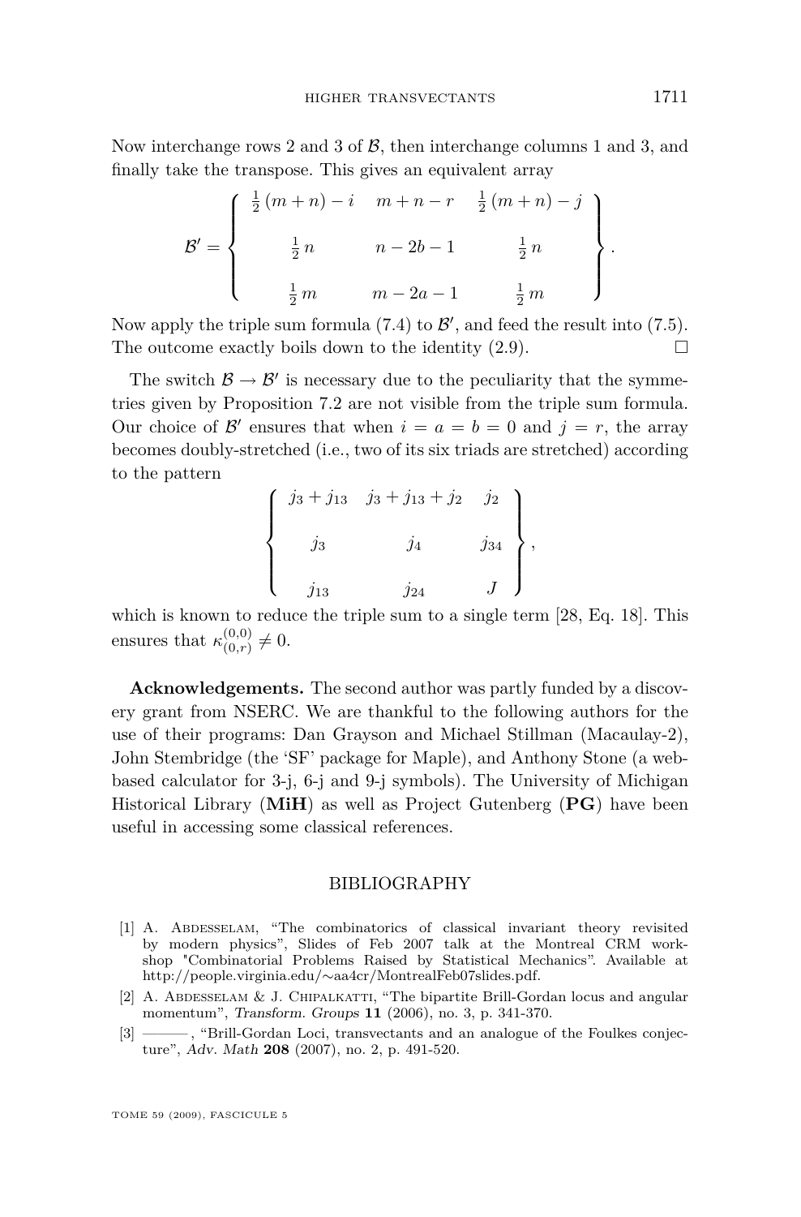Now interchange rows 2 and 3 of $\mathcal{B}$, then interchange columns 1 and 3, and finally take the transpose. This gives an equivalent array

$$\mathcal{B}' = \left\{ \begin{array}{ccc} \frac{1}{2}(m+n) - i & m+n-r & \frac{1}{2}(m+n) - j \\ \\ \frac{1}{2}n & n-2b-1 & \frac{1}{2}n \\ \\ \frac{1}{2}m & m-2a-1 & \frac{1}{2}m \end{array} \right\}.$$

Now apply the triple sum formula (7.4) to $\mathcal{B}'$, and feed the result into (7.5). The outcome exactly boils down to the identity (2.9). $\square$

The switch $\mathcal{B} \to \mathcal{B}'$ is necessary due to the peculiarity that the symmetries given by Proposition 7.2 are not visible from the triple sum formula. Our choice of $\mathcal{B}'$ ensures that when $i = a = b = 0$ and $j = r$, the array becomes doubly-stretched (i.e., two of its six triads are stretched) according to the pattern

$$\left\{ \begin{array}{ccc} j_3 + j_{13} & j_3 + j_{13} + j_2 & j_2 \\ \\ j_3 & j_4 & j_{34} \\ \\ j_{13} & j_{24} & J \end{array} \right\},$$

which is known to reduce the triple sum to a single term [28, Eq. 18]. This ensures that $\kappa_{(0,r)}^{(0,0)} \neq 0$.

**Acknowledgements.** The second author was partly funded by a discovery grant from NSERC. We are thankful to the following authors for the use of their programs: Dan Grayson and Michael Stillman (Macaulay-2), John Stembridge (the 'SF' package for Maple), and Anthony Stone (a web-based calculator for 3-j, 6-j and 9-j symbols). The University of Michigan Historical Library (**MiH**) as well as Project Gutenberg (**PG**) have been useful in accessing some classical references.

## BIBLIOGRAPHY

[1] A. Abdesselam, "The combinatorics of classical invariant theory revisited by modern physics", Slides of Feb 2007 talk at the Montreal CRM workshop "Combinatorial Problems Raised by Statistical Mechanics". Available at http://people.virginia.edu/∼aa4cr/MontrealFeb07slides.pdf.

[2] A. Abdesselam & J. Chipalkatti, "The bipartite Brill-Gordan locus and angular momentum", *Transform. Groups* **11** (2006), no. 3, p. 341-370.

[3] ———, "Brill-Gordan Loci, transvectants and an analogue of the Foulkes conjecture", *Adv. Math* **208** (2007), no. 2, p. 491-520.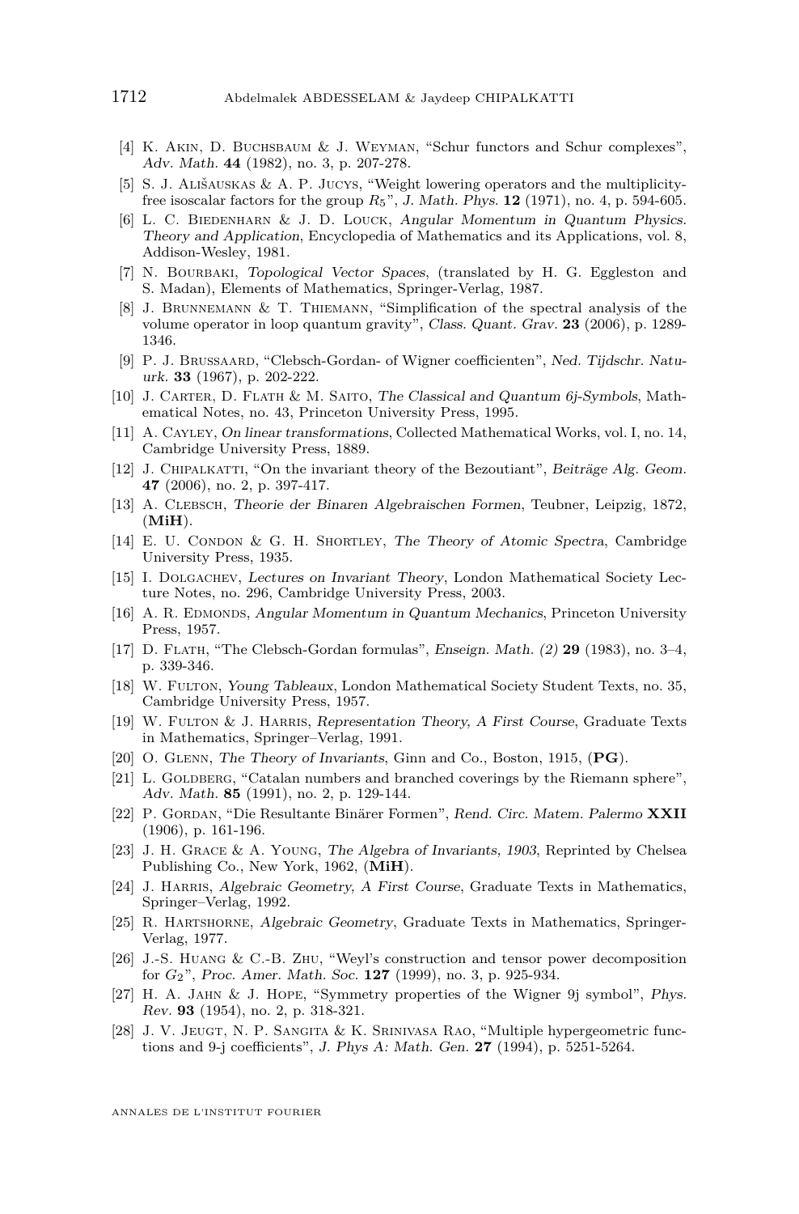- [4] K. Akin, D. Buchsbaum & J. Weyman, “Schur functors and Schur complexes”, *Adv. Math.* **44** (1982), no. 3, p. 207-278.
- [5] S. J. Ališauskas & A. P. Jucys, “Weight lowering operators and the multiplicity-free isoscalar factors for the group $R_5$”, *J. Math. Phys.* **12** (1971), no. 4, p. 594-605.
- [6] L. C. Biedenharn & J. D. Louck, *Angular Momentum in Quantum Physics. Theory and Application*, Encyclopedia of Mathematics and its Applications, vol. 8, Addison-Wesley, 1981.
- [7] N. Bourbaki, *Topological Vector Spaces*, (translated by H. G. Eggleston and S. Madan), Elements of Mathematics, Springer-Verlag, 1987.
- [8] J. Brunnemann & T. Thiemann, “Simplification of the spectral analysis of the volume operator in loop quantum gravity”, *Class. Quant. Grav.* **23** (2006), p. 1289-1346.
- [9] P. J. Brussaard, “Clebsch-Gordan- of Wigner coefficienten”, *Ned. Tijdschr. Natuurk.* **33** (1967), p. 202-222.
- [10] J. Carter, D. Flath & M. Saito, *The Classical and Quantum 6j-Symbols*, Mathematical Notes, no. 43, Princeton University Press, 1995.
- [11] A. Cayley, *On linear transformations*, Collected Mathematical Works, vol. I, no. 14, Cambridge University Press, 1889.
- [12] J. Chipalkatti, “On the invariant theory of the Bezoutiant”, *Beiträge Alg. Geom.* **47** (2006), no. 2, p. 397-417.
- [13] A. Clebsch, *Theorie der Binaren Algebraischen Formen*, Teubner, Leipzig, 1872, (**MiH**).
- [14] E. U. Condon & G. H. Shortley, *The Theory of Atomic Spectra*, Cambridge University Press, 1935.
- [15] I. Dolgachev, *Lectures on Invariant Theory*, London Mathematical Society Lecture Notes, no. 296, Cambridge University Press, 2003.
- [16] A. R. Edmonds, *Angular Momentum in Quantum Mechanics*, Princeton University Press, 1957.
- [17] D. Flath, “The Clebsch-Gordan formulas”, *Enseign. Math. (2)* **29** (1983), no. 3–4, p. 339-346.
- [18] W. Fulton, *Young Tableaux*, London Mathematical Society Student Texts, no. 35, Cambridge University Press, 1957.
- [19] W. Fulton & J. Harris, *Representation Theory, A First Course*, Graduate Texts in Mathematics, Springer–Verlag, 1991.
- [20] O. Glenn, *The Theory of Invariants*, Ginn and Co., Boston, 1915, (**PG**).
- [21] L. Goldberg, “Catalan numbers and branched coverings by the Riemann sphere”, *Adv. Math.* **85** (1991), no. 2, p. 129-144.
- [22] P. Gordan, “Die Resultante Binärer Formen”, *Rend. Circ. Matem. Palermo* **XXII** (1906), p. 161-196.
- [23] J. H. Grace & A. Young, *The Algebra of Invariants, 1903*, Reprinted by Chelsea Publishing Co., New York, 1962, (**MiH**).
- [24] J. Harris, *Algebraic Geometry, A First Course*, Graduate Texts in Mathematics, Springer–Verlag, 1992.
- [25] R. Hartshorne, *Algebraic Geometry*, Graduate Texts in Mathematics, Springer-Verlag, 1977.
- [26] J.-S. Huang & C.-B. Zhu, “Weyl’s construction and tensor power decomposition for $G_2$”, *Proc. Amer. Math. Soc.* **127** (1999), no. 3, p. 925-934.
- [27] H. A. Jahn & J. Hope, “Symmetry properties of the Wigner 9j symbol”, *Phys. Rev.* **93** (1954), no. 2, p. 318-321.
- [28] J. V. Jeugt, N. P. Sangita & K. Srinivasa Rao, “Multiple hypergeometric functions and 9-j coefficients”, *J. Phys A: Math. Gen.* **27** (1994), p. 5251-5264.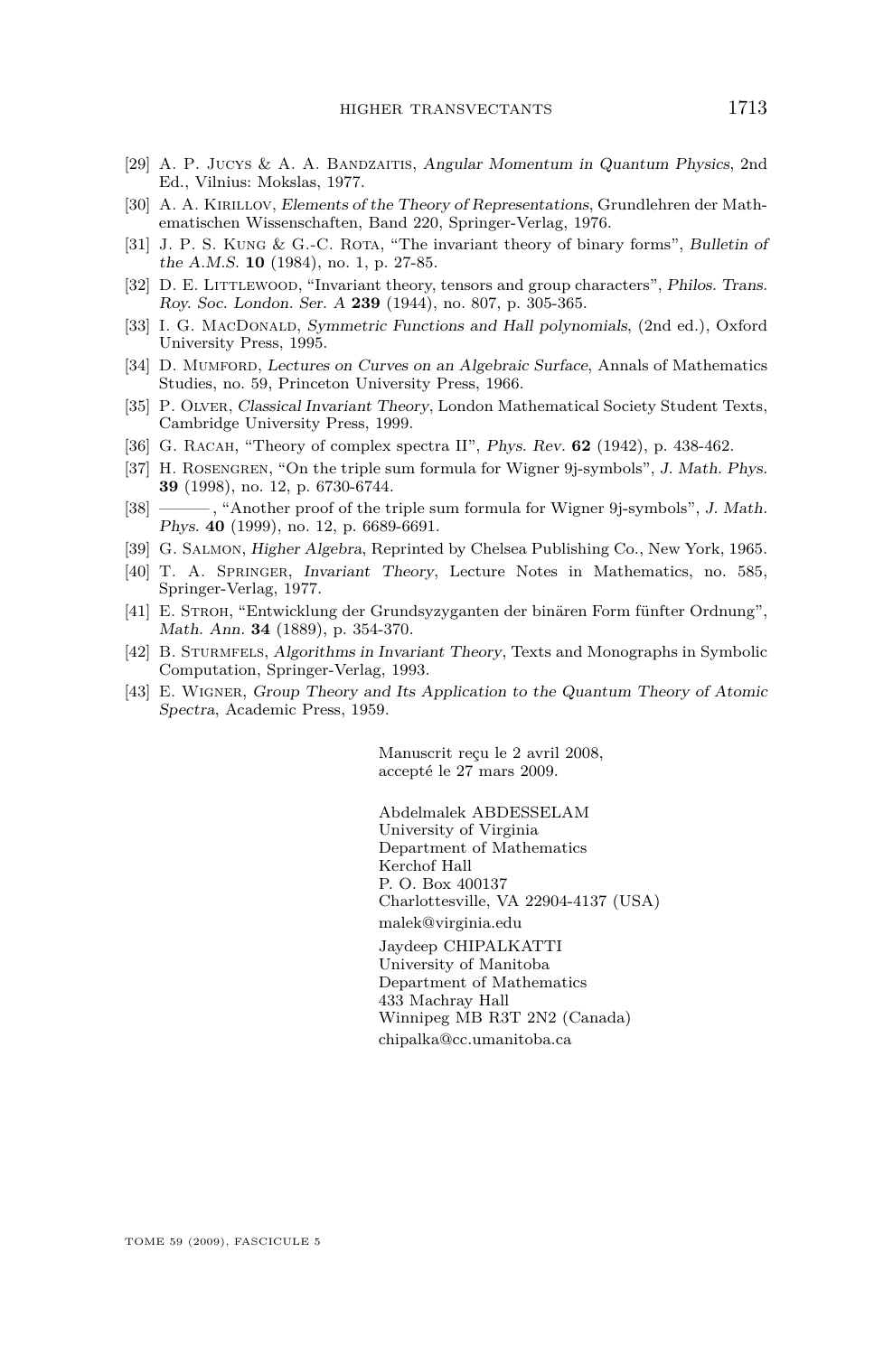[29] A. P. Jucys & A. A. Bandzaitis, *Angular Momentum in Quantum Physics*, 2nd Ed., Vilnius: Mokslas, 1977.

[30] A. A. Kirillov, *Elements of the Theory of Representations*, Grundlehren der Mathematischen Wissenschaften, Band 220, Springer-Verlag, 1976.

[31] J. P. S. Kung & G.-C. Rota, "The invariant theory of binary forms", *Bulletin of the A.M.S.* **10** (1984), no. 1, p. 27-85.

[32] D. E. Littlewood, "Invariant theory, tensors and group characters", *Philos. Trans. Roy. Soc. London. Ser. A* **239** (1944), no. 807, p. 305-365.

[33] I. G. MacDonald, *Symmetric Functions and Hall polynomials*, (2nd ed.), Oxford University Press, 1995.

[34] D. Mumford, *Lectures on Curves on an Algebraic Surface*, Annals of Mathematics Studies, no. 59, Princeton University Press, 1966.

[35] P. Olver, *Classical Invariant Theory*, London Mathematical Society Student Texts, Cambridge University Press, 1999.

[36] G. Racah, "Theory of complex spectra II", *Phys. Rev.* **62** (1942), p. 438-462.

[37] H. Rosengren, "On the triple sum formula for Wigner 9j-symbols", *J. Math. Phys.* **39** (1998), no. 12, p. 6730-6744.

[38] ———, "Another proof of the triple sum formula for Wigner 9j-symbols", *J. Math. Phys.* **40** (1999), no. 12, p. 6689-6691.

[39] G. Salmon, *Higher Algebra*, Reprinted by Chelsea Publishing Co., New York, 1965.

[40] T. A. Springer, *Invariant Theory*, Lecture Notes in Mathematics, no. 585, Springer-Verlag, 1977.

[41] E. Stroh, "Entwicklung der Grundsyzyganten der binären Form fünfter Ordnung", *Math. Ann.* **34** (1889), p. 354-370.

[42] B. Sturmfels, *Algorithms in Invariant Theory*, Texts and Monographs in Symbolic Computation, Springer-Verlag, 1993.

[43] E. Wigner, *Group Theory and Its Application to the Quantum Theory of Atomic Spectra*, Academic Press, 1959.

Manuscrit reçu le 2 avril 2008,
accepté le 27 mars 2009.

Abdelmalek ABDESSELAM
University of Virginia
Department of Mathematics
Kerchof Hall
P. O. Box 400137
Charlottesville, VA 22904-4137 (USA)
malek@virginia.edu

Jaydeep CHIPALKATTI
University of Manitoba
Department of Mathematics
433 Machray Hall
Winnipeg MB R3T 2N2 (Canada)
chipalka@cc.umanitoba.ca